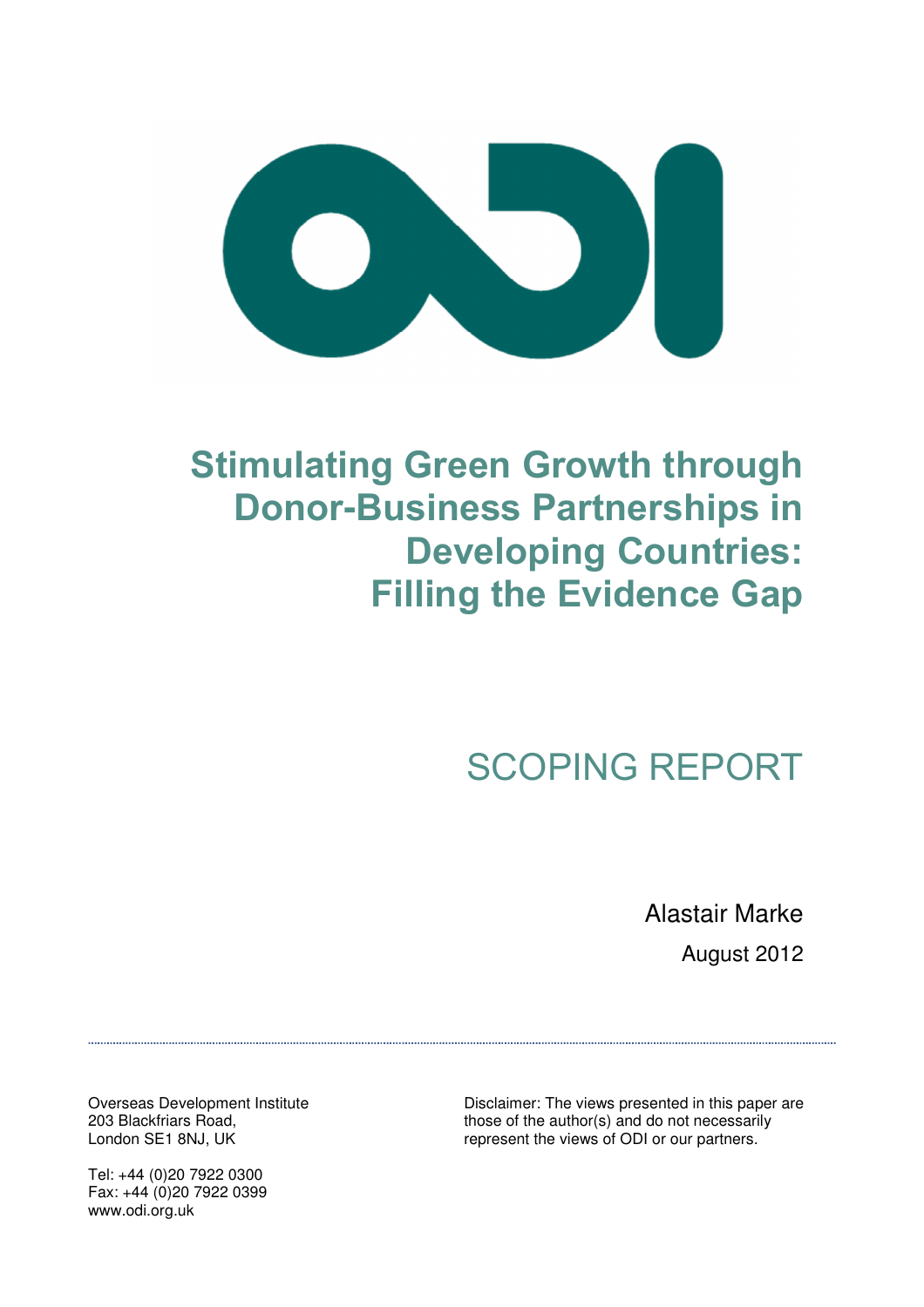# Stimulating Green Growth through Donor-Business Partnerships in Developing Countries: Filling the Evidence Gap

## SCOPING REPORT

Alastair Marke

August 2012

---

Overseas Development Institute
203 Blackfriars Road,
London SE1 8NJ, UK

Tel: +44 (0)20 7922 0300
Fax: +44 (0)20 7922 0399
www.odi.org.uk

Disclaimer: The views presented in this paper are those of the author(s) and do not necessarily represent the views of ODI or our partners.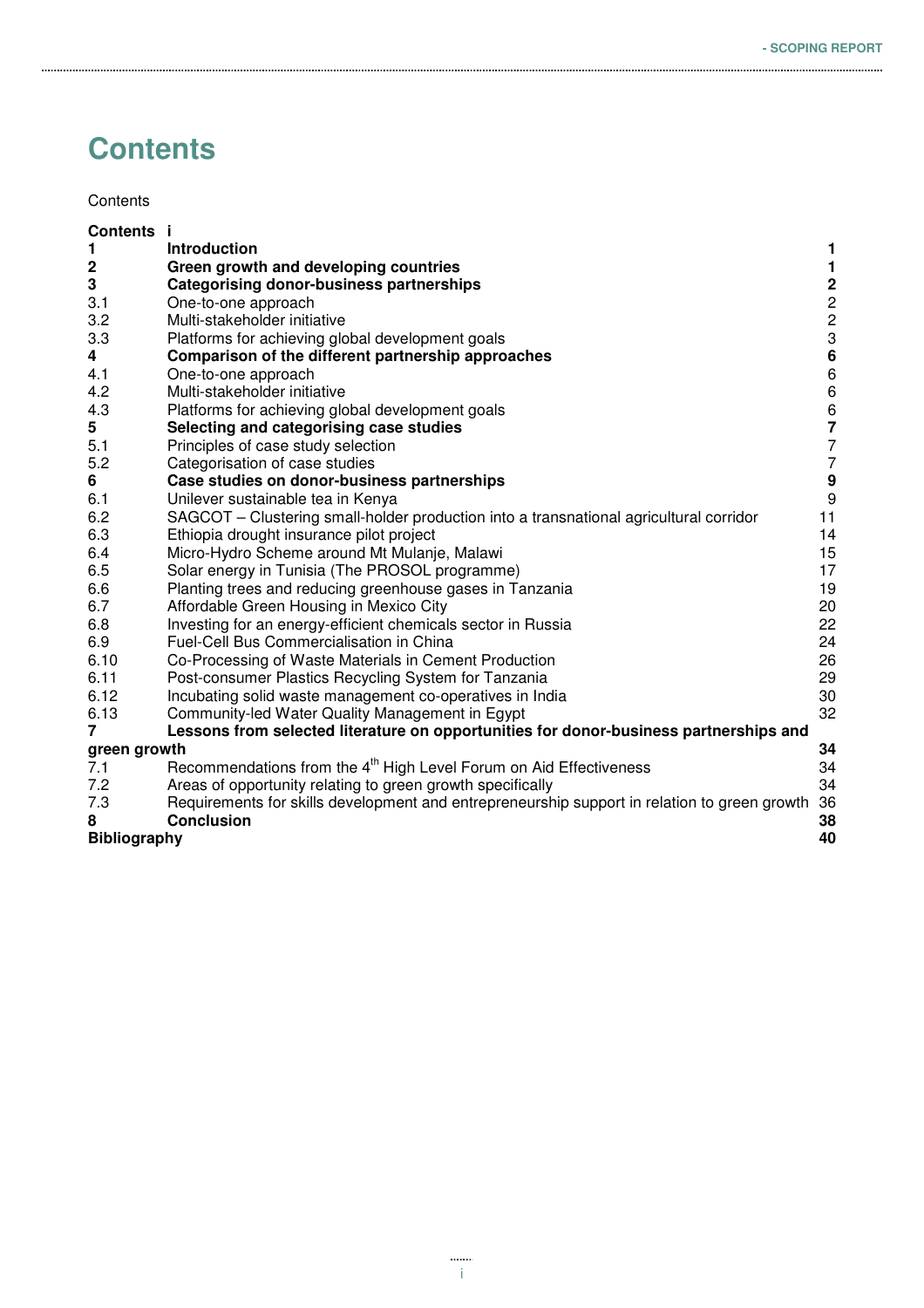# Contents

Contents

| **Contents** | **i** | |
|---|---|---|
| **1** | **Introduction** | **1** |
| **2** | **Green growth and developing countries** | **1** |
| **3** | **Categorising donor-business partnerships** | **2** |
| 3.1 | One-to-one approach | 2 |
| 3.2 | Multi-stakeholder initiative | 2 |
| 3.3 | Platforms for achieving global development goals | 3 |
| **4** | **Comparison of the different partnership approaches** | **6** |
| 4.1 | One-to-one approach | 6 |
| 4.2 | Multi-stakeholder initiative | 6 |
| 4.3 | Platforms for achieving global development goals | 6 |
| **5** | **Selecting and categorising case studies** | **7** |
| 5.1 | Principles of case study selection | 7 |
| 5.2 | Categorisation of case studies | 7 |
| **6** | **Case studies on donor-business partnerships** | **9** |
| 6.1 | Unilever sustainable tea in Kenya | 9 |
| 6.2 | SAGCOT – Clustering small-holder production into a transnational agricultural corridor | 11 |
| 6.3 | Ethiopia drought insurance pilot project | 14 |
| 6.4 | Micro-Hydro Scheme around Mt Mulanje, Malawi | 15 |
| 6.5 | Solar energy in Tunisia (The PROSOL programme) | 17 |
| 6.6 | Planting trees and reducing greenhouse gases in Tanzania | 19 |
| 6.7 | Affordable Green Housing in Mexico City | 20 |
| 6.8 | Investing for an energy-efficient chemicals sector in Russia | 22 |
| 6.9 | Fuel-Cell Bus Commercialisation in China | 24 |
| 6.10 | Co-Processing of Waste Materials in Cement Production | 26 |
| 6.11 | Post-consumer Plastics Recycling System for Tanzania | 29 |
| 6.12 | Incubating solid waste management co-operatives in India | 30 |
| 6.13 | Community-led Water Quality Management in Egypt | 32 |
| **7** | **Lessons from selected literature on opportunities for donor-business partnerships and green growth** | **34** |
| 7.1 | Recommendations from the 4th High Level Forum on Aid Effectiveness | 34 |
| 7.2 | Areas of opportunity relating to green growth specifically | 34 |
| 7.3 | Requirements for skills development and entrepreneurship support in relation to green growth | 36 |
| **8** | **Conclusion** | **38** |
| **Bibliography** | | **40** |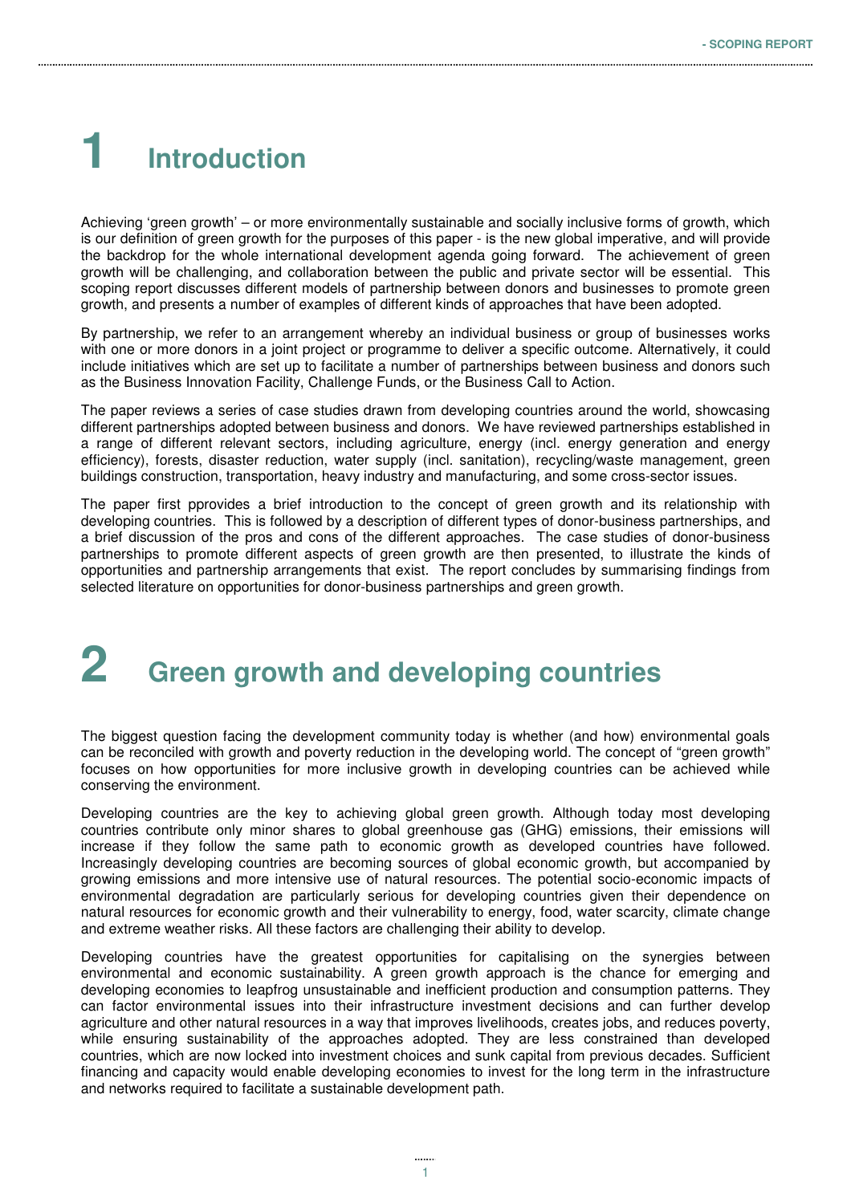# 1 Introduction

Achieving 'green growth' – or more environmentally sustainable and socially inclusive forms of growth, which is our definition of green growth for the purposes of this paper - is the new global imperative, and will provide the backdrop for the whole international development agenda going forward. The achievement of green growth will be challenging, and collaboration between the public and private sector will be essential. This scoping report discusses different models of partnership between donors and businesses to promote green growth, and presents a number of examples of different kinds of approaches that have been adopted.

By partnership, we refer to an arrangement whereby an individual business or group of businesses works with one or more donors in a joint project or programme to deliver a specific outcome. Alternatively, it could include initiatives which are set up to facilitate a number of partnerships between business and donors such as the Business Innovation Facility, Challenge Funds, or the Business Call to Action.

The paper reviews a series of case studies drawn from developing countries around the world, showcasing different partnerships adopted between business and donors. We have reviewed partnerships established in a range of different relevant sectors, including agriculture, energy (incl. energy generation and energy efficiency), forests, disaster reduction, water supply (incl. sanitation), recycling/waste management, green buildings construction, transportation, heavy industry and manufacturing, and some cross-sector issues.

The paper first pprovides a brief introduction to the concept of green growth and its relationship with developing countries. This is followed by a description of different types of donor-business partnerships, and a brief discussion of the pros and cons of the different approaches. The case studies of donor-business partnerships to promote different aspects of green growth are then presented, to illustrate the kinds of opportunities and partnership arrangements that exist. The report concludes by summarising findings from selected literature on opportunities for donor-business partnerships and green growth.

# 2 Green growth and developing countries

The biggest question facing the development community today is whether (and how) environmental goals can be reconciled with growth and poverty reduction in the developing world. The concept of "green growth" focuses on how opportunities for more inclusive growth in developing countries can be achieved while conserving the environment.

Developing countries are the key to achieving global green growth. Although today most developing countries contribute only minor shares to global greenhouse gas (GHG) emissions, their emissions will increase if they follow the same path to economic growth as developed countries have followed. Increasingly developing countries are becoming sources of global economic growth, but accompanied by growing emissions and more intensive use of natural resources. The potential socio-economic impacts of environmental degradation are particularly serious for developing countries given their dependence on natural resources for economic growth and their vulnerability to energy, food, water scarcity, climate change and extreme weather risks. All these factors are challenging their ability to develop.

Developing countries have the greatest opportunities for capitalising on the synergies between environmental and economic sustainability. A green growth approach is the chance for emerging and developing economies to leapfrog unsustainable and inefficient production and consumption patterns. They can factor environmental issues into their infrastructure investment decisions and can further develop agriculture and other natural resources in a way that improves livelihoods, creates jobs, and reduces poverty, while ensuring sustainability of the approaches adopted. They are less constrained than developed countries, which are now locked into investment choices and sunk capital from previous decades. Sufficient financing and capacity would enable developing economies to invest for the long term in the infrastructure and networks required to facilitate a sustainable development path.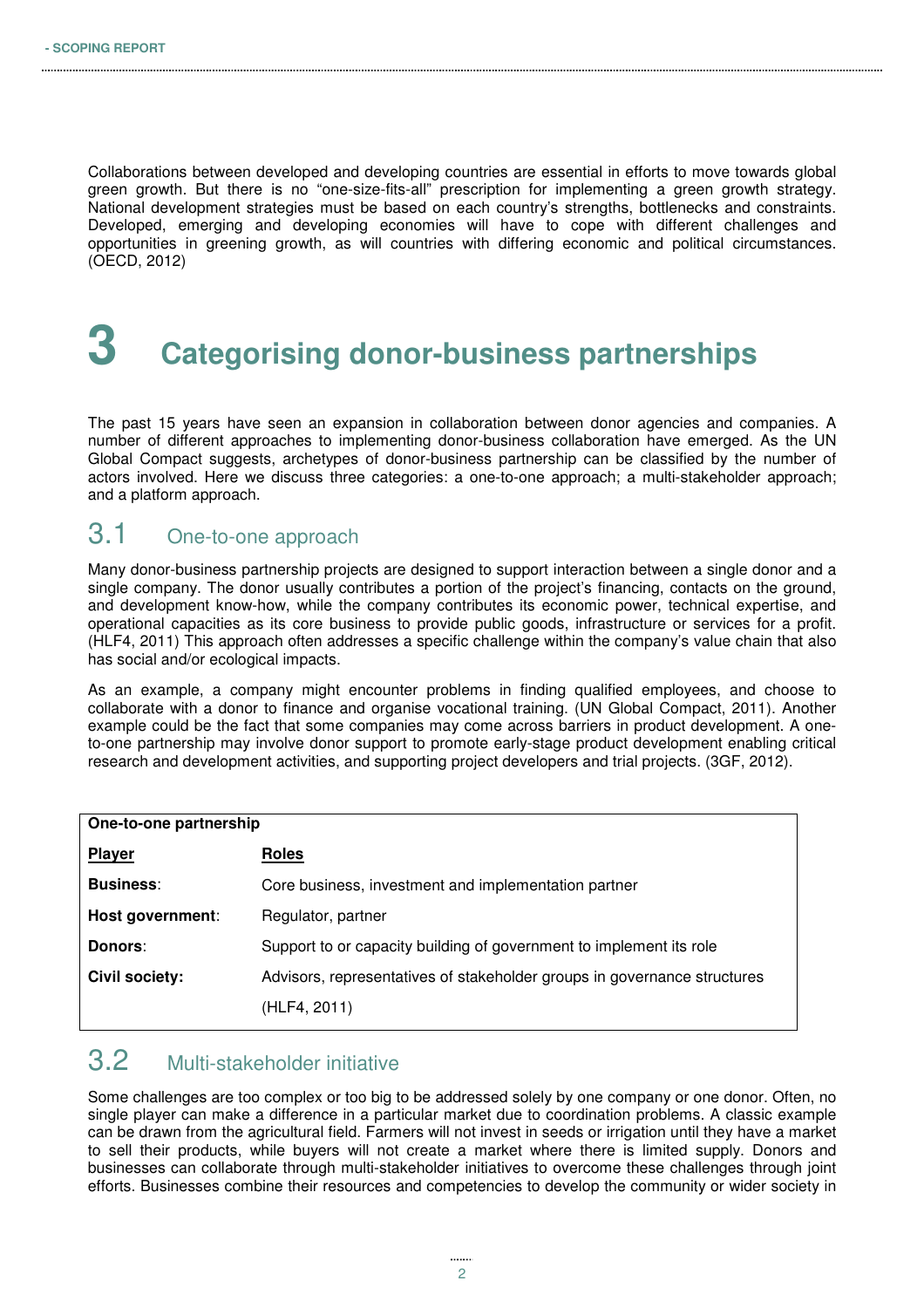Collaborations between developed and developing countries are essential in efforts to move towards global green growth. But there is no "one-size-fits-all" prescription for implementing a green growth strategy. National development strategies must be based on each country's strengths, bottlenecks and constraints. Developed, emerging and developing economies will have to cope with different challenges and opportunities in greening growth, as will countries with differing economic and political circumstances. (OECD, 2012)

# 3 Categorising donor-business partnerships

The past 15 years have seen an expansion in collaboration between donor agencies and companies. A number of different approaches to implementing donor-business collaboration have emerged. As the UN Global Compact suggests, archetypes of donor-business partnership can be classified by the number of actors involved. Here we discuss three categories: a one-to-one approach; a multi-stakeholder approach; and a platform approach.

## 3.1 One-to-one approach

Many donor-business partnership projects are designed to support interaction between a single donor and a single company. The donor usually contributes a portion of the project's financing, contacts on the ground, and development know-how, while the company contributes its economic power, technical expertise, and operational capacities as its core business to provide public goods, infrastructure or services for a profit. (HLF4, 2011) This approach often addresses a specific challenge within the company's value chain that also has social and/or ecological impacts.

As an example, a company might encounter problems in finding qualified employees, and choose to collaborate with a donor to finance and organise vocational training. (UN Global Compact, 2011). Another example could be the fact that some companies may come across barriers in product development. A one-to-one partnership may involve donor support to promote early-stage product development enabling critical research and development activities, and supporting project developers and trial projects. (3GF, 2012).

| **One-to-one partnership** | |
|---|---|
| **Player** | **Roles** |
| **Business**: | Core business, investment and implementation partner |
| **Host government**: | Regulator, partner |
| **Donors**: | Support to or capacity building of government to implement its role |
| **Civil society:** | Advisors, representatives of stakeholder groups in governance structures |
| | (HLF4, 2011) |

## 3.2 Multi-stakeholder initiative

Some challenges are too complex or too big to be addressed solely by one company or one donor. Often, no single player can make a difference in a particular market due to coordination problems. A classic example can be drawn from the agricultural field. Farmers will not invest in seeds or irrigation until they have a market to sell their products, while buyers will not create a market where there is limited supply. Donors and businesses can collaborate through multi-stakeholder initiatives to overcome these challenges through joint efforts. Businesses combine their resources and competencies to develop the community or wider society in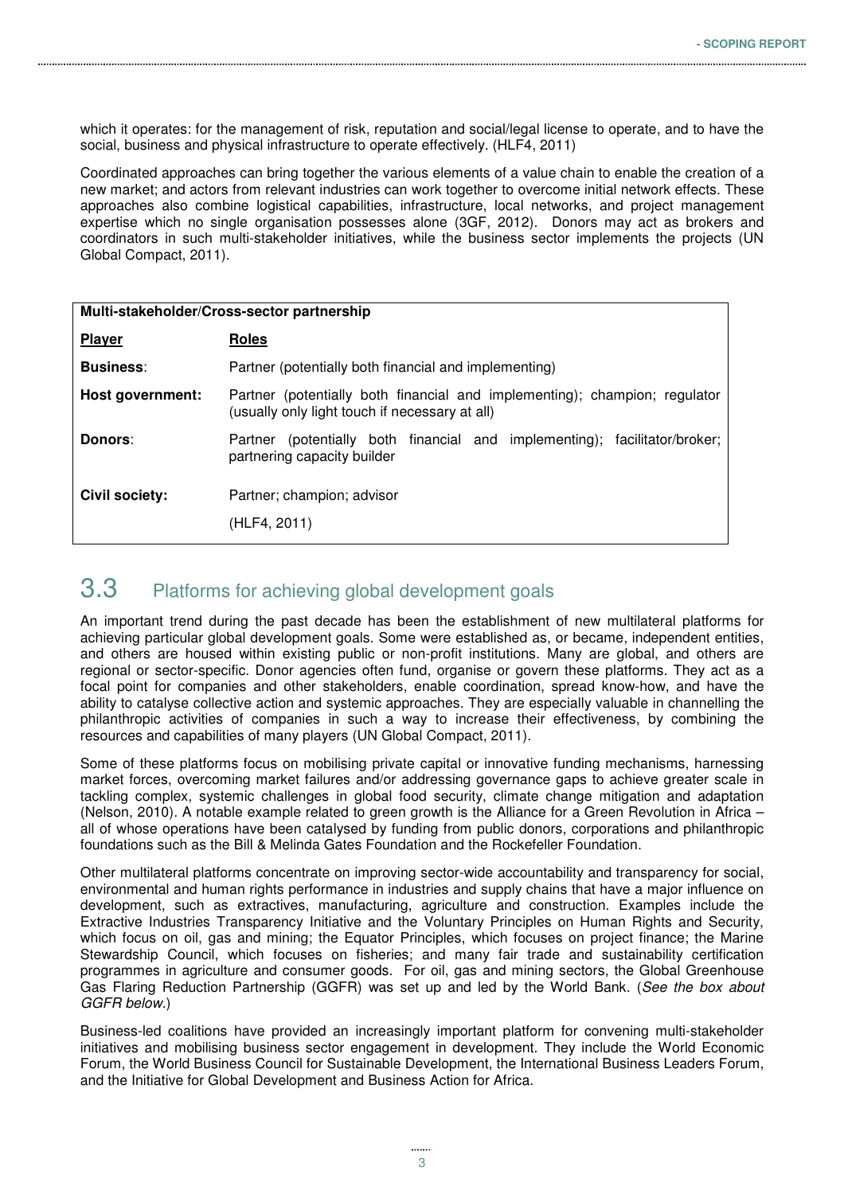which it operates: for the management of risk, reputation and social/legal license to operate, and to have the social, business and physical infrastructure to operate effectively. (HLF4, 2011)

Coordinated approaches can bring together the various elements of a value chain to enable the creation of a new market; and actors from relevant industries can work together to overcome initial network effects. These approaches also combine logistical capabilities, infrastructure, local networks, and project management expertise which no single organisation possesses alone (3GF, 2012). Donors may act as brokers and coordinators in such multi-stakeholder initiatives, while the business sector implements the projects (UN Global Compact, 2011).

| **Multi-stakeholder/Cross-sector partnership** | |
|---|---|
| **Player** | **Roles** |
| **Business**: | Partner (potentially both financial and implementing) |
| **Host government:** | Partner (potentially both financial and implementing); champion; regulator (usually only light touch if necessary at all) |
| **Donors**: | Partner (potentially both financial and implementing); facilitator/broker; partnering capacity builder |
| **Civil society:** | Partner; champion; advisor |
| | (HLF4, 2011) |

## 3.3 Platforms for achieving global development goals

An important trend during the past decade has been the establishment of new multilateral platforms for achieving particular global development goals. Some were established as, or became, independent entities, and others are housed within existing public or non-profit institutions. Many are global, and others are regional or sector-specific. Donor agencies often fund, organise or govern these platforms. They act as a focal point for companies and other stakeholders, enable coordination, spread know-how, and have the ability to catalyse collective action and systemic approaches. They are especially valuable in channelling the philanthropic activities of companies in such a way to increase their effectiveness, by combining the resources and capabilities of many players (UN Global Compact, 2011).

Some of these platforms focus on mobilising private capital or innovative funding mechanisms, harnessing market forces, overcoming market failures and/or addressing governance gaps to achieve greater scale in tackling complex, systemic challenges in global food security, climate change mitigation and adaptation (Nelson, 2010). A notable example related to green growth is the Alliance for a Green Revolution in Africa – all of whose operations have been catalysed by funding from public donors, corporations and philanthropic foundations such as the Bill & Melinda Gates Foundation and the Rockefeller Foundation.

Other multilateral platforms concentrate on improving sector-wide accountability and transparency for social, environmental and human rights performance in industries and supply chains that have a major influence on development, such as extractives, manufacturing, agriculture and construction. Examples include the Extractive Industries Transparency Initiative and the Voluntary Principles on Human Rights and Security, which focus on oil, gas and mining; the Equator Principles, which focuses on project finance; the Marine Stewardship Council, which focuses on fisheries; and many fair trade and sustainability certification programmes in agriculture and consumer goods. For oil, gas and mining sectors, the Global Greenhouse Gas Flaring Reduction Partnership (GGFR) was set up and led by the World Bank. (*See the box about GGFR below.*)

Business-led coalitions have provided an increasingly important platform for convening multi-stakeholder initiatives and mobilising business sector engagement in development. They include the World Economic Forum, the World Business Council for Sustainable Development, the International Business Leaders Forum, and the Initiative for Global Development and Business Action for Africa.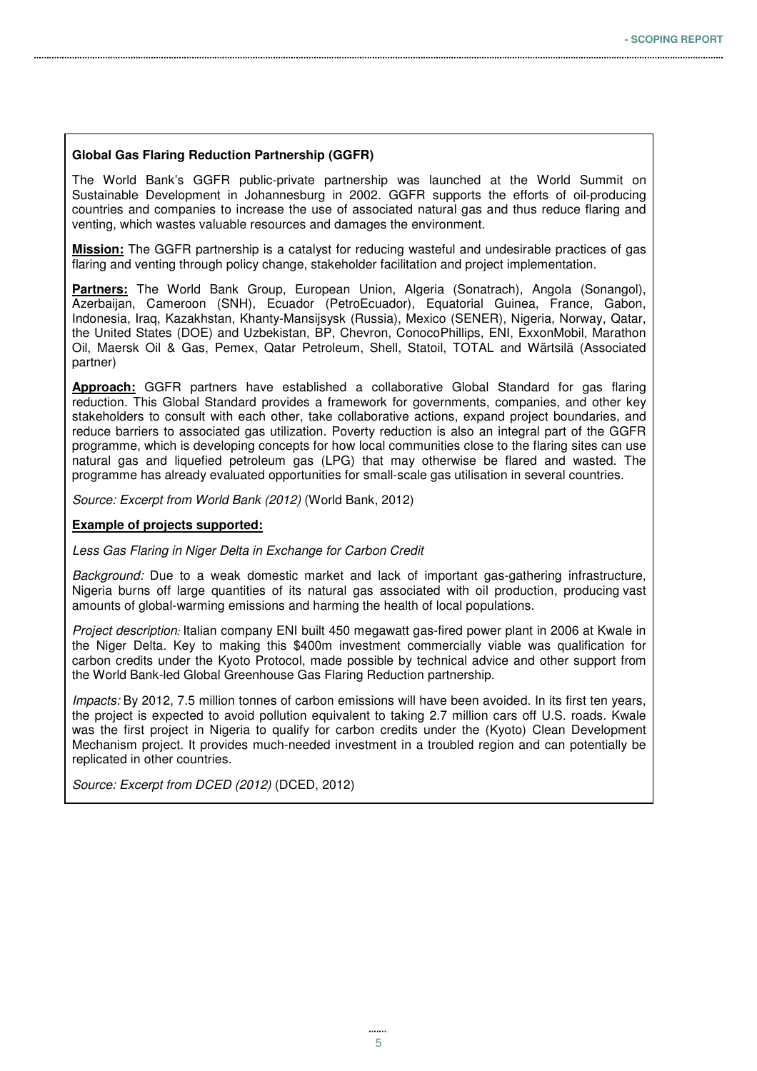**Global Gas Flaring Reduction Partnership (GGFR)**

The World Bank's GGFR public-private partnership was launched at the World Summit on Sustainable Development in Johannesburg in 2002. GGFR supports the efforts of oil-producing countries and companies to increase the use of associated natural gas and thus reduce flaring and venting, which wastes valuable resources and damages the environment.

**Mission:** The GGFR partnership is a catalyst for reducing wasteful and undesirable practices of gas flaring and venting through policy change, stakeholder facilitation and project implementation.

**Partners:** The World Bank Group, European Union, Algeria (Sonatrach), Angola (Sonangol), Azerbaijan, Cameroon (SNH), Ecuador (PetroEcuador), Equatorial Guinea, France, Gabon, Indonesia, Iraq, Kazakhstan, Khanty-Mansijsysk (Russia), Mexico (SENER), Nigeria, Norway, Qatar, the United States (DOE) and Uzbekistan, BP, Chevron, ConocoPhillips, ENI, ExxonMobil, Marathon Oil, Maersk Oil & Gas, Pemex, Qatar Petroleum, Shell, Statoil, TOTAL and Wärtsilä (Associated partner)

**Approach:** GGFR partners have established a collaborative Global Standard for gas flaring reduction. This Global Standard provides a framework for governments, companies, and other key stakeholders to consult with each other, take collaborative actions, expand project boundaries, and reduce barriers to associated gas utilization. Poverty reduction is also an integral part of the GGFR programme, which is developing concepts for how local communities close to the flaring sites can use natural gas and liquefied petroleum gas (LPG) that may otherwise be flared and wasted. The programme has already evaluated opportunities for small-scale gas utilisation in several countries.

*Source: Excerpt from World Bank (2012)* (World Bank, 2012)

**Example of projects supported:**

*Less Gas Flaring in Niger Delta in Exchange for Carbon Credit*

*Background:* Due to a weak domestic market and lack of important gas-gathering infrastructure, Nigeria burns off large quantities of its natural gas associated with oil production, producing vast amounts of global-warming emissions and harming the health of local populations.

*Project description:* Italian company ENI built 450 megawatt gas-fired power plant in 2006 at Kwale in the Niger Delta. Key to making this $400m investment commercially viable was qualification for carbon credits under the Kyoto Protocol, made possible by technical advice and other support from the World Bank-led Global Greenhouse Gas Flaring Reduction partnership.

*Impacts:* By 2012, 7.5 million tonnes of carbon emissions will have been avoided. In its first ten years, the project is expected to avoid pollution equivalent to taking 2.7 million cars off U.S. roads. Kwale was the first project in Nigeria to qualify for carbon credits under the (Kyoto) Clean Development Mechanism project. It provides much-needed investment in a troubled region and can potentially be replicated in other countries.

*Source: Excerpt from DCED (2012)* (DCED, 2012)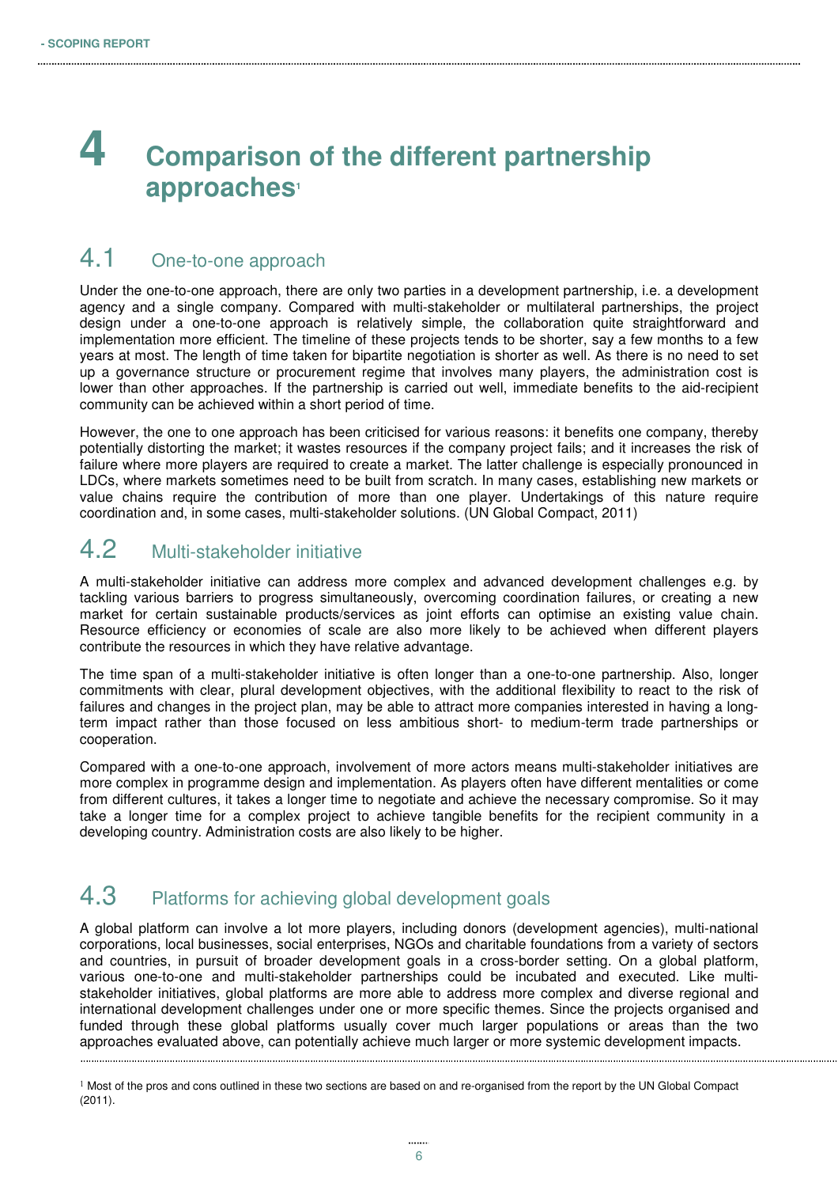# 4 Comparison of the different partnership approaches[1]

## 4.1 One-to-one approach

Under the one-to-one approach, there are only two parties in a development partnership, i.e. a development agency and a single company. Compared with multi-stakeholder or multilateral partnerships, the project design under a one-to-one approach is relatively simple, the collaboration quite straightforward and implementation more efficient. The timeline of these projects tends to be shorter, say a few months to a few years at most. The length of time taken for bipartite negotiation is shorter as well. As there is no need to set up a governance structure or procurement regime that involves many players, the administration cost is lower than other approaches. If the partnership is carried out well, immediate benefits to the aid-recipient community can be achieved within a short period of time.

However, the one to one approach has been criticised for various reasons: it benefits one company, thereby potentially distorting the market; it wastes resources if the company project fails; and it increases the risk of failure where more players are required to create a market. The latter challenge is especially pronounced in LDCs, where markets sometimes need to be built from scratch. In many cases, establishing new markets or value chains require the contribution of more than one player. Undertakings of this nature require coordination and, in some cases, multi-stakeholder solutions. (UN Global Compact, 2011)

## 4.2 Multi-stakeholder initiative

A multi-stakeholder initiative can address more complex and advanced development challenges e.g. by tackling various barriers to progress simultaneously, overcoming coordination failures, or creating a new market for certain sustainable products/services as joint efforts can optimise an existing value chain. Resource efficiency or economies of scale are also more likely to be achieved when different players contribute the resources in which they have relative advantage.

The time span of a multi-stakeholder initiative is often longer than a one-to-one partnership. Also, longer commitments with clear, plural development objectives, with the additional flexibility to react to the risk of failures and changes in the project plan, may be able to attract more companies interested in having a long-term impact rather than those focused on less ambitious short- to medium-term trade partnerships or cooperation.

Compared with a one-to-one approach, involvement of more actors means multi-stakeholder initiatives are more complex in programme design and implementation. As players often have different mentalities or come from different cultures, it takes a longer time to negotiate and achieve the necessary compromise. So it may take a longer time for a complex project to achieve tangible benefits for the recipient community in a developing country. Administration costs are also likely to be higher.

## 4.3 Platforms for achieving global development goals

A global platform can involve a lot more players, including donors (development agencies), multi-national corporations, local businesses, social enterprises, NGOs and charitable foundations from a variety of sectors and countries, in pursuit of broader development goals in a cross-border setting. On a global platform, various one-to-one and multi-stakeholder partnerships could be incubated and executed. Like multi-stakeholder initiatives, global platforms are more able to address more complex and diverse regional and international development challenges under one or more specific themes. Since the projects organised and funded through these global platforms usually cover much larger populations or areas than the two approaches evaluated above, can potentially achieve much larger or more systemic development impacts.

---

[1] Most of the pros and cons outlined in these two sections are based on and re-organised from the report by the UN Global Compact (2011).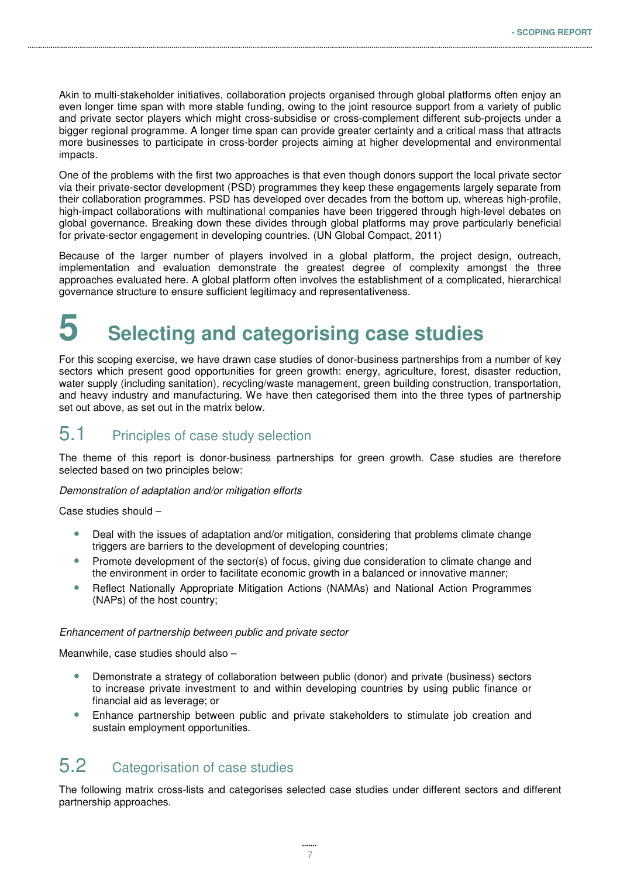Akin to multi-stakeholder initiatives, collaboration projects organised through global platforms often enjoy an even longer time span with more stable funding, owing to the joint resource support from a variety of public and private sector players which might cross-subsidise or cross-complement different sub-projects under a bigger regional programme. A longer time span can provide greater certainty and a critical mass that attracts more businesses to participate in cross-border projects aiming at higher developmental and environmental impacts.

One of the problems with the first two approaches is that even though donors support the local private sector via their private-sector development (PSD) programmes they keep these engagements largely separate from their collaboration programmes. PSD has developed over decades from the bottom up, whereas high-profile, high-impact collaborations with multinational companies have been triggered through high-level debates on global governance. Breaking down these divides through global platforms may prove particularly beneficial for private-sector engagement in developing countries. (UN Global Compact, 2011)

Because of the larger number of players involved in a global platform, the project design, outreach, implementation and evaluation demonstrate the greatest degree of complexity amongst the three approaches evaluated here. A global platform often involves the establishment of a complicated, hierarchical governance structure to ensure sufficient legitimacy and representativeness.

# 5 Selecting and categorising case studies

For this scoping exercise, we have drawn case studies of donor-business partnerships from a number of key sectors which present good opportunities for green growth: energy, agriculture, forest, disaster reduction, water supply (including sanitation), recycling/waste management, green building construction, transportation, and heavy industry and manufacturing. We have then categorised them into the three types of partnership set out above, as set out in the matrix below.

## 5.1 Principles of case study selection

The theme of this report is donor-business partnerships for green growth. Case studies are therefore selected based on two principles below:

*Demonstration of adaptation and/or mitigation efforts*

Case studies should –

- Deal with the issues of adaptation and/or mitigation, considering that problems climate change triggers are barriers to the development of developing countries;
- Promote development of the sector(s) of focus, giving due consideration to climate change and the environment in order to facilitate economic growth in a balanced or innovative manner;
- Reflect Nationally Appropriate Mitigation Actions (NAMAs) and National Action Programmes (NAPs) of the host country;

*Enhancement of partnership between public and private sector*

Meanwhile, case studies should also –

- Demonstrate a strategy of collaboration between public (donor) and private (business) sectors to increase private investment to and within developing countries by using public finance or financial aid as leverage; or
- Enhance partnership between public and private stakeholders to stimulate job creation and sustain employment opportunities.

## 5.2 Categorisation of case studies

The following matrix cross-lists and categorises selected case studies under different sectors and different partnership approaches.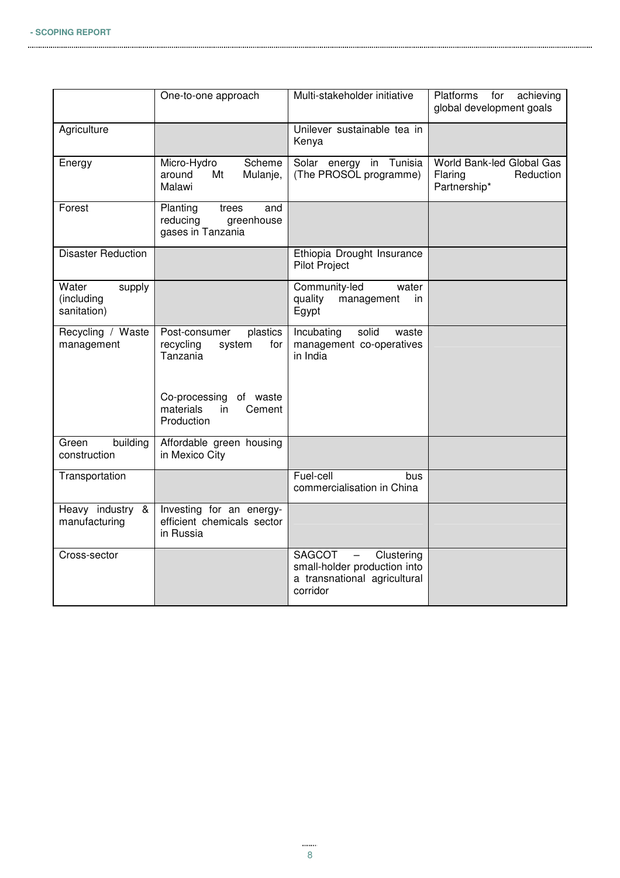| | One-to-one approach | Multi-stakeholder initiative | Platforms for achieving global development goals |
|---|---|---|---|
| Agriculture | | Unilever sustainable tea in Kenya | |
| Energy | Micro-Hydro Scheme around Mt Mulanje, Malawi | Solar energy in Tunisia (The PROSOL programme) | World Bank-led Global Gas Flaring Reduction Partnership* |
| Forest | Planting trees and reducing greenhouse gases in Tanzania | | |
| Disaster Reduction | | Ethiopia Drought Insurance Pilot Project | |
| Water supply (including sanitation) | | Community-led water quality management in Egypt | |
| Recycling / Waste management | Post-consumer plastics recycling system for Tanzania<br><br>Co-processing of waste materials in Cement Production | Incubating solid waste management co-operatives in India | |
| Green building construction | Affordable green housing in Mexico City | | |
| Transportation | | Fuel-cell bus commercialisation in China | |
| Heavy industry & manufacturing | Investing for an energy-efficient chemicals sector in Russia | | |
| Cross-sector | | SAGCOT – Clustering small-holder production into a transnational agricultural corridor | |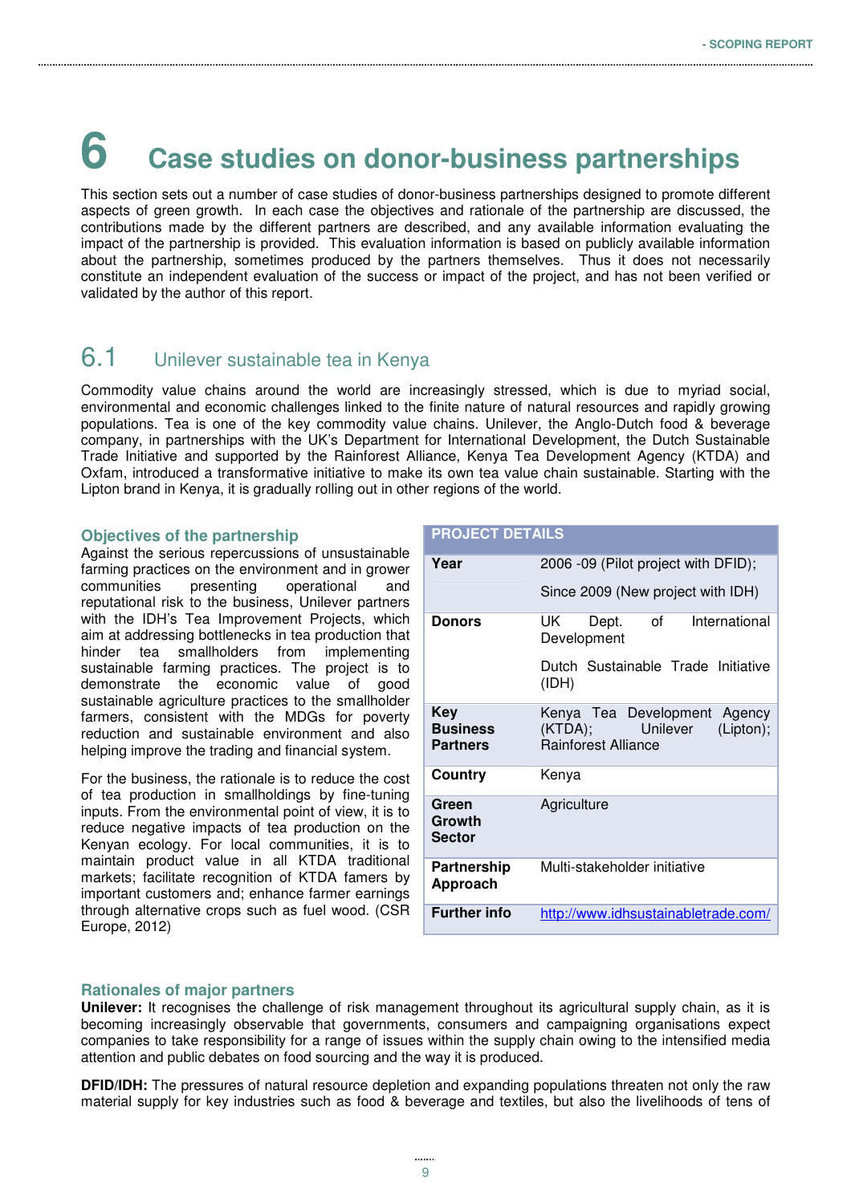# 6 Case studies on donor-business partnerships

This section sets out a number of case studies of donor-business partnerships designed to promote different aspects of green growth. In each case the objectives and rationale of the partnership are discussed, the contributions made by the different partners are described, and any available information evaluating the impact of the partnership is provided. This evaluation information is based on publicly available information about the partnership, sometimes produced by the partners themselves. Thus it does not necessarily constitute an independent evaluation of the success or impact of the project, and has not been verified or validated by the author of this report.

## 6.1 Unilever sustainable tea in Kenya

Commodity value chains around the world are increasingly stressed, which is due to myriad social, environmental and economic challenges linked to the finite nature of natural resources and rapidly growing populations. Tea is one of the key commodity value chains. Unilever, the Anglo-Dutch food & beverage company, in partnerships with the UK's Department for International Development, the Dutch Sustainable Trade Initiative and supported by the Rainforest Alliance, Kenya Tea Development Agency (KTDA) and Oxfam, introduced a transformative initiative to make its own tea value chain sustainable. Starting with the Lipton brand in Kenya, it is gradually rolling out in other regions of the world.

| PROJECT DETAILS | |
|---|---|
| **Year** | 2006 -09 (Pilot project with DFID); Since 2009 (New project with IDH) |
| **Donors** | UK Dept. of International Development; Dutch Sustainable Trade Initiative (IDH) |
| **Key Business Partners** | Kenya Tea Development Agency (KTDA); Unilever (Lipton); Rainforest Alliance |
| **Country** | Kenya |
| **Green Growth Sector** | Agriculture |
| **Partnership Approach** | Multi-stakeholder initiative |
| **Further info** | http://www.idhsustainabletrade.com/ |

### Objectives of the partnership

Against the serious repercussions of unsustainable farming practices on the environment and in grower communities presenting operational and reputational risk to the business, Unilever partners with the IDH's Tea Improvement Projects, which aim at addressing bottlenecks in tea production that hinder tea smallholders from implementing sustainable farming practices. The project is to demonstrate the economic value of good sustainable agriculture practices to the smallholder farmers, consistent with the MDGs for poverty reduction and sustainable environment and also helping improve the trading and financial system.

For the business, the rationale is to reduce the cost of tea production in smallholdings by fine-tuning inputs. From the environmental point of view, it is to reduce negative impacts of tea production on the Kenyan ecology. For local communities, it is to maintain product value in all KTDA traditional markets; facilitate recognition of KTDA famers by important customers and; enhance farmer earnings through alternative crops such as fuel wood. (CSR Europe, 2012)

### Rationales of major partners

**Unilever:** It recognises the challenge of risk management throughout its agricultural supply chain, as it is becoming increasingly observable that governments, consumers and campaigning organisations expect companies to take responsibility for a range of issues within the supply chain owing to the intensified media attention and public debates on food sourcing and the way it is produced.

**DFID/IDH:** The pressures of natural resource depletion and expanding populations threaten not only the raw material supply for key industries such as food & beverage and textiles, but also the livelihoods of tens of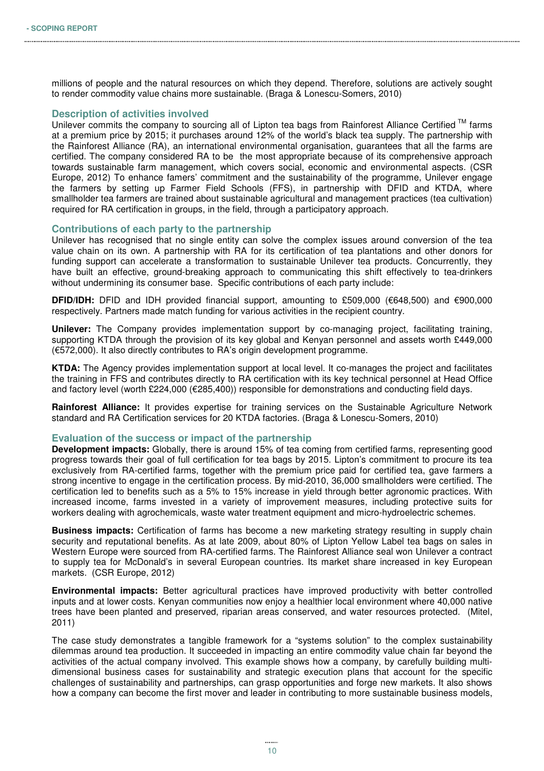millions of people and the natural resources on which they depend. Therefore, solutions are actively sought to render commodity value chains more sustainable. (Braga & Lonescu-Somers, 2010)

### Description of activities involved

Unilever commits the company to sourcing all of Lipton tea bags from Rainforest Alliance Certified ™ farms at a premium price by 2015; it purchases around 12% of the world's black tea supply. The partnership with the Rainforest Alliance (RA), an international environmental organisation, guarantees that all the farms are certified. The company considered RA to be the most appropriate because of its comprehensive approach towards sustainable farm management, which covers social, economic and environmental aspects. (CSR Europe, 2012) To enhance famers' commitment and the sustainability of the programme, Unilever engage the farmers by setting up Farmer Field Schools (FFS), in partnership with DFID and KTDA, where smallholder tea farmers are trained about sustainable agricultural and management practices (tea cultivation) required for RA certification in groups, in the field, through a participatory approach.

### Contributions of each party to the partnership

Unilever has recognised that no single entity can solve the complex issues around conversion of the tea value chain on its own. A partnership with RA for its certification of tea plantations and other donors for funding support can accelerate a transformation to sustainable Unilever tea products. Concurrently, they have built an effective, ground-breaking approach to communicating this shift effectively to tea-drinkers without undermining its consumer base. Specific contributions of each party include:

**DFID/IDH:** DFID and IDH provided financial support, amounting to £509,000 (€648,500) and €900,000 respectively. Partners made match funding for various activities in the recipient country.

**Unilever:** The Company provides implementation support by co-managing project, facilitating training, supporting KTDA through the provision of its key global and Kenyan personnel and assets worth £449,000 (€572,000). It also directly contributes to RA's origin development programme.

**KTDA:** The Agency provides implementation support at local level. It co-manages the project and facilitates the training in FFS and contributes directly to RA certification with its key technical personnel at Head Office and factory level (worth £224,000 (€285,400)) responsible for demonstrations and conducting field days.

**Rainforest Alliance:** It provides expertise for training services on the Sustainable Agriculture Network standard and RA Certification services for 20 KTDA factories. (Braga & Lonescu-Somers, 2010)

### Evaluation of the success or impact of the partnership

**Development impacts:** Globally, there is around 15% of tea coming from certified farms, representing good progress towards their goal of full certification for tea bags by 2015. Lipton's commitment to procure its tea exclusively from RA-certified farms, together with the premium price paid for certified tea, gave farmers a strong incentive to engage in the certification process. By mid-2010, 36,000 smallholders were certified. The certification led to benefits such as a 5% to 15% increase in yield through better agronomic practices. With increased income, farms invested in a variety of improvement measures, including protective suits for workers dealing with agrochemicals, waste water treatment equipment and micro-hydroelectric schemes.

**Business impacts:** Certification of farms has become a new marketing strategy resulting in supply chain security and reputational benefits. As at late 2009, about 80% of Lipton Yellow Label tea bags on sales in Western Europe were sourced from RA-certified farms. The Rainforest Alliance seal won Unilever a contract to supply tea for McDonald's in several European countries. Its market share increased in key European markets. (CSR Europe, 2012)

**Environmental impacts:** Better agricultural practices have improved productivity with better controlled inputs and at lower costs. Kenyan communities now enjoy a healthier local environment where 40,000 native trees have been planted and preserved, riparian areas conserved, and water resources protected. (Mitel, 2011)

The case study demonstrates a tangible framework for a "systems solution" to the complex sustainability dilemmas around tea production. It succeeded in impacting an entire commodity value chain far beyond the activities of the actual company involved. This example shows how a company, by carefully building multi-dimensional business cases for sustainability and strategic execution plans that account for the specific challenges of sustainability and partnerships, can grasp opportunities and forge new markets. It also shows how a company can become the first mover and leader in contributing to more sustainable business models,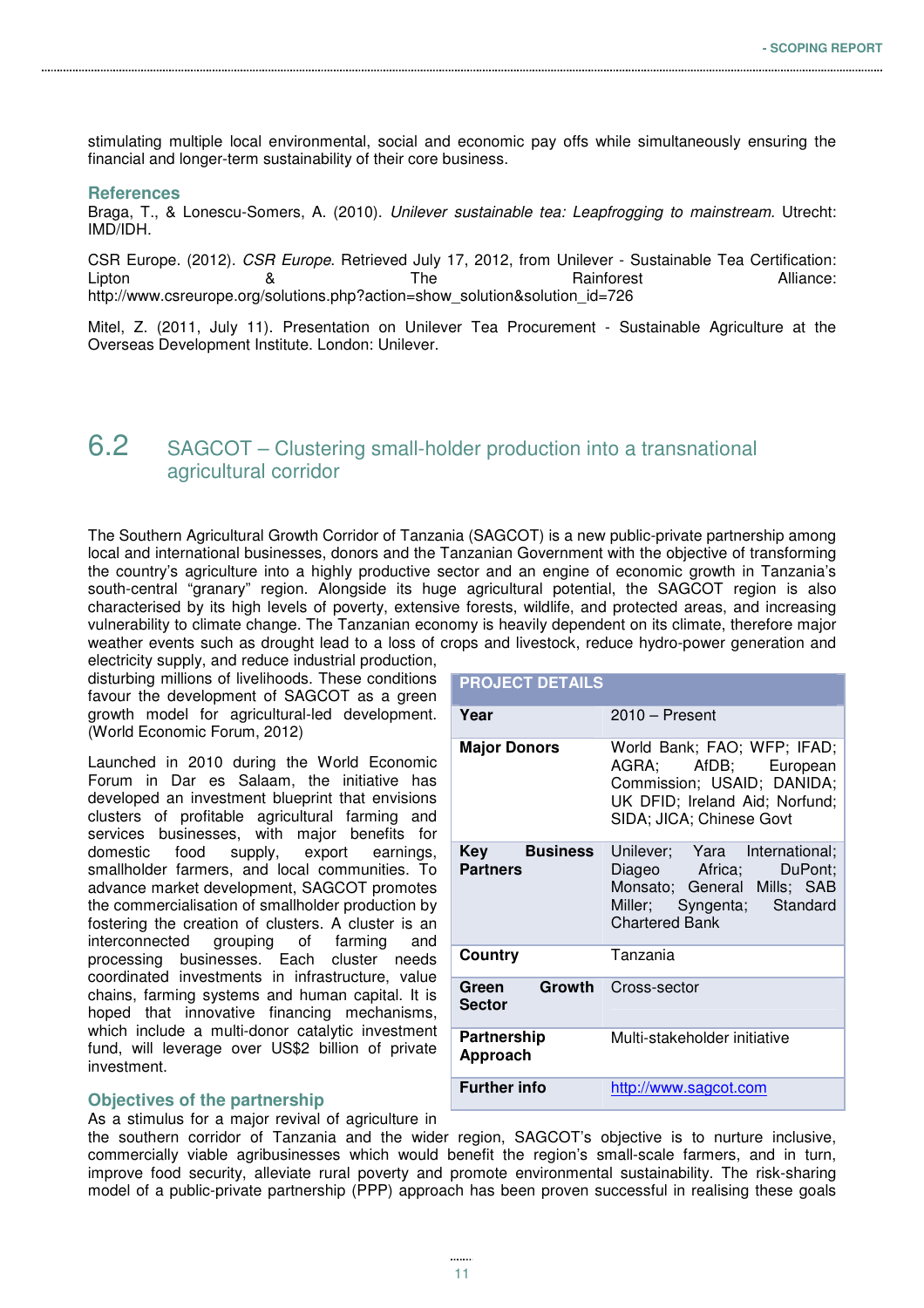stimulating multiple local environmental, social and economic pay offs while simultaneously ensuring the financial and longer-term sustainability of their core business.

### References

Braga, T., & Lonescu-Somers, A. (2010). *Unilever sustainable tea: Leapfrogging to mainstream.* Utrecht: IMD/IDH.

CSR Europe. (2012). *CSR Europe*. Retrieved July 17, 2012, from Unilever - Sustainable Tea Certification: Lipton & The Rainforest Alliance: http://www.csreurope.org/solutions.php?action=show_solution&solution_id=726

Mitel, Z. (2011, July 11). Presentation on Unilever Tea Procurement - Sustainable Agriculture at the Overseas Development Institute. London: Unilever.

## 6.2 SAGCOT – Clustering small-holder production into a transnational agricultural corridor

The Southern Agricultural Growth Corridor of Tanzania (SAGCOT) is a new public-private partnership among local and international businesses, donors and the Tanzanian Government with the objective of transforming the country's agriculture into a highly productive sector and an engine of economic growth in Tanzania's south-central "granary" region. Alongside its huge agricultural potential, the SAGCOT region is also characterised by its high levels of poverty, extensive forests, wildlife, and protected areas, and increasing vulnerability to climate change. The Tanzanian economy is heavily dependent on its climate, therefore major weather events such as drought lead to a loss of crops and livestock, reduce hydro-power generation and electricity supply, and reduce industrial production, disturbing millions of livelihoods. These conditions favour the development of SAGCOT as a green growth model for agricultural-led development. (World Economic Forum, 2012)

| PROJECT DETAILS | |
|---|---|
| **Year** | 2010 – Present |
| **Major Donors** | World Bank; FAO; WFP; IFAD; AGRA; AfDB; European Commission; USAID; DANIDA; UK DFID; Ireland Aid; Norfund; SIDA; JICA; Chinese Govt |
| **Key Business Partners** | Unilever; Yara International; Diageo Africa; DuPont; Monsato; General Mills; SAB Miller; Syngenta; Standard Chartered Bank |
| **Country** | Tanzania |
| **Green Growth Sector** | Cross-sector |
| **Partnership Approach** | Multi-stakeholder initiative |
| **Further info** | http://www.sagcot.com |

Launched in 2010 during the World Economic Forum in Dar es Salaam, the initiative has developed an investment blueprint that envisions clusters of profitable agricultural farming and services businesses, with major benefits for domestic food supply, export earnings, smallholder farmers, and local communities. To advance market development, SAGCOT promotes the commercialisation of smallholder production by fostering the creation of clusters. A cluster is an interconnected grouping of farming and processing businesses. Each cluster needs coordinated investments in infrastructure, value chains, farming systems and human capital. It is hoped that innovative financing mechanisms, which include a multi-donor catalytic investment fund, will leverage over US$2 billion of private investment.

### Objectives of the partnership

As a stimulus for a major revival of agriculture in the southern corridor of Tanzania and the wider region, SAGCOT's objective is to nurture inclusive, commercially viable agribusinesses which would benefit the region's small-scale farmers, and in turn, improve food security, alleviate rural poverty and promote environmental sustainability. The risk-sharing model of a public-private partnership (PPP) approach has been proven successful in realising these goals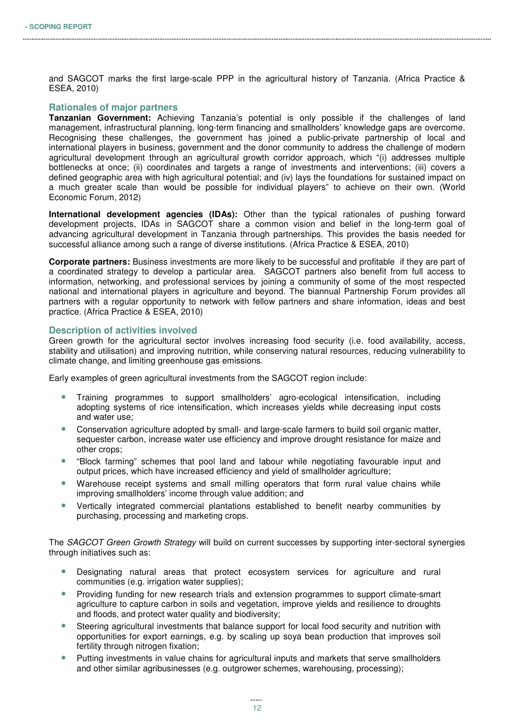and SAGCOT marks the first large-scale PPP in the agricultural history of Tanzania. (Africa Practice & ESEA, 2010)

### Rationales of major partners

**Tanzanian Government:** Achieving Tanzania's potential is only possible if the challenges of land management, infrastructural planning, long-term financing and smallholders' knowledge gaps are overcome. Recognising these challenges, the government has joined a public-private partnership of local and international players in business, government and the donor community to address the challenge of modern agricultural development through an agricultural growth corridor approach, which "(i) addresses multiple bottlenecks at once; (ii) coordinates and targets a range of investments and interventions; (iii) covers a defined geographic area with high agricultural potential; and (iv) lays the foundations for sustained impact on a much greater scale than would be possible for individual players" to achieve on their own. (World Economic Forum, 2012)

**International development agencies (IDAs):** Other than the typical rationales of pushing forward development projects, IDAs in SAGCOT share a common vision and belief in the long-term goal of advancing agricultural development in Tanzania through partnerships. This provides the basis needed for successful alliance among such a range of diverse institutions. (Africa Practice & ESEA, 2010)

**Corporate partners:** Business investments are more likely to be successful and profitable if they are part of a coordinated strategy to develop a particular area. SAGCOT partners also benefit from full access to information, networking, and professional services by joining a community of some of the most respected national and international players in agriculture and beyond. The biannual Partnership Forum provides all partners with a regular opportunity to network with fellow partners and share information, ideas and best practice. (Africa Practice & ESEA, 2010)

### Description of activities involved

Green growth for the agricultural sector involves increasing food security (i.e. food availability, access, stability and utilisation) and improving nutrition, while conserving natural resources, reducing vulnerability to climate change, and limiting greenhouse gas emissions.

Early examples of green agricultural investments from the SAGCOT region include:

- Training programmes to support smallholders' agro-ecological intensification, including adopting systems of rice intensification, which increases yields while decreasing input costs and water use;
- Conservation agriculture adopted by small- and large-scale farmers to build soil organic matter, sequester carbon, increase water use efficiency and improve drought resistance for maize and other crops;
- "Block farming" schemes that pool land and labour while negotiating favourable input and output prices, which have increased efficiency and yield of smallholder agriculture;
- Warehouse receipt systems and small milling operators that form rural value chains while improving smallholders' income through value addition; and
- Vertically integrated commercial plantations established to benefit nearby communities by purchasing, processing and marketing crops.

The *SAGCOT Green Growth Strategy* will build on current successes by supporting inter-sectoral synergies through initiatives such as:

- Designating natural areas that protect ecosystem services for agriculture and rural communities (e.g. irrigation water supplies);
- Providing funding for new research trials and extension programmes to support climate-smart agriculture to capture carbon in soils and vegetation, improve yields and resilience to droughts and floods, and protect water quality and biodiversity;
- Steering agricultural investments that balance support for local food security and nutrition with opportunities for export earnings, e.g. by scaling up soya bean production that improves soil fertility through nitrogen fixation;
- Putting investments in value chains for agricultural inputs and markets that serve smallholders and other similar agribusinesses (e.g. outgrower schemes, warehousing, processing);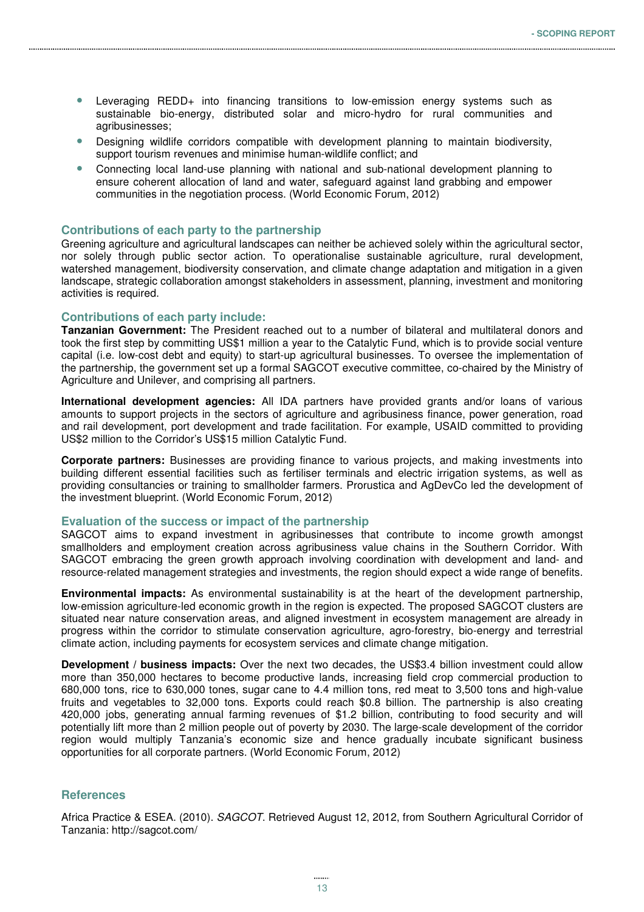- Leveraging REDD+ into financing transitions to low-emission energy systems such as sustainable bio-energy, distributed solar and micro-hydro for rural communities and agribusinesses;
- Designing wildlife corridors compatible with development planning to maintain biodiversity, support tourism revenues and minimise human-wildlife conflict; and
- Connecting local land-use planning with national and sub-national development planning to ensure coherent allocation of land and water, safeguard against land grabbing and empower communities in the negotiation process. (World Economic Forum, 2012)

### Contributions of each party to the partnership

Greening agriculture and agricultural landscapes can neither be achieved solely within the agricultural sector, nor solely through public sector action. To operationalise sustainable agriculture, rural development, watershed management, biodiversity conservation, and climate change adaptation and mitigation in a given landscape, strategic collaboration amongst stakeholders in assessment, planning, investment and monitoring activities is required.

### Contributions of each party include:

**Tanzanian Government:** The President reached out to a number of bilateral and multilateral donors and took the first step by committing US$1 million a year to the Catalytic Fund, which is to provide social venture capital (i.e. low-cost debt and equity) to start-up agricultural businesses. To oversee the implementation of the partnership, the government set up a formal SAGCOT executive committee, co-chaired by the Ministry of Agriculture and Unilever, and comprising all partners.

**International development agencies:** All IDA partners have provided grants and/or loans of various amounts to support projects in the sectors of agriculture and agribusiness finance, power generation, road and rail development, port development and trade facilitation. For example, USAID committed to providing US$2 million to the Corridor's US$15 million Catalytic Fund.

**Corporate partners:** Businesses are providing finance to various projects, and making investments into building different essential facilities such as fertiliser terminals and electric irrigation systems, as well as providing consultancies or training to smallholder farmers. Prorustica and AgDevCo led the development of the investment blueprint. (World Economic Forum, 2012)

### Evaluation of the success or impact of the partnership

SAGCOT aims to expand investment in agribusinesses that contribute to income growth amongst smallholders and employment creation across agribusiness value chains in the Southern Corridor. With SAGCOT embracing the green growth approach involving coordination with development and land- and resource-related management strategies and investments, the region should expect a wide range of benefits.

**Environmental impacts:** As environmental sustainability is at the heart of the development partnership, low-emission agriculture-led economic growth in the region is expected. The proposed SAGCOT clusters are situated near nature conservation areas, and aligned investment in ecosystem management are already in progress within the corridor to stimulate conservation agriculture, agro-forestry, bio-energy and terrestrial climate action, including payments for ecosystem services and climate change mitigation.

**Development / business impacts:** Over the next two decades, the US$3.4 billion investment could allow more than 350,000 hectares to become productive lands, increasing field crop commercial production to 680,000 tons, rice to 630,000 tones, sugar cane to 4.4 million tons, red meat to 3,500 tons and high-value fruits and vegetables to 32,000 tons. Exports could reach $0.8 billion. The partnership is also creating 420,000 jobs, generating annual farming revenues of $1.2 billion, contributing to food security and will potentially lift more than 2 million people out of poverty by 2030. The large-scale development of the corridor region would multiply Tanzania's economic size and hence gradually incubate significant business opportunities for all corporate partners. (World Economic Forum, 2012)

### References

Africa Practice & ESEA. (2010). *SAGCOT*. Retrieved August 12, 2012, from Southern Agricultural Corridor of Tanzania: http://sagcot.com/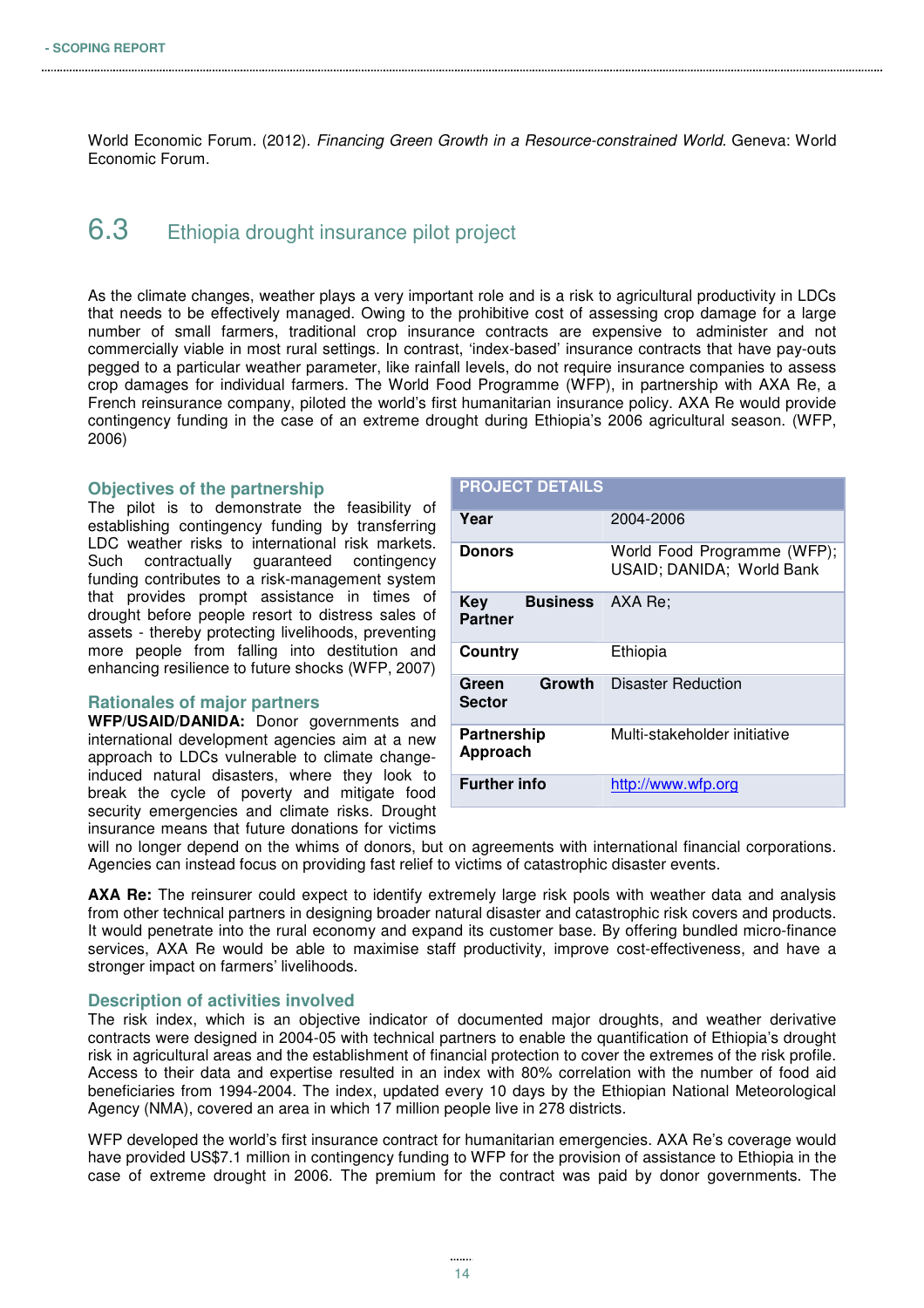World Economic Forum. (2012). *Financing Green Growth in a Resource-constrained World*. Geneva: World Economic Forum.

## 6.3 Ethiopia drought insurance pilot project

As the climate changes, weather plays a very important role and is a risk to agricultural productivity in LDCs that needs to be effectively managed. Owing to the prohibitive cost of assessing crop damage for a large number of small farmers, traditional crop insurance contracts are expensive to administer and not commercially viable in most rural settings. In contrast, 'index-based' insurance contracts that have pay-outs pegged to a particular weather parameter, like rainfall levels, do not require insurance companies to assess crop damages for individual farmers. The World Food Programme (WFP), in partnership with AXA Re, a French reinsurance company, piloted the world's first humanitarian insurance policy. AXA Re would provide contingency funding in the case of an extreme drought during Ethiopia's 2006 agricultural season. (WFP, 2006)

| PROJECT DETAILS | |
|---|---|
| **Year** | 2004-2006 |
| **Donors** | World Food Programme (WFP); USAID; DANIDA; World Bank |
| **Key Business Partner** | AXA Re; |
| **Country** | Ethiopia |
| **Green Growth Sector** | Disaster Reduction |
| **Partnership Approach** | Multi-stakeholder initiative |
| **Further info** | http://www.wfp.org |

### Objectives of the partnership

The pilot is to demonstrate the feasibility of establishing contingency funding by transferring LDC weather risks to international risk markets. Such contractually guaranteed contingency funding contributes to a risk-management system that provides prompt assistance in times of drought before people resort to distress sales of assets - thereby protecting livelihoods, preventing more people from falling into destitution and enhancing resilience to future shocks (WFP, 2007)

### Rationales of major partners

**WFP/USAID/DANIDA:** Donor governments and international development agencies aim at a new approach to LDCs vulnerable to climate change-induced natural disasters, where they look to break the cycle of poverty and mitigate food security emergencies and climate risks. Drought insurance means that future donations for victims will no longer depend on the whims of donors, but on agreements with international financial corporations. Agencies can instead focus on providing fast relief to victims of catastrophic disaster events.

**AXA Re:** The reinsurer could expect to identify extremely large risk pools with weather data and analysis from other technical partners in designing broader natural disaster and catastrophic risk covers and products. It would penetrate into the rural economy and expand its customer base. By offering bundled micro-finance services, AXA Re would be able to maximise staff productivity, improve cost-effectiveness, and have a stronger impact on farmers' livelihoods.

### Description of activities involved

The risk index, which is an objective indicator of documented major droughts, and weather derivative contracts were designed in 2004-05 with technical partners to enable the quantification of Ethiopia's drought risk in agricultural areas and the establishment of financial protection to cover the extremes of the risk profile. Access to their data and expertise resulted in an index with 80% correlation with the number of food aid beneficiaries from 1994-2004. The index, updated every 10 days by the Ethiopian National Meteorological Agency (NMA), covered an area in which 17 million people live in 278 districts.

WFP developed the world's first insurance contract for humanitarian emergencies. AXA Re's coverage would have provided US$7.1 million in contingency funding to WFP for the provision of assistance to Ethiopia in the case of extreme drought in 2006. The premium for the contract was paid by donor governments. The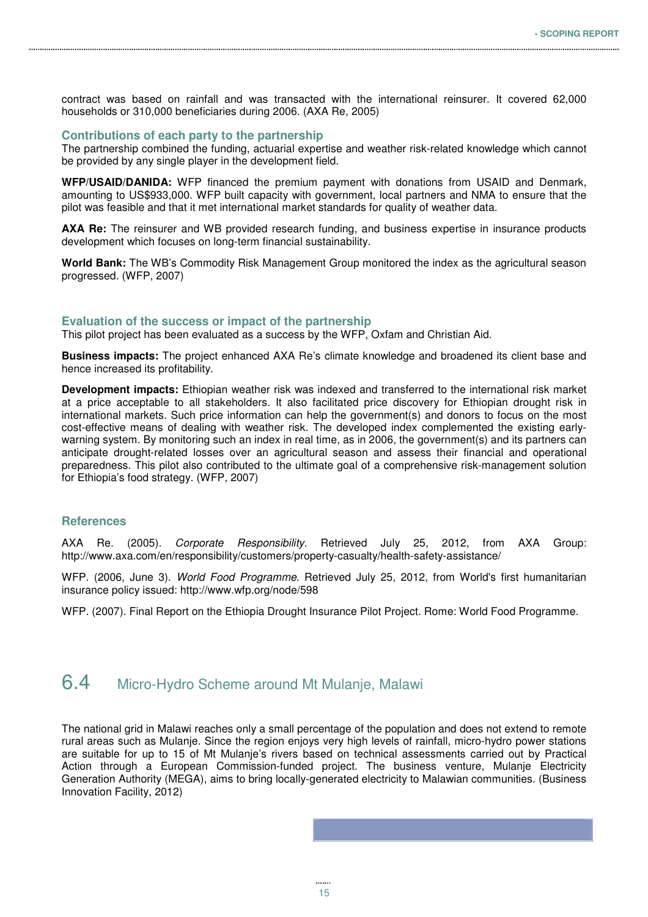contract was based on rainfall and was transacted with the international reinsurer. It covered 62,000 households or 310,000 beneficiaries during 2006. (AXA Re, 2005)

### Contributions of each party to the partnership

The partnership combined the funding, actuarial expertise and weather risk-related knowledge which cannot be provided by any single player in the development field.

**WFP/USAID/DANIDA:** WFP financed the premium payment with donations from USAID and Denmark, amounting to US$933,000. WFP built capacity with government, local partners and NMA to ensure that the pilot was feasible and that it met international market standards for quality of weather data.

**AXA Re:** The reinsurer and WB provided research funding, and business expertise in insurance products development which focuses on long-term financial sustainability.

**World Bank:** The WB's Commodity Risk Management Group monitored the index as the agricultural season progressed. (WFP, 2007)

### Evaluation of the success or impact of the partnership

This pilot project has been evaluated as a success by the WFP, Oxfam and Christian Aid.

**Business impacts:** The project enhanced AXA Re's climate knowledge and broadened its client base and hence increased its profitability.

**Development impacts:** Ethiopian weather risk was indexed and transferred to the international risk market at a price acceptable to all stakeholders. It also facilitated price discovery for Ethiopian drought risk in international markets. Such price information can help the government(s) and donors to focus on the most cost-effective means of dealing with weather risk. The developed index complemented the existing early-warning system. By monitoring such an index in real time, as in 2006, the government(s) and its partners can anticipate drought-related losses over an agricultural season and assess their financial and operational preparedness. This pilot also contributed to the ultimate goal of a comprehensive risk-management solution for Ethiopia's food strategy. (WFP, 2007)

### References

AXA Re. (2005). *Corporate Responsibility*. Retrieved July 25, 2012, from AXA Group: http://www.axa.com/en/responsibility/customers/property-casualty/health-safety-assistance/

WFP. (2006, June 3). *World Food Programme*. Retrieved July 25, 2012, from World's first humanitarian insurance policy issued: http://www.wfp.org/node/598

WFP. (2007). Final Report on the Ethiopia Drought Insurance Pilot Project. Rome: World Food Programme.

## 6.4 Micro-Hydro Scheme around Mt Mulanje, Malawi

The national grid in Malawi reaches only a small percentage of the population and does not extend to remote rural areas such as Mulanje. Since the region enjoys very high levels of rainfall, micro-hydro power stations are suitable for up to 15 of Mt Mulanje's rivers based on technical assessments carried out by Practical Action through a European Commission-funded project. The business venture, Mulanje Electricity Generation Authority (MEGA), aims to bring locally-generated electricity to Malawian communities. (Business Innovation Facility, 2012)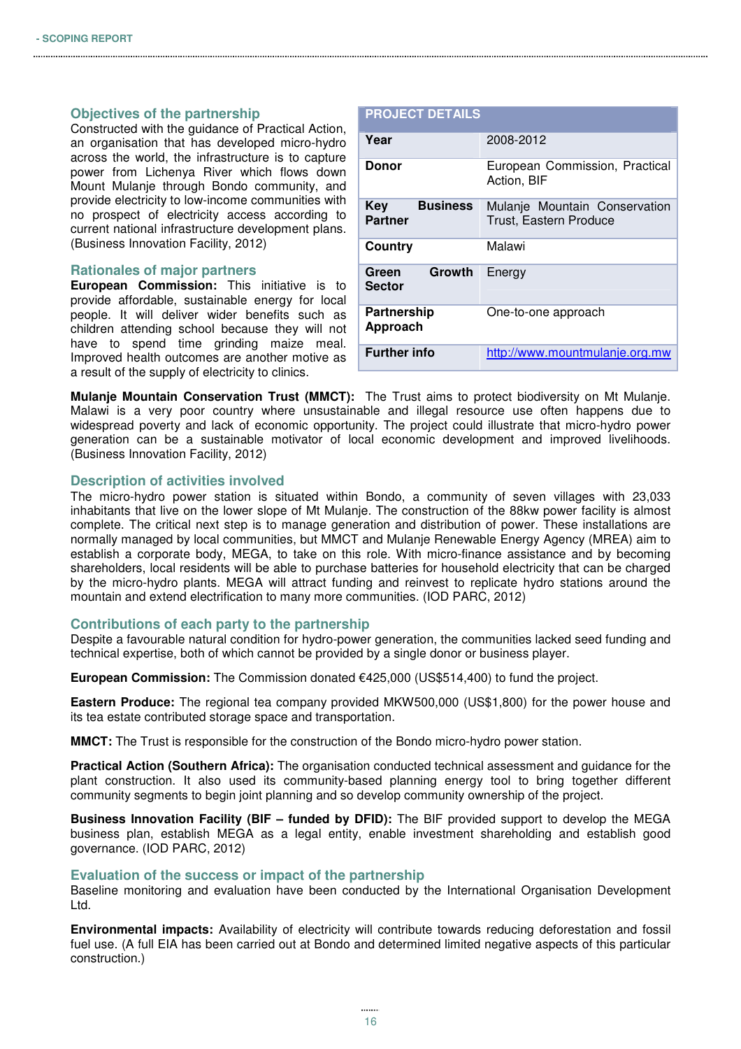## Objectives of the partnership

Constructed with the guidance of Practical Action, an organisation that has developed micro-hydro across the world, the infrastructure is to capture power from Lichenya River which flows down Mount Mulanje through Bondo community, and provide electricity to low-income communities with no prospect of electricity access according to current national infrastructure development plans. (Business Innovation Facility, 2012)

| PROJECT DETAILS | |
|---|---|
| **Year** | 2008-2012 |
| **Donor** | European Commission, Practical Action, BIF |
| **Key Business Partner** | Mulanje Mountain Conservation Trust, Eastern Produce |
| **Country** | Malawi |
| **Green Growth Sector** | Energy |
| **Partnership Approach** | One-to-one approach |
| **Further info** | http://www.mountmulanje.org.mw |

## Rationales of major partners

**European Commission:** This initiative is to provide affordable, sustainable energy for local people. It will deliver wider benefits such as children attending school because they will not have to spend time grinding maize meal. Improved health outcomes are another motive as a result of the supply of electricity to clinics.

**Mulanje Mountain Conservation Trust (MMCT):** The Trust aims to protect biodiversity on Mt Mulanje. Malawi is a very poor country where unsustainable and illegal resource use often happens due to widespread poverty and lack of economic opportunity. The project could illustrate that micro-hydro power generation can be a sustainable motivator of local economic development and improved livelihoods. (Business Innovation Facility, 2012)

## Description of activities involved

The micro-hydro power station is situated within Bondo, a community of seven villages with 23,033 inhabitants that live on the lower slope of Mt Mulanje. The construction of the 88kw power facility is almost complete. The critical next step is to manage generation and distribution of power. These installations are normally managed by local communities, but MMCT and Mulanje Renewable Energy Agency (MREA) aim to establish a corporate body, MEGA, to take on this role. With micro-finance assistance and by becoming shareholders, local residents will be able to purchase batteries for household electricity that can be charged by the micro-hydro plants. MEGA will attract funding and reinvest to replicate hydro stations around the mountain and extend electrification to many more communities. (IOD PARC, 2012)

## Contributions of each party to the partnership

Despite a favourable natural condition for hydro-power generation, the communities lacked seed funding and technical expertise, both of which cannot be provided by a single donor or business player.

**European Commission:** The Commission donated €425,000 (US$514,400) to fund the project.

**Eastern Produce:** The regional tea company provided MKW500,000 (US$1,800) for the power house and its tea estate contributed storage space and transportation.

**MMCT:** The Trust is responsible for the construction of the Bondo micro-hydro power station.

**Practical Action (Southern Africa):** The organisation conducted technical assessment and guidance for the plant construction. It also used its community-based planning energy tool to bring together different community segments to begin joint planning and so develop community ownership of the project.

**Business Innovation Facility (BIF – funded by DFID):** The BIF provided support to develop the MEGA business plan, establish MEGA as a legal entity, enable investment shareholding and establish good governance. (IOD PARC, 2012)

## Evaluation of the success or impact of the partnership

Baseline monitoring and evaluation have been conducted by the International Organisation Development Ltd.

**Environmental impacts:** Availability of electricity will contribute towards reducing deforestation and fossil fuel use. (A full EIA has been carried out at Bondo and determined limited negative aspects of this particular construction.)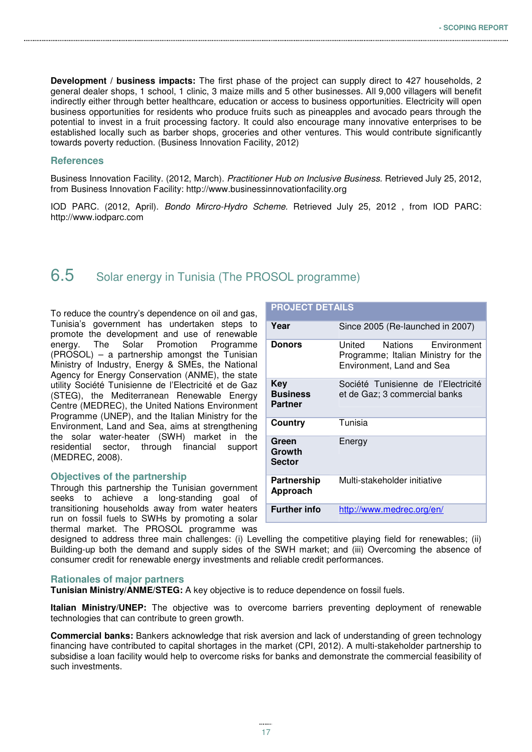**Development / business impacts:** The first phase of the project can supply direct to 427 households, 2 general dealer shops, 1 school, 1 clinic, 3 maize mills and 5 other businesses. All 9,000 villagers will benefit indirectly either through better healthcare, education or access to business opportunities. Electricity will open business opportunities for residents who produce fruits such as pineapples and avocado pears through the potential to invest in a fruit processing factory. It could also encourage many innovative enterprises to be established locally such as barber shops, groceries and other ventures. This would contribute significantly towards poverty reduction. (Business Innovation Facility, 2012)

### References

Business Innovation Facility. (2012, March). *Practitioner Hub on Inclusive Business.* Retrieved July 25, 2012, from Business Innovation Facility: http://www.businessinnovationfacility.org

IOD PARC. (2012, April). *Bondo Mircro-Hydro Scheme.* Retrieved July 25, 2012 , from IOD PARC: http://www.iodparc.com

## 6.5 Solar energy in Tunisia (The PROSOL programme)

| PROJECT DETAILS | |
|---|---|
| **Year** | Since 2005 (Re-launched in 2007) |
| **Donors** | United Nations Environment Programme; Italian Ministry for the Environment, Land and Sea |
| **Key Business Partner** | Société Tunisienne de l'Electricité et de Gaz; 3 commercial banks |
| **Country** | Tunisia |
| **Green Growth Sector** | Energy |
| **Partnership Approach** | Multi-stakeholder initiative |
| **Further info** | http://www.medrec.org/en/ |

To reduce the country's dependence on oil and gas, Tunisia's government has undertaken steps to promote the development and use of renewable energy. The Solar Promotion Programme (PROSOL) – a partnership amongst the Tunisian Ministry of Industry, Energy & SMEs, the National Agency for Energy Conservation (ANME), the state utility Société Tunisienne de l'Electricité et de Gaz (STEG), the Mediterranean Renewable Energy Centre (MEDREC), the United Nations Environment Programme (UNEP), and the Italian Ministry for the Environment, Land and Sea, aims at strengthening the solar water-heater (SWH) market in the residential sector, through financial support (MEDREC, 2008).

### Objectives of the partnership

Through this partnership the Tunisian government seeks to achieve a long-standing goal of transitioning households away from water heaters run on fossil fuels to SWHs by promoting a solar thermal market. The PROSOL programme was designed to address three main challenges: (i) Levelling the competitive playing field for renewables; (ii) Building-up both the demand and supply sides of the SWH market; and (iii) Overcoming the absence of consumer credit for renewable energy investments and reliable credit performances.

### Rationales of major partners

**Tunisian Ministry/ANME/STEG:** A key objective is to reduce dependence on fossil fuels.

**Italian Ministry/UNEP:** The objective was to overcome barriers preventing deployment of renewable technologies that can contribute to green growth.

**Commercial banks:** Bankers acknowledge that risk aversion and lack of understanding of green technology financing have contributed to capital shortages in the market (CPI, 2012). A multi-stakeholder partnership to subsidise a loan facility would help to overcome risks for banks and demonstrate the commercial feasibility of such investments.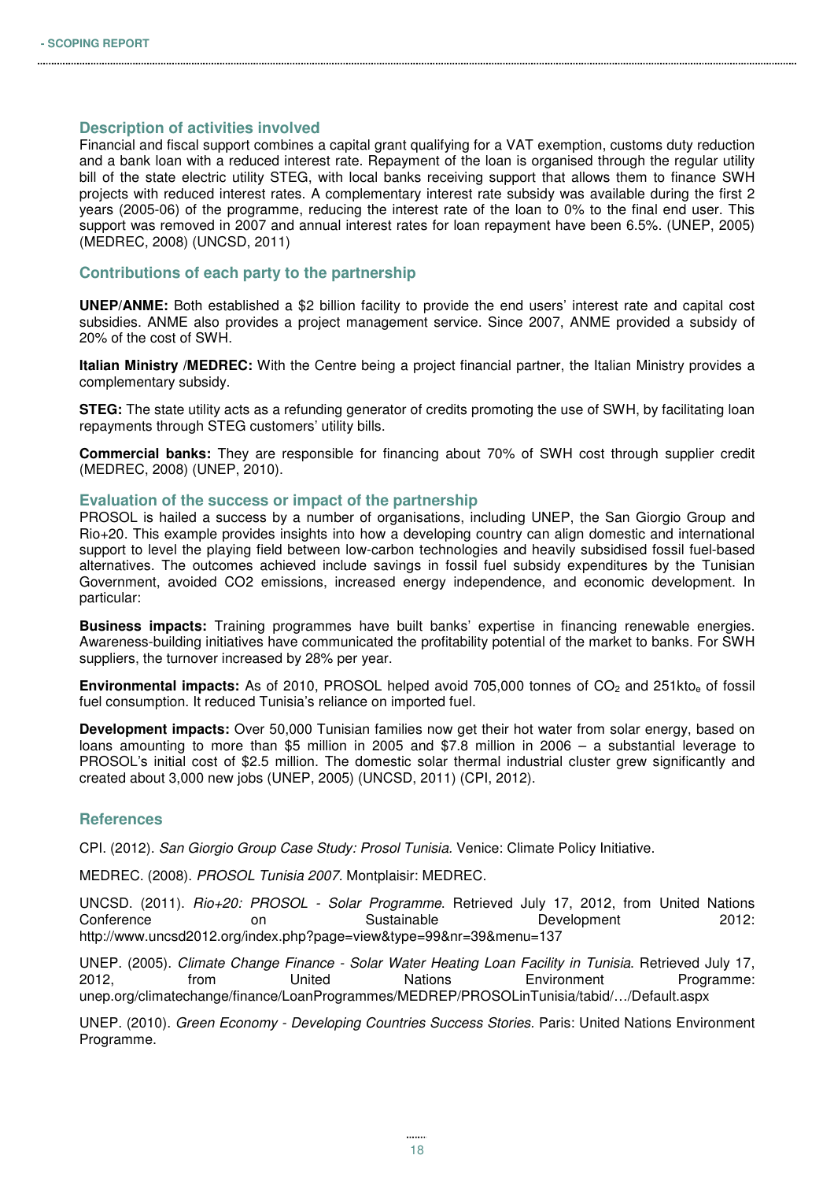### Description of activities involved

Financial and fiscal support combines a capital grant qualifying for a VAT exemption, customs duty reduction and a bank loan with a reduced interest rate. Repayment of the loan is organised through the regular utility bill of the state electric utility STEG, with local banks receiving support that allows them to finance SWH projects with reduced interest rates. A complementary interest rate subsidy was available during the first 2 years (2005-06) of the programme, reducing the interest rate of the loan to 0% to the final end user. This support was removed in 2007 and annual interest rates for loan repayment have been 6.5%. (UNEP, 2005) (MEDREC, 2008) (UNCSD, 2011)

### Contributions of each party to the partnership

**UNEP/ANME:** Both established a $2 billion facility to provide the end users' interest rate and capital cost subsidies. ANME also provides a project management service. Since 2007, ANME provided a subsidy of 20% of the cost of SWH.

**Italian Ministry /MEDREC:** With the Centre being a project financial partner, the Italian Ministry provides a complementary subsidy.

**STEG:** The state utility acts as a refunding generator of credits promoting the use of SWH, by facilitating loan repayments through STEG customers' utility bills.

**Commercial banks:** They are responsible for financing about 70% of SWH cost through supplier credit (MEDREC, 2008) (UNEP, 2010).

### Evaluation of the success or impact of the partnership

PROSOL is hailed a success by a number of organisations, including UNEP, the San Giorgio Group and Rio+20. This example provides insights into how a developing country can align domestic and international support to level the playing field between low-carbon technologies and heavily subsidised fossil fuel-based alternatives. The outcomes achieved include savings in fossil fuel subsidy expenditures by the Tunisian Government, avoided CO2 emissions, increased energy independence, and economic development. In particular:

**Business impacts:** Training programmes have built banks' expertise in financing renewable energies. Awareness-building initiatives have communicated the profitability potential of the market to banks. For SWH suppliers, the turnover increased by 28% per year.

**Environmental impacts:** As of 2010, PROSOL helped avoid 705,000 tonnes of $CO_2$ and 251kto$_e$ of fossil fuel consumption. It reduced Tunisia's reliance on imported fuel.

**Development impacts:** Over 50,000 Tunisian families now get their hot water from solar energy, based on loans amounting to more than $5 million in 2005 and $7.8 million in 2006 – a substantial leverage to PROSOL's initial cost of $2.5 million. The domestic solar thermal industrial cluster grew significantly and created about 3,000 new jobs (UNEP, 2005) (UNCSD, 2011) (CPI, 2012).

### References

CPI. (2012). *San Giorgio Group Case Study: Prosol Tunisia.* Venice: Climate Policy Initiative.

MEDREC. (2008). *PROSOL Tunisia 2007.* Montplaisir: MEDREC.

UNCSD. (2011). *Rio+20: PROSOL - Solar Programme*. Retrieved July 17, 2012, from United Nations Conference on Sustainable Development 2012: http://www.uncsd2012.org/index.php?page=view&type=99&nr=39&menu=137

UNEP. (2005). *Climate Change Finance - Solar Water Heating Loan Facility in Tunisia*. Retrieved July 17, 2012, from United Nations Environment Programme: unep.org/climatechange/finance/LoanProgrammes/MEDREP/PROSOLinTunisia/tabid/…/Default.aspx

UNEP. (2010). *Green Economy - Developing Countries Success Stories.* Paris: United Nations Environment Programme.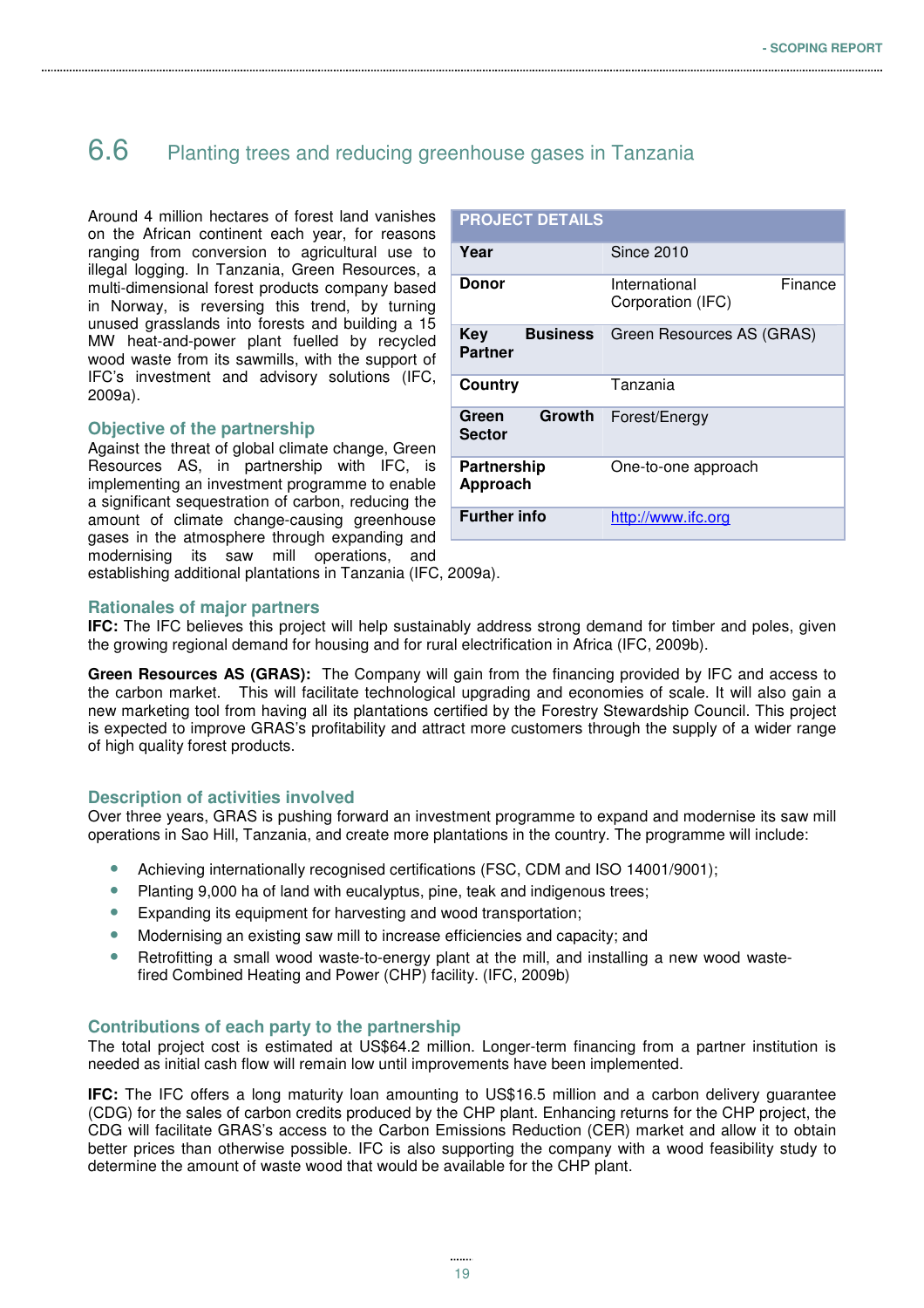## 6.6 Planting trees and reducing greenhouse gases in Tanzania

Around 4 million hectares of forest land vanishes on the African continent each year, for reasons ranging from conversion to agricultural use to illegal logging. In Tanzania, Green Resources, a multi-dimensional forest products company based in Norway, is reversing this trend, by turning unused grasslands into forests and building a 15 MW heat-and-power plant fuelled by recycled wood waste from its sawmills, with the support of IFC's investment and advisory solutions (IFC, 2009a).

| PROJECT DETAILS | |
|---|---|
| **Year** | Since 2010 |
| **Donor** | International Finance Corporation (IFC) |
| **Key Business Partner** | Green Resources AS (GRAS) |
| **Country** | Tanzania |
| **Green Growth Sector** | Forest/Energy |
| **Partnership Approach** | One-to-one approach |
| **Further info** | http://www.ifc.org |

### Objective of the partnership

Against the threat of global climate change, Green Resources AS, in partnership with IFC, is implementing an investment programme to enable a significant sequestration of carbon, reducing the amount of climate change-causing greenhouse gases in the atmosphere through expanding and modernising its saw mill operations, and establishing additional plantations in Tanzania (IFC, 2009a).

### Rationales of major partners

**IFC:** The IFC believes this project will help sustainably address strong demand for timber and poles, given the growing regional demand for housing and for rural electrification in Africa (IFC, 2009b).

**Green Resources AS (GRAS):** The Company will gain from the financing provided by IFC and access to the carbon market. This will facilitate technological upgrading and economies of scale. It will also gain a new marketing tool from having all its plantations certified by the Forestry Stewardship Council. This project is expected to improve GRAS's profitability and attract more customers through the supply of a wider range of high quality forest products.

### Description of activities involved

Over three years, GRAS is pushing forward an investment programme to expand and modernise its saw mill operations in Sao Hill, Tanzania, and create more plantations in the country. The programme will include:

- Achieving internationally recognised certifications (FSC, CDM and ISO 14001/9001);
- Planting 9,000 ha of land with eucalyptus, pine, teak and indigenous trees;
- Expanding its equipment for harvesting and wood transportation;
- Modernising an existing saw mill to increase efficiencies and capacity; and
- Retrofitting a small wood waste-to-energy plant at the mill, and installing a new wood waste-fired Combined Heating and Power (CHP) facility. (IFC, 2009b)

### Contributions of each party to the partnership

The total project cost is estimated at US$64.2 million. Longer-term financing from a partner institution is needed as initial cash flow will remain low until improvements have been implemented.

**IFC:** The IFC offers a long maturity loan amounting to US$16.5 million and a carbon delivery guarantee (CDG) for the sales of carbon credits produced by the CHP plant. Enhancing returns for the CHP project, the CDG will facilitate GRAS's access to the Carbon Emissions Reduction (CER) market and allow it to obtain better prices than otherwise possible. IFC is also supporting the company with a wood feasibility study to determine the amount of waste wood that would be available for the CHP plant.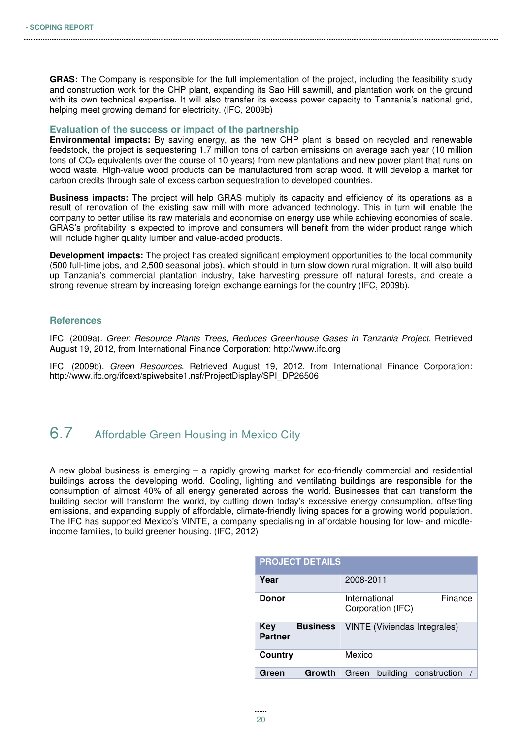**GRAS:** The Company is responsible for the full implementation of the project, including the feasibility study and construction work for the CHP plant, expanding its Sao Hill sawmill, and plantation work on the ground with its own technical expertise. It will also transfer its excess power capacity to Tanzania's national grid, helping meet growing demand for electricity. (IFC, 2009b)

### Evaluation of the success or impact of the partnership

**Environmental impacts:** By saving energy, as the new CHP plant is based on recycled and renewable feedstock, the project is sequestering 1.7 million tons of carbon emissions on average each year (10 million tons of $CO_2$ equivalents over the course of 10 years) from new plantations and new power plant that runs on wood waste. High-value wood products can be manufactured from scrap wood. It will develop a market for carbon credits through sale of excess carbon sequestration to developed countries.

**Business impacts:** The project will help GRAS multiply its capacity and efficiency of its operations as a result of renovation of the existing saw mill with more advanced technology. This in turn will enable the company to better utilise its raw materials and economise on energy use while achieving economies of scale. GRAS's profitability is expected to improve and consumers will benefit from the wider product range which will include higher quality lumber and value-added products.

**Development impacts:** The project has created significant employment opportunities to the local community (500 full-time jobs, and 2,500 seasonal jobs), which should in turn slow down rural migration. It will also build up Tanzania's commercial plantation industry, take harvesting pressure off natural forests, and create a strong revenue stream by increasing foreign exchange earnings for the country (IFC, 2009b).

### References

IFC. (2009a). *Green Resource Plants Trees, Reduces Greenhouse Gases in Tanzania Project*. Retrieved August 19, 2012, from International Finance Corporation: http://www.ifc.org

IFC. (2009b). *Green Resources*. Retrieved August 19, 2012, from International Finance Corporation: http://www.ifc.org/ifcext/spiwebsite1.nsf/ProjectDisplay/SPI_DP26506

## 6.7 Affordable Green Housing in Mexico City

A new global business is emerging – a rapidly growing market for eco-friendly commercial and residential buildings across the developing world. Cooling, lighting and ventilating buildings are responsible for the consumption of almost 40% of all energy generated across the world. Businesses that can transform the building sector will transform the world, by cutting down today's excessive energy consumption, offsetting emissions, and expanding supply of affordable, climate-friendly living spaces for a growing world population. The IFC has supported Mexico's VINTE, a company specialising in affordable housing for low- and middle-income families, to build greener housing. (IFC, 2012)

| PROJECT DETAILS | |
|---|---|
| **Year** | 2008-2011 |
| **Donor** | International Finance Corporation (IFC) |
| **Key Business Partner** | VINTE (Viviendas Integrales) |
| **Country** | Mexico |
| **Green Growth** | Green building construction / |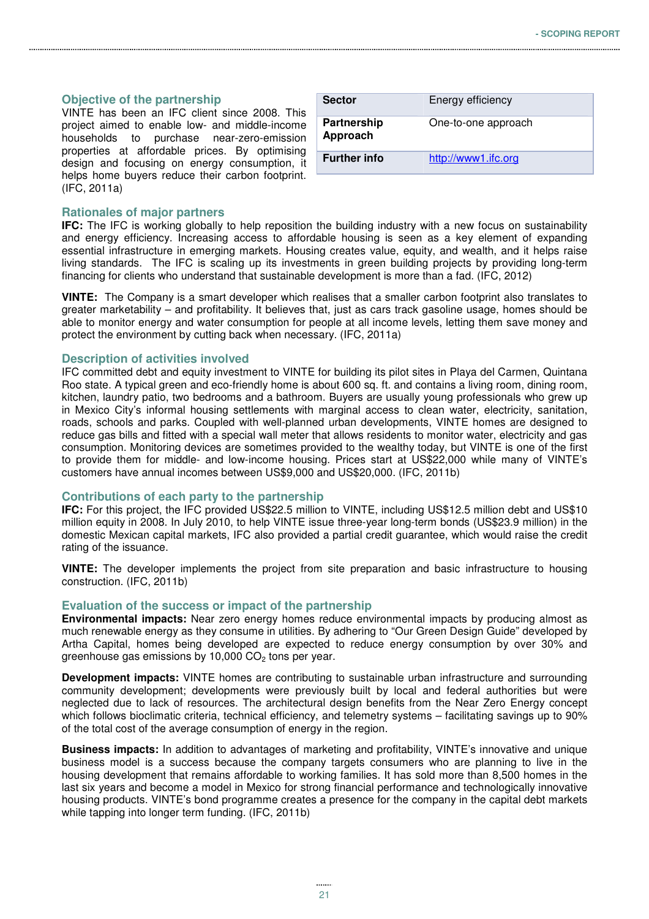| Sector | Energy efficiency |
|---|---|
| Partnership Approach | One-to-one approach |
| Further info | http://www1.ifc.org |

### Objective of the partnership

VINTE has been an IFC client since 2008. This project aimed to enable low- and middle-income households to purchase near-zero-emission properties at affordable prices. By optimising design and focusing on energy consumption, it helps home buyers reduce their carbon footprint. (IFC, 2011a)

### Rationales of major partners

**IFC:** The IFC is working globally to help reposition the building industry with a new focus on sustainability and energy efficiency. Increasing access to affordable housing is seen as a key element of expanding essential infrastructure in emerging markets. Housing creates value, equity, and wealth, and it helps raise living standards. The IFC is scaling up its investments in green building projects by providing long-term financing for clients who understand that sustainable development is more than a fad. (IFC, 2012)

**VINTE:** The Company is a smart developer which realises that a smaller carbon footprint also translates to greater marketability – and profitability. It believes that, just as cars track gasoline usage, homes should be able to monitor energy and water consumption for people at all income levels, letting them save money and protect the environment by cutting back when necessary. (IFC, 2011a)

### Description of activities involved

IFC committed debt and equity investment to VINTE for building its pilot sites in Playa del Carmen, Quintana Roo state. A typical green and eco-friendly home is about 600 sq. ft. and contains a living room, dining room, kitchen, laundry patio, two bedrooms and a bathroom. Buyers are usually young professionals who grew up in Mexico City's informal housing settlements with marginal access to clean water, electricity, sanitation, roads, schools and parks. Coupled with well-planned urban developments, VINTE homes are designed to reduce gas bills and fitted with a special wall meter that allows residents to monitor water, electricity and gas consumption. Monitoring devices are sometimes provided to the wealthy today, but VINTE is one of the first to provide them for middle- and low-income housing. Prices start at US$22,000 while many of VINTE's customers have annual incomes between US$9,000 and US$20,000. (IFC, 2011b)

### Contributions of each party to the partnership

**IFC:** For this project, the IFC provided US$22.5 million to VINTE, including US$12.5 million debt and US$10 million equity in 2008. In July 2010, to help VINTE issue three-year long-term bonds (US$23.9 million) in the domestic Mexican capital markets, IFC also provided a partial credit guarantee, which would raise the credit rating of the issuance.

**VINTE:** The developer implements the project from site preparation and basic infrastructure to housing construction. (IFC, 2011b)

### Evaluation of the success or impact of the partnership

**Environmental impacts:** Near zero energy homes reduce environmental impacts by producing almost as much renewable energy as they consume in utilities. By adhering to "Our Green Design Guide" developed by Artha Capital, homes being developed are expected to reduce energy consumption by over 30% and greenhouse gas emissions by 10,000 $CO_2$ tons per year.

**Development impacts:** VINTE homes are contributing to sustainable urban infrastructure and surrounding community development; developments were previously built by local and federal authorities but were neglected due to lack of resources. The architectural design benefits from the Near Zero Energy concept which follows bioclimatic criteria, technical efficiency, and telemetry systems – facilitating savings up to 90% of the total cost of the average consumption of energy in the region.

**Business impacts:** In addition to advantages of marketing and profitability, VINTE's innovative and unique business model is a success because the company targets consumers who are planning to live in the housing development that remains affordable to working families. It has sold more than 8,500 homes in the last six years and become a model in Mexico for strong financial performance and technologically innovative housing products. VINTE's bond programme creates a presence for the company in the capital debt markets while tapping into longer term funding. (IFC, 2011b)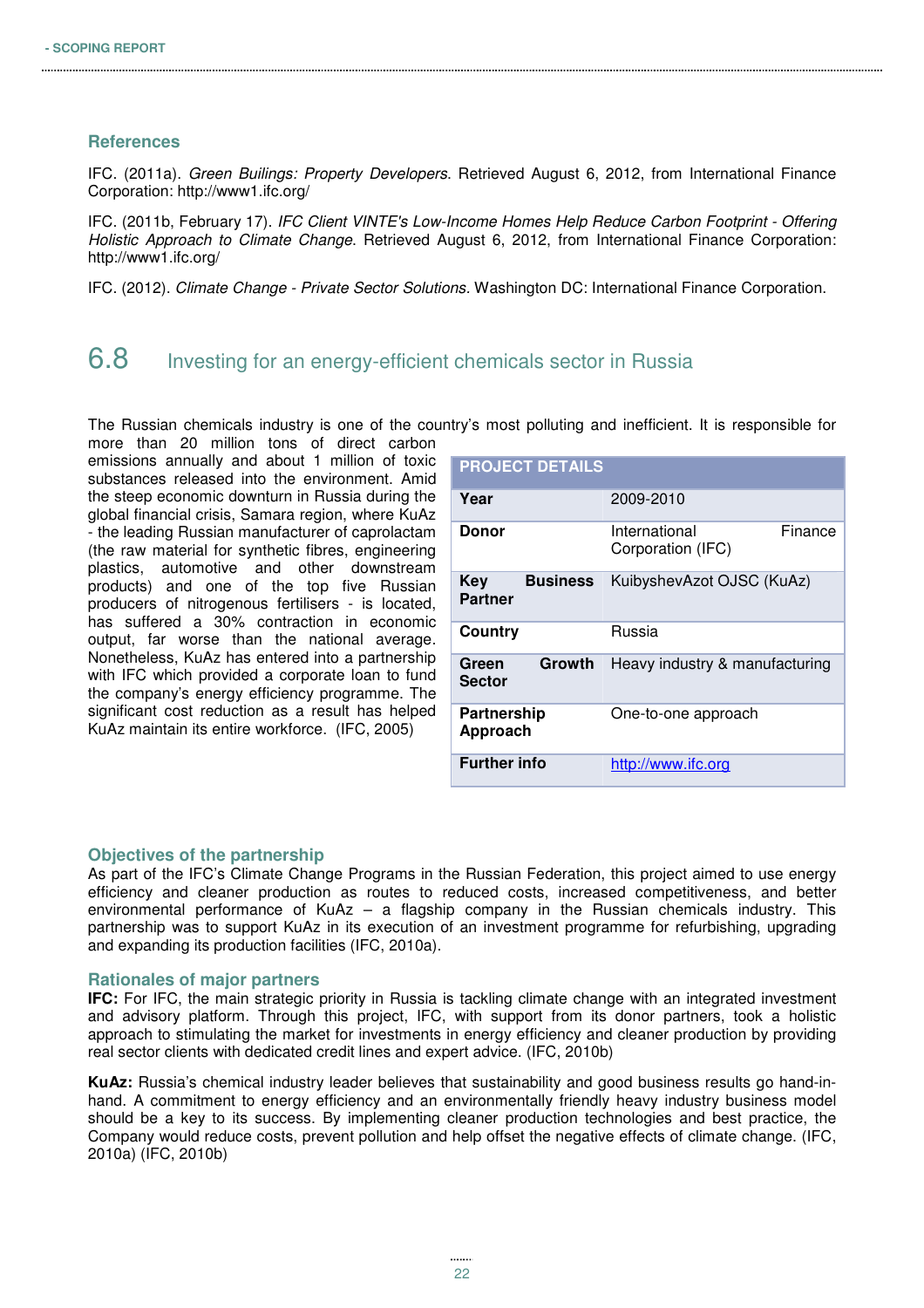### References

IFC. (2011a). *Green Builings: Property Developers*. Retrieved August 6, 2012, from International Finance Corporation: http://www1.ifc.org/

IFC. (2011b, February 17). *IFC Client VINTE's Low-Income Homes Help Reduce Carbon Footprint - Offering Holistic Approach to Climate Change*. Retrieved August 6, 2012, from International Finance Corporation: http://www1.ifc.org/

IFC. (2012). *Climate Change - Private Sector Solutions*. Washington DC: International Finance Corporation.

## 6.8 Investing for an energy-efficient chemicals sector in Russia

The Russian chemicals industry is one of the country's most polluting and inefficient. It is responsible for more than 20 million tons of direct carbon emissions annually and about 1 million of toxic substances released into the environment. Amid the steep economic downturn in Russia during the global financial crisis, Samara region, where KuAz - the leading Russian manufacturer of caprolactam (the raw material for synthetic fibres, engineering plastics, automotive and other downstream products) and one of the top five Russian producers of nitrogenous fertilisers - is located, has suffered a 30% contraction in economic output, far worse than the national average. Nonetheless, KuAz has entered into a partnership with IFC which provided a corporate loan to fund the company's energy efficiency programme. The significant cost reduction as a result has helped KuAz maintain its entire workforce. (IFC, 2005)

| PROJECT DETAILS | |
|---|---|
| **Year** | 2009-2010 |
| **Donor** | International Finance Corporation (IFC) |
| **Key Business Partner** | KuibyshevAzot OJSC (KuAz) |
| **Country** | Russia |
| **Green Growth Sector** | Heavy industry & manufacturing |
| **Partnership Approach** | One-to-one approach |
| **Further info** | http://www.ifc.org |

### Objectives of the partnership

As part of the IFC's Climate Change Programs in the Russian Federation, this project aimed to use energy efficiency and cleaner production as routes to reduced costs, increased competitiveness, and better environmental performance of KuAz – a flagship company in the Russian chemicals industry. This partnership was to support KuAz in its execution of an investment programme for refurbishing, upgrading and expanding its production facilities (IFC, 2010a).

### Rationales of major partners

**IFC:** For IFC, the main strategic priority in Russia is tackling climate change with an integrated investment and advisory platform. Through this project, IFC, with support from its donor partners, took a holistic approach to stimulating the market for investments in energy efficiency and cleaner production by providing real sector clients with dedicated credit lines and expert advice. (IFC, 2010b)

**KuAz:** Russia's chemical industry leader believes that sustainability and good business results go hand-in-hand. A commitment to energy efficiency and an environmentally friendly heavy industry business model should be a key to its success. By implementing cleaner production technologies and best practice, the Company would reduce costs, prevent pollution and help offset the negative effects of climate change. (IFC, 2010a) (IFC, 2010b)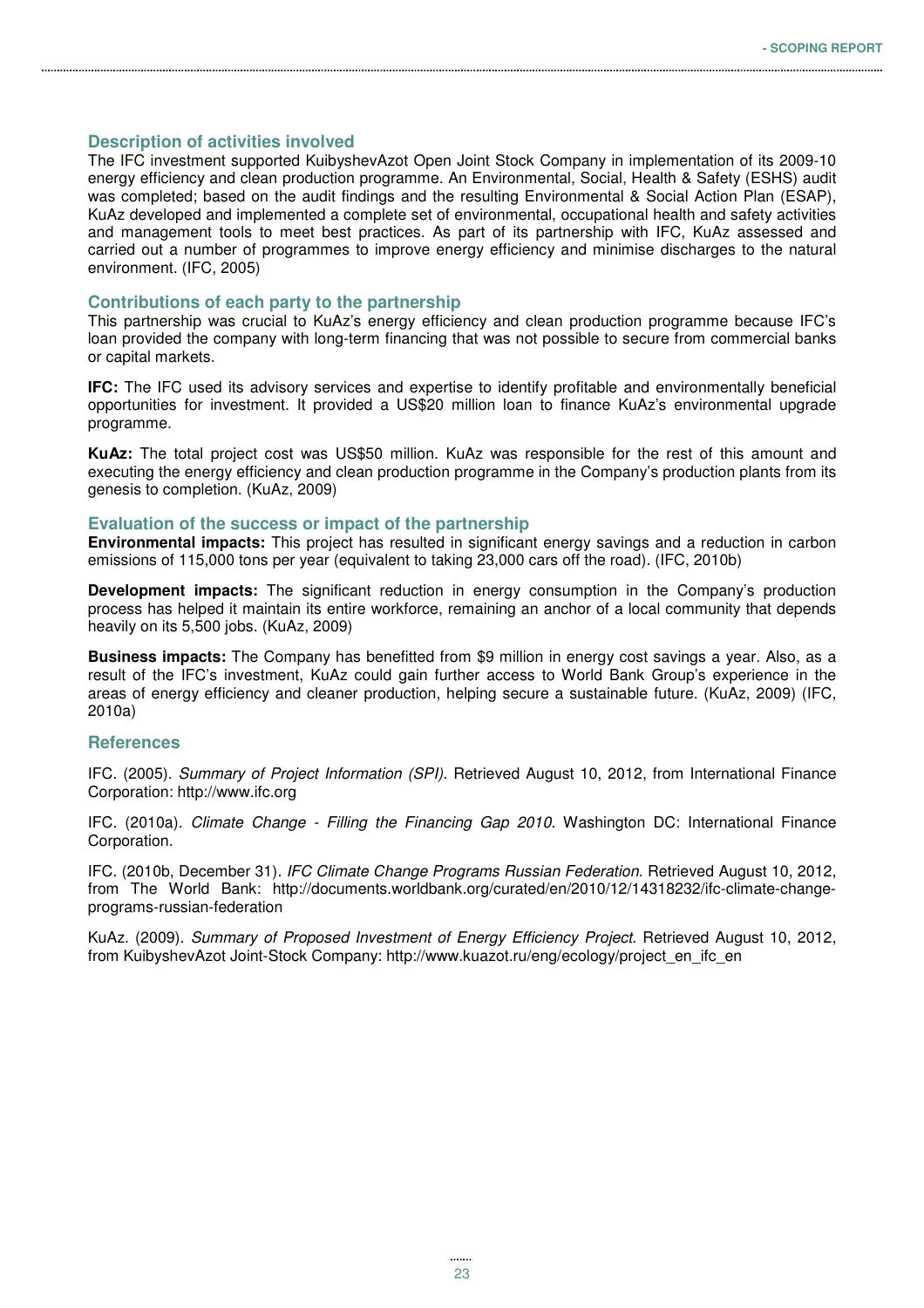### Description of activities involved

The IFC investment supported KuibyshevAzot Open Joint Stock Company in implementation of its 2009-10 energy efficiency and clean production programme. An Environmental, Social, Health & Safety (ESHS) audit was completed; based on the audit findings and the resulting Environmental & Social Action Plan (ESAP), KuAz developed and implemented a complete set of environmental, occupational health and safety activities and management tools to meet best practices. As part of its partnership with IFC, KuAz assessed and carried out a number of programmes to improve energy efficiency and minimise discharges to the natural environment. (IFC, 2005)

### Contributions of each party to the partnership

This partnership was crucial to KuAz's energy efficiency and clean production programme because IFC's loan provided the company with long-term financing that was not possible to secure from commercial banks or capital markets.

**IFC:** The IFC used its advisory services and expertise to identify profitable and environmentally beneficial opportunities for investment. It provided a US$20 million loan to finance KuAz's environmental upgrade programme.

**KuAz:** The total project cost was US$50 million. KuAz was responsible for the rest of this amount and executing the energy efficiency and clean production programme in the Company's production plants from its genesis to completion. (KuAz, 2009)

### Evaluation of the success or impact of the partnership

**Environmental impacts:** This project has resulted in significant energy savings and a reduction in carbon emissions of 115,000 tons per year (equivalent to taking 23,000 cars off the road). (IFC, 2010b)

**Development impacts:** The significant reduction in energy consumption in the Company's production process has helped it maintain its entire workforce, remaining an anchor of a local community that depends heavily on its 5,500 jobs. (KuAz, 2009)

**Business impacts:** The Company has benefitted from $9 million in energy cost savings a year. Also, as a result of the IFC's investment, KuAz could gain further access to World Bank Group's experience in the areas of energy efficiency and cleaner production, helping secure a sustainable future. (KuAz, 2009) (IFC, 2010a)

### References

IFC. (2005). *Summary of Project Information (SPI).* Retrieved August 10, 2012, from International Finance Corporation: http://www.ifc.org

IFC. (2010a). *Climate Change - Filling the Financing Gap 2010*. Washington DC: International Finance Corporation.

IFC. (2010b, December 31). *IFC Climate Change Programs Russian Federation*. Retrieved August 10, 2012, from The World Bank: http://documents.worldbank.org/curated/en/2010/12/14318232/ifc-climate-change-programs-russian-federation

KuAz. (2009). *Summary of Proposed Investment of Energy Efficiency Project*. Retrieved August 10, 2012, from KuibyshevAzot Joint-Stock Company: http://www.kuazot.ru/eng/ecology/project_en_ifc_en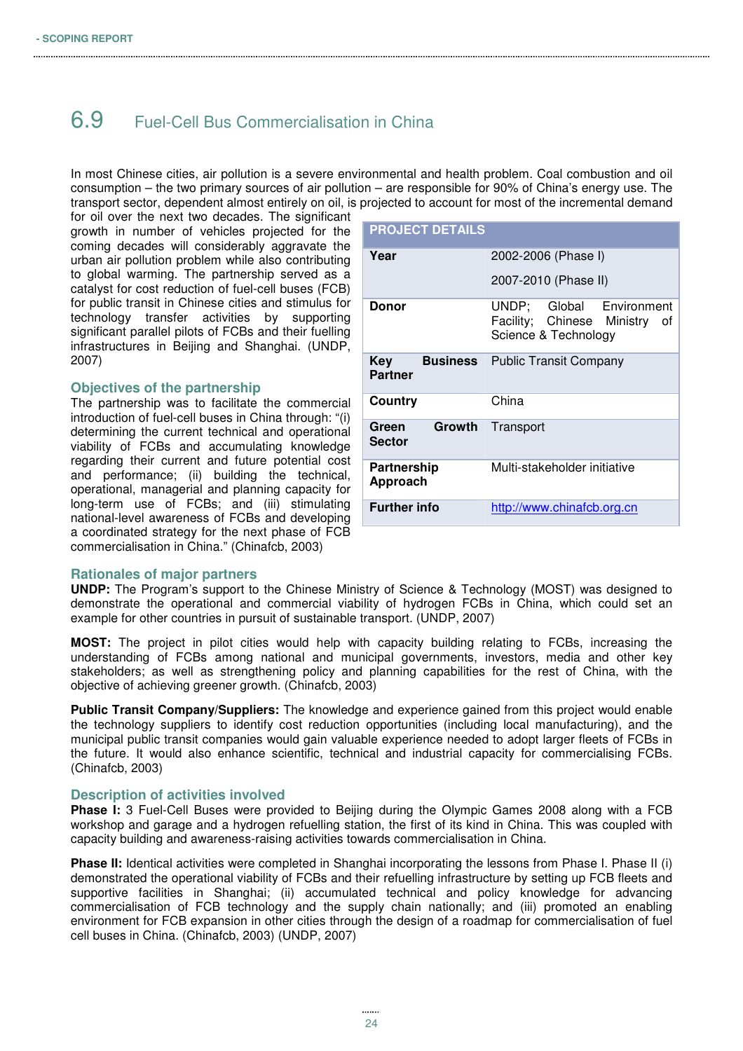## 6.9 Fuel-Cell Bus Commercialisation in China

In most Chinese cities, air pollution is a severe environmental and health problem. Coal combustion and oil consumption – the two primary sources of air pollution – are responsible for 90% of China's energy use. The transport sector, dependent almost entirely on oil, is projected to account for most of the incremental demand for oil over the next two decades. The significant growth in number of vehicles projected for the coming decades will considerably aggravate the urban air pollution problem while also contributing to global warming. The partnership served as a catalyst for cost reduction of fuel-cell buses (FCB) for public transit in Chinese cities and stimulus for technology transfer activities by supporting significant parallel pilots of FCBs and their fuelling infrastructures in Beijing and Shanghai. (UNDP, 2007)

| PROJECT DETAILS | |
|---|---|
| **Year** | 2002-2006 (Phase I)<br>2007-2010 (Phase II) |
| **Donor** | UNDP; Global Environment Facility; Chinese Ministry of Science & Technology |
| **Key Business Partner** | Public Transit Company |
| **Country** | China |
| **Green Growth Sector** | Transport |
| **Partnership Approach** | Multi-stakeholder initiative |
| **Further info** | http://www.chinafcb.org.cn |

### Objectives of the partnership

The partnership was to facilitate the commercial introduction of fuel-cell buses in China through: "(i) determining the current technical and operational viability of FCBs and accumulating knowledge regarding their current and future potential cost and performance; (ii) building the technical, operational, managerial and planning capacity for long-term use of FCBs; and (iii) stimulating national-level awareness of FCBs and developing a coordinated strategy for the next phase of FCB commercialisation in China." (Chinafcb, 2003)

### Rationales of major partners

**UNDP:** The Program's support to the Chinese Ministry of Science & Technology (MOST) was designed to demonstrate the operational and commercial viability of hydrogen FCBs in China, which could set an example for other countries in pursuit of sustainable transport. (UNDP, 2007)

**MOST:** The project in pilot cities would help with capacity building relating to FCBs, increasing the understanding of FCBs among national and municipal governments, investors, media and other key stakeholders; as well as strengthening policy and planning capabilities for the rest of China, with the objective of achieving greener growth. (Chinafcb, 2003)

**Public Transit Company/Suppliers:** The knowledge and experience gained from this project would enable the technology suppliers to identify cost reduction opportunities (including local manufacturing), and the municipal public transit companies would gain valuable experience needed to adopt larger fleets of FCBs in the future. It would also enhance scientific, technical and industrial capacity for commercialising FCBs. (Chinafcb, 2003)

### Description of activities involved

**Phase I:** 3 Fuel-Cell Buses were provided to Beijing during the Olympic Games 2008 along with a FCB workshop and garage and a hydrogen refuelling station, the first of its kind in China. This was coupled with capacity building and awareness-raising activities towards commercialisation in China.

**Phase II:** Identical activities were completed in Shanghai incorporating the lessons from Phase I. Phase II (i) demonstrated the operational viability of FCBs and their refuelling infrastructure by setting up FCB fleets and supportive facilities in Shanghai; (ii) accumulated technical and policy knowledge for advancing commercialisation of FCB technology and the supply chain nationally; and (iii) promoted an enabling environment for FCB expansion in other cities through the design of a roadmap for commercialisation of fuel cell buses in China. (Chinafcb, 2003) (UNDP, 2007)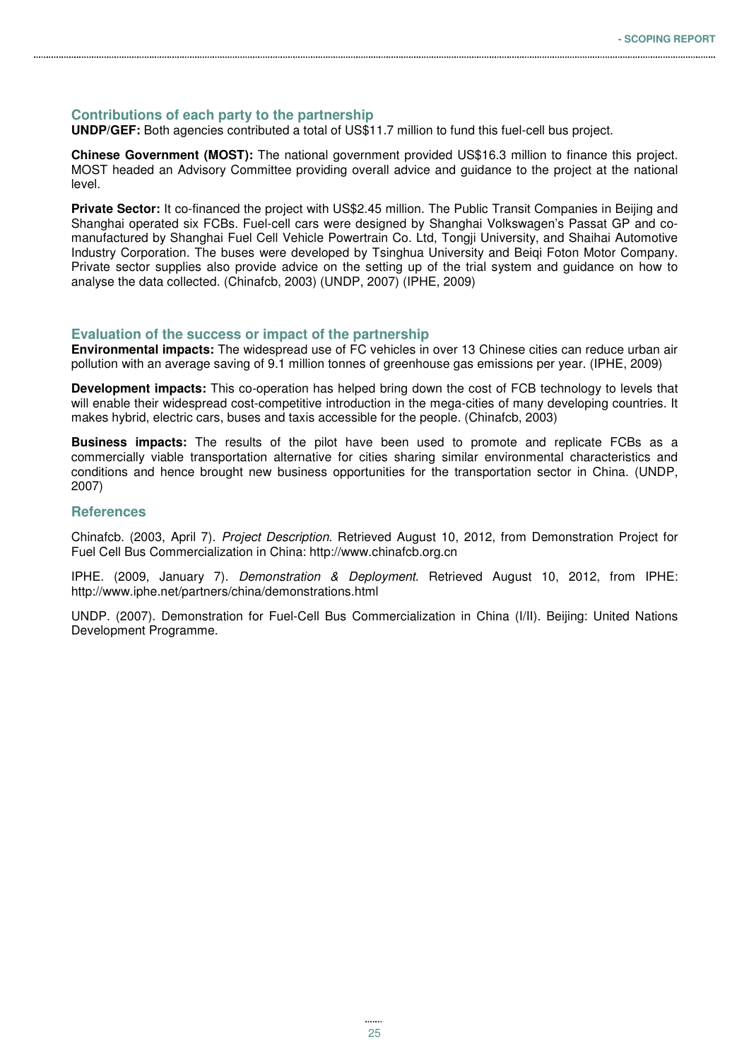### Contributions of each party to the partnership

**UNDP/GEF:** Both agencies contributed a total of US$11.7 million to fund this fuel-cell bus project.

**Chinese Government (MOST):** The national government provided US$16.3 million to finance this project. MOST headed an Advisory Committee providing overall advice and guidance to the project at the national level.

**Private Sector:** It co-financed the project with US$2.45 million. The Public Transit Companies in Beijing and Shanghai operated six FCBs. Fuel-cell cars were designed by Shanghai Volkswagen's Passat GP and co-manufactured by Shanghai Fuel Cell Vehicle Powertrain Co. Ltd, Tongji University, and Shaihai Automotive Industry Corporation. The buses were developed by Tsinghua University and Beiqi Foton Motor Company. Private sector supplies also provide advice on the setting up of the trial system and guidance on how to analyse the data collected. (Chinafcb, 2003) (UNDP, 2007) (IPHE, 2009)

### Evaluation of the success or impact of the partnership

**Environmental impacts:** The widespread use of FC vehicles in over 13 Chinese cities can reduce urban air pollution with an average saving of 9.1 million tonnes of greenhouse gas emissions per year. (IPHE, 2009)

**Development impacts:** This co-operation has helped bring down the cost of FCB technology to levels that will enable their widespread cost-competitive introduction in the mega-cities of many developing countries. It makes hybrid, electric cars, buses and taxis accessible for the people. (Chinafcb, 2003)

**Business impacts:** The results of the pilot have been used to promote and replicate FCBs as a commercially viable transportation alternative for cities sharing similar environmental characteristics and conditions and hence brought new business opportunities for the transportation sector in China. (UNDP, 2007)

### References

Chinafcb. (2003, April 7). *Project Description*. Retrieved August 10, 2012, from Demonstration Project for Fuel Cell Bus Commercialization in China: http://www.chinafcb.org.cn

IPHE. (2009, January 7). *Demonstration & Deployment*. Retrieved August 10, 2012, from IPHE: http://www.iphe.net/partners/china/demonstrations.html

UNDP. (2007). Demonstration for Fuel-Cell Bus Commercialization in China (I/II). Beijing: United Nations Development Programme.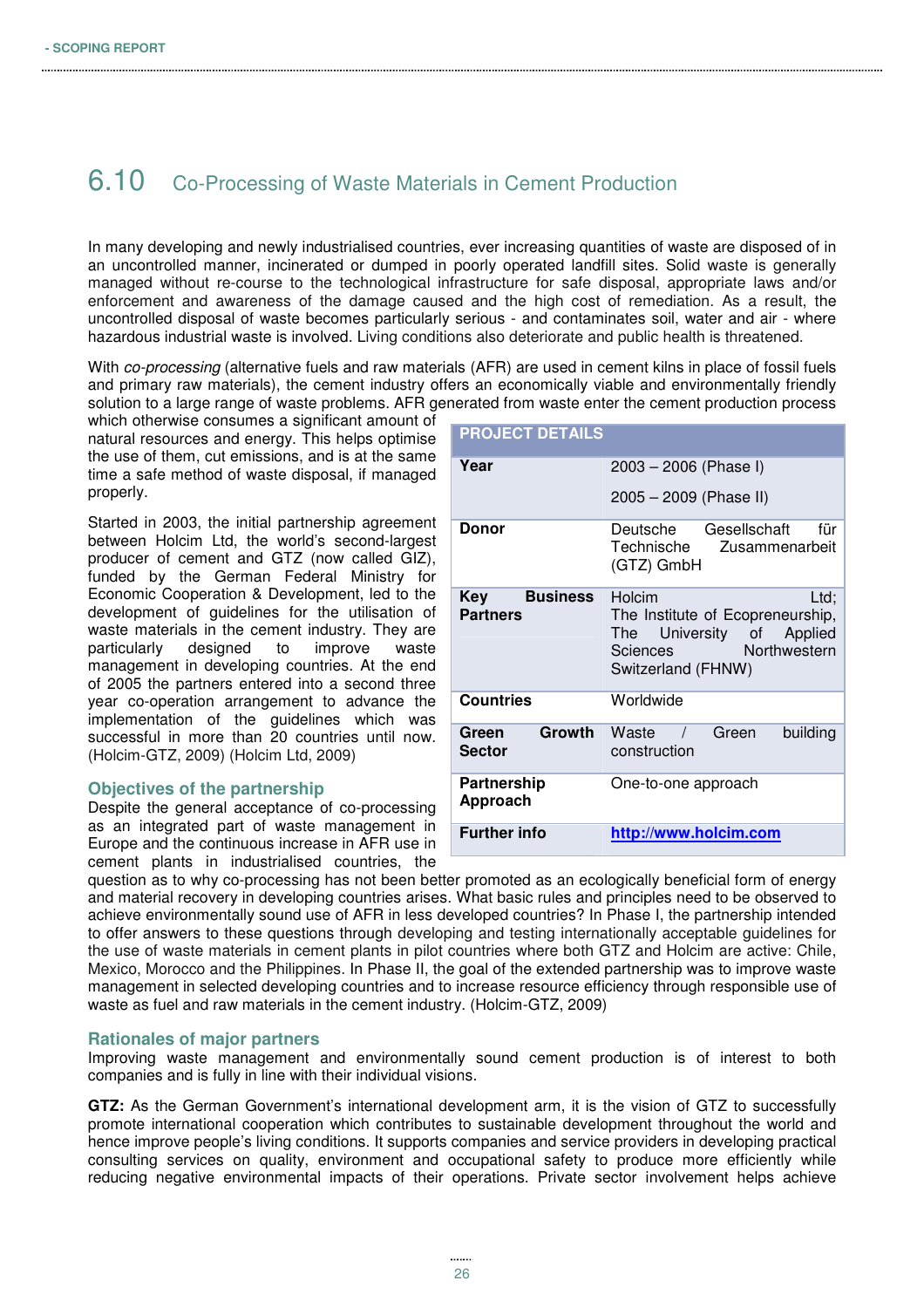## 6.10 Co-Processing of Waste Materials in Cement Production

In many developing and newly industrialised countries, ever increasing quantities of waste are disposed of in an uncontrolled manner, incinerated or dumped in poorly operated landfill sites. Solid waste is generally managed without re-course to the technological infrastructure for safe disposal, appropriate laws and/or enforcement and awareness of the damage caused and the high cost of remediation. As a result, the uncontrolled disposal of waste becomes particularly serious - and contaminates soil, water and air - where hazardous industrial waste is involved. Living conditions also deteriorate and public health is threatened.

With *co-processing* (alternative fuels and raw materials (AFR) are used in cement kilns in place of fossil fuels and primary raw materials), the cement industry offers an economically viable and environmentally friendly solution to a large range of waste problems. AFR generated from waste enter the cement production process which otherwise consumes a significant amount of natural resources and energy. This helps optimise the use of them, cut emissions, and is at the same time a safe method of waste disposal, if managed properly.

| PROJECT DETAILS | |
|---|---|
| **Year** | 2003 – 2006 (Phase I)<br>2005 – 2009 (Phase II) |
| **Donor** | Deutsche Gesellschaft für Technische Zusammenarbeit (GTZ) GmbH |
| **Key Business Partners** | Holcim Ltd; The Institute of Ecopreneurship, The University of Applied Sciences Northwestern Switzerland (FHNW) |
| **Countries** | Worldwide |
| **Green Growth Sector** | Waste / Green building construction |
| **Partnership Approach** | One-to-one approach |
| **Further info** | http://www.holcim.com |

Started in 2003, the initial partnership agreement between Holcim Ltd, the world's second-largest producer of cement and GTZ (now called GIZ), funded by the German Federal Ministry for Economic Cooperation & Development, led to the development of guidelines for the utilisation of waste materials in the cement industry. They are particularly designed to improve waste management in developing countries. At the end of 2005 the partners entered into a second three year co-operation arrangement to advance the implementation of the guidelines which was successful in more than 20 countries until now. (Holcim-GTZ, 2009) (Holcim Ltd, 2009)

### Objectives of the partnership

Despite the general acceptance of co-processing as an integrated part of waste management in Europe and the continuous increase in AFR use in cement plants in industrialised countries, the question as to why co-processing has not been better promoted as an ecologically beneficial form of energy and material recovery in developing countries arises. What basic rules and principles need to be observed to achieve environmentally sound use of AFR in less developed countries? In Phase I, the partnership intended to offer answers to these questions through developing and testing internationally acceptable guidelines for the use of waste materials in cement plants in pilot countries where both GTZ and Holcim are active: Chile, Mexico, Morocco and the Philippines. In Phase II, the goal of the extended partnership was to improve waste management in selected developing countries and to increase resource efficiency through responsible use of waste as fuel and raw materials in the cement industry. (Holcim-GTZ, 2009)

### Rationales of major partners

Improving waste management and environmentally sound cement production is of interest to both companies and is fully in line with their individual visions.

**GTZ:** As the German Government's international development arm, it is the vision of GTZ to successfully promote international cooperation which contributes to sustainable development throughout the world and hence improve people's living conditions. It supports companies and service providers in developing practical consulting services on quality, environment and occupational safety to produce more efficiently while reducing negative environmental impacts of their operations. Private sector involvement helps achieve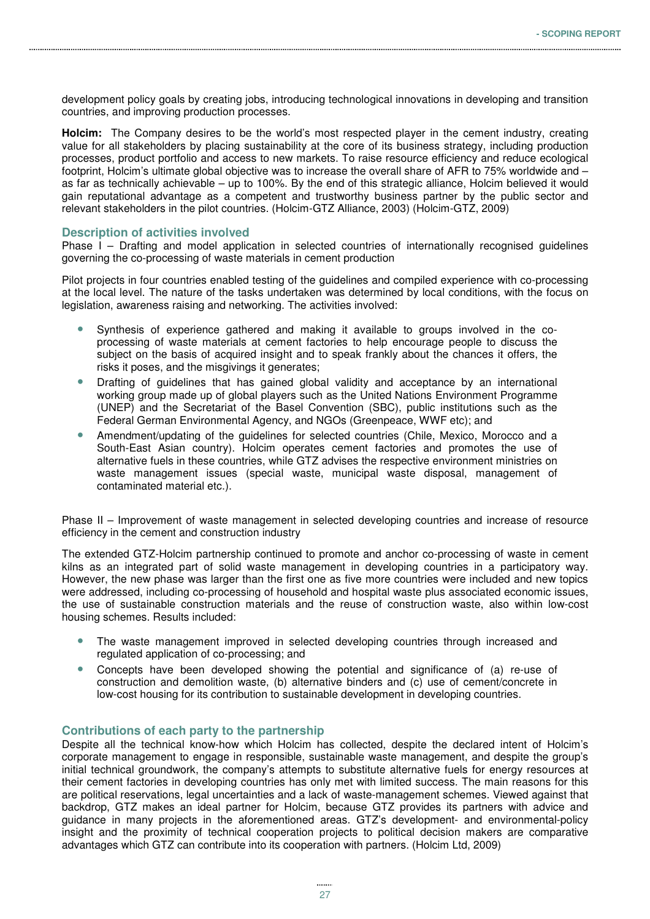development policy goals by creating jobs, introducing technological innovations in developing and transition countries, and improving production processes.

**Holcim:** The Company desires to be the world's most respected player in the cement industry, creating value for all stakeholders by placing sustainability at the core of its business strategy, including production processes, product portfolio and access to new markets. To raise resource efficiency and reduce ecological footprint, Holcim's ultimate global objective was to increase the overall share of AFR to 75% worldwide and – as far as technically achievable – up to 100%. By the end of this strategic alliance, Holcim believed it would gain reputational advantage as a competent and trustworthy business partner by the public sector and relevant stakeholders in the pilot countries. (Holcim-GTZ Alliance, 2003) (Holcim-GTZ, 2009)

### Description of activities involved

Phase I – Drafting and model application in selected countries of internationally recognised guidelines governing the co-processing of waste materials in cement production

Pilot projects in four countries enabled testing of the guidelines and compiled experience with co-processing at the local level. The nature of the tasks undertaken was determined by local conditions, with the focus on legislation, awareness raising and networking. The activities involved:

- Synthesis of experience gathered and making it available to groups involved in the co-processing of waste materials at cement factories to help encourage people to discuss the subject on the basis of acquired insight and to speak frankly about the chances it offers, the risks it poses, and the misgivings it generates;
- Drafting of guidelines that has gained global validity and acceptance by an international working group made up of global players such as the United Nations Environment Programme (UNEP) and the Secretariat of the Basel Convention (SBC), public institutions such as the Federal German Environmental Agency, and NGOs (Greenpeace, WWF etc); and
- Amendment/updating of the guidelines for selected countries (Chile, Mexico, Morocco and a South-East Asian country). Holcim operates cement factories and promotes the use of alternative fuels in these countries, while GTZ advises the respective environment ministries on waste management issues (special waste, municipal waste disposal, management of contaminated material etc.).

Phase II – Improvement of waste management in selected developing countries and increase of resource efficiency in the cement and construction industry

The extended GTZ-Holcim partnership continued to promote and anchor co-processing of waste in cement kilns as an integrated part of solid waste management in developing countries in a participatory way. However, the new phase was larger than the first one as five more countries were included and new topics were addressed, including co-processing of household and hospital waste plus associated economic issues, the use of sustainable construction materials and the reuse of construction waste, also within low-cost housing schemes. Results included:

- The waste management improved in selected developing countries through increased and regulated application of co-processing; and
- Concepts have been developed showing the potential and significance of (a) re-use of construction and demolition waste, (b) alternative binders and (c) use of cement/concrete in low-cost housing for its contribution to sustainable development in developing countries.

### Contributions of each party to the partnership

Despite all the technical know-how which Holcim has collected, despite the declared intent of Holcim's corporate management to engage in responsible, sustainable waste management, and despite the group's initial technical groundwork, the company's attempts to substitute alternative fuels for energy resources at their cement factories in developing countries has only met with limited success. The main reasons for this are political reservations, legal uncertainties and a lack of waste-management schemes. Viewed against that backdrop, GTZ makes an ideal partner for Holcim, because GTZ provides its partners with advice and guidance in many projects in the aforementioned areas. GTZ's development- and environmental-policy insight and the proximity of technical cooperation projects to political decision makers are comparative advantages which GTZ can contribute into its cooperation with partners. (Holcim Ltd, 2009)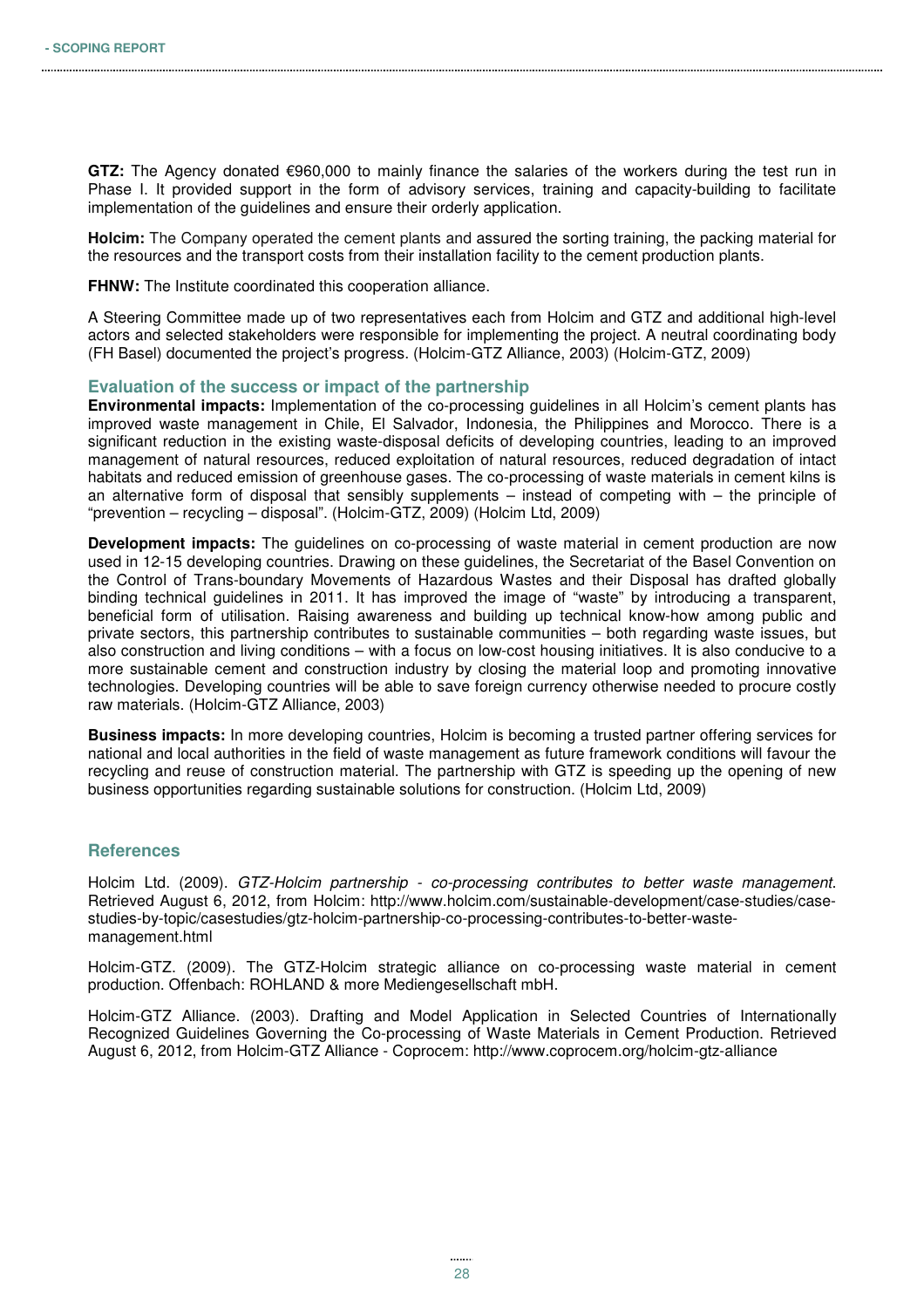**GTZ:** The Agency donated €960,000 to mainly finance the salaries of the workers during the test run in Phase I. It provided support in the form of advisory services, training and capacity-building to facilitate implementation of the guidelines and ensure their orderly application.

**Holcim:** The Company operated the cement plants and assured the sorting training, the packing material for the resources and the transport costs from their installation facility to the cement production plants.

**FHNW:** The Institute coordinated this cooperation alliance.

A Steering Committee made up of two representatives each from Holcim and GTZ and additional high-level actors and selected stakeholders were responsible for implementing the project. A neutral coordinating body (FH Basel) documented the project's progress. (Holcim-GTZ Alliance, 2003) (Holcim-GTZ, 2009)

### Evaluation of the success or impact of the partnership

**Environmental impacts:** Implementation of the co-processing guidelines in all Holcim's cement plants has improved waste management in Chile, El Salvador, Indonesia, the Philippines and Morocco. There is a significant reduction in the existing waste-disposal deficits of developing countries, leading to an improved management of natural resources, reduced exploitation of natural resources, reduced degradation of intact habitats and reduced emission of greenhouse gases. The co-processing of waste materials in cement kilns is an alternative form of disposal that sensibly supplements – instead of competing with – the principle of "prevention – recycling – disposal". (Holcim-GTZ, 2009) (Holcim Ltd, 2009)

**Development impacts:** The guidelines on co-processing of waste material in cement production are now used in 12-15 developing countries. Drawing on these guidelines, the Secretariat of the Basel Convention on the Control of Trans-boundary Movements of Hazardous Wastes and their Disposal has drafted globally binding technical guidelines in 2011. It has improved the image of "waste" by introducing a transparent, beneficial form of utilisation. Raising awareness and building up technical know-how among public and private sectors, this partnership contributes to sustainable communities – both regarding waste issues, but also construction and living conditions – with a focus on low-cost housing initiatives. It is also conducive to a more sustainable cement and construction industry by closing the material loop and promoting innovative technologies. Developing countries will be able to save foreign currency otherwise needed to procure costly raw materials. (Holcim-GTZ Alliance, 2003)

**Business impacts:** In more developing countries, Holcim is becoming a trusted partner offering services for national and local authorities in the field of waste management as future framework conditions will favour the recycling and reuse of construction material. The partnership with GTZ is speeding up the opening of new business opportunities regarding sustainable solutions for construction. (Holcim Ltd, 2009)

### References

Holcim Ltd. (2009). *GTZ-Holcim partnership - co-processing contributes to better waste management*. Retrieved August 6, 2012, from Holcim: http://www.holcim.com/sustainable-development/case-studies/case-studies-by-topic/casestudies/gtz-holcim-partnership-co-processing-contributes-to-better-waste-management.html

Holcim-GTZ. (2009). The GTZ-Holcim strategic alliance on co-processing waste material in cement production. Offenbach: ROHLAND & more Mediengesellschaft mbH.

Holcim-GTZ Alliance. (2003). Drafting and Model Application in Selected Countries of Internationally Recognized Guidelines Governing the Co-processing of Waste Materials in Cement Production. Retrieved August 6, 2012, from Holcim-GTZ Alliance - Coprocem: http://www.coprocem.org/holcim-gtz-alliance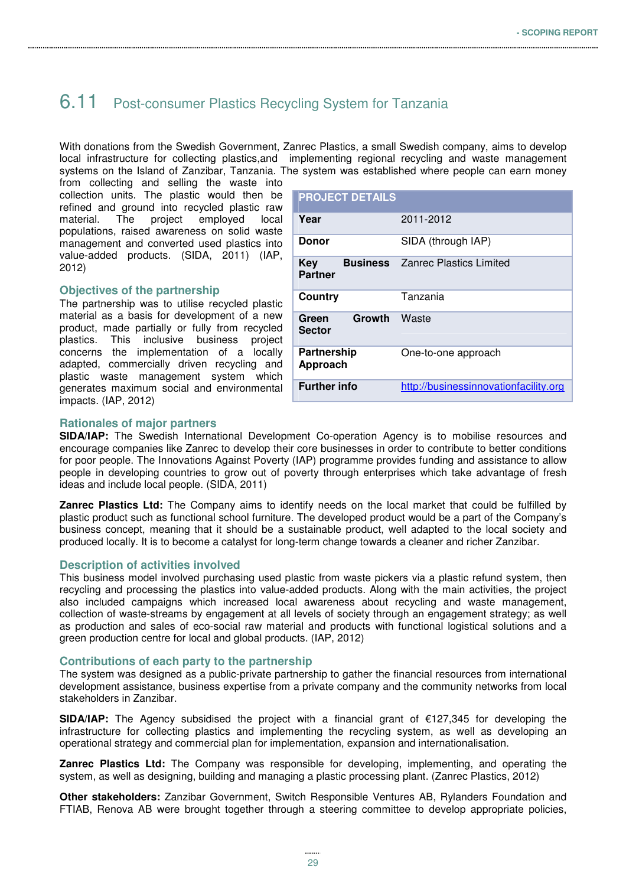## 6.11 Post-consumer Plastics Recycling System for Tanzania

With donations from the Swedish Government, Zanrec Plastics, a small Swedish company, aims to develop local infrastructure for collecting plastics,and implementing regional recycling and waste management systems on the Island of Zanzibar, Tanzania. The system was established where people can earn money from collecting and selling the waste into collection units. The plastic would then be refined and ground into recycled plastic raw material. The project employed local populations, raised awareness on solid waste management and converted used plastics into value-added products. (SIDA, 2011) (IAP, 2012)

| PROJECT DETAILS | |
|---|---|
| **Year** | 2011-2012 |
| **Donor** | SIDA (through IAP) |
| **Key Business Partner** | Zanrec Plastics Limited |
| **Country** | Tanzania |
| **Green Growth Sector** | Waste |
| **Partnership Approach** | One-to-one approach |
| **Further info** | http://businessinnovationfacility.org |

### Objectives of the partnership

The partnership was to utilise recycled plastic material as a basis for development of a new product, made partially or fully from recycled plastics. This inclusive business project concerns the implementation of a locally adapted, commercially driven recycling and plastic waste management system which generates maximum social and environmental impacts. (IAP, 2012)

### Rationales of major partners

**SIDA/IAP:** The Swedish International Development Co-operation Agency is to mobilise resources and encourage companies like Zanrec to develop their core businesses in order to contribute to better conditions for poor people. The Innovations Against Poverty (IAP) programme provides funding and assistance to allow people in developing countries to grow out of poverty through enterprises which take advantage of fresh ideas and include local people. (SIDA, 2011)

**Zanrec Plastics Ltd:** The Company aims to identify needs on the local market that could be fulfilled by plastic product such as functional school furniture. The developed product would be a part of the Company's business concept, meaning that it should be a sustainable product, well adapted to the local society and produced locally. It is to become a catalyst for long-term change towards a cleaner and richer Zanzibar.

### Description of activities involved

This business model involved purchasing used plastic from waste pickers via a plastic refund system, then recycling and processing the plastics into value-added products. Along with the main activities, the project also included campaigns which increased local awareness about recycling and waste management, collection of waste-streams by engagement at all levels of society through an engagement strategy; as well as production and sales of eco-social raw material and products with functional logistical solutions and a green production centre for local and global products. (IAP, 2012)

### Contributions of each party to the partnership

The system was designed as a public-private partnership to gather the financial resources from international development assistance, business expertise from a private company and the community networks from local stakeholders in Zanzibar.

**SIDA/IAP:** The Agency subsidised the project with a financial grant of €127,345 for developing the infrastructure for collecting plastics and implementing the recycling system, as well as developing an operational strategy and commercial plan for implementation, expansion and internationalisation.

**Zanrec Plastics Ltd:** The Company was responsible for developing, implementing, and operating the system, as well as designing, building and managing a plastic processing plant. (Zanrec Plastics, 2012)

**Other stakeholders:** Zanzibar Government, Switch Responsible Ventures AB, Rylanders Foundation and FTIAB, Renova AB were brought together through a steering committee to develop appropriate policies,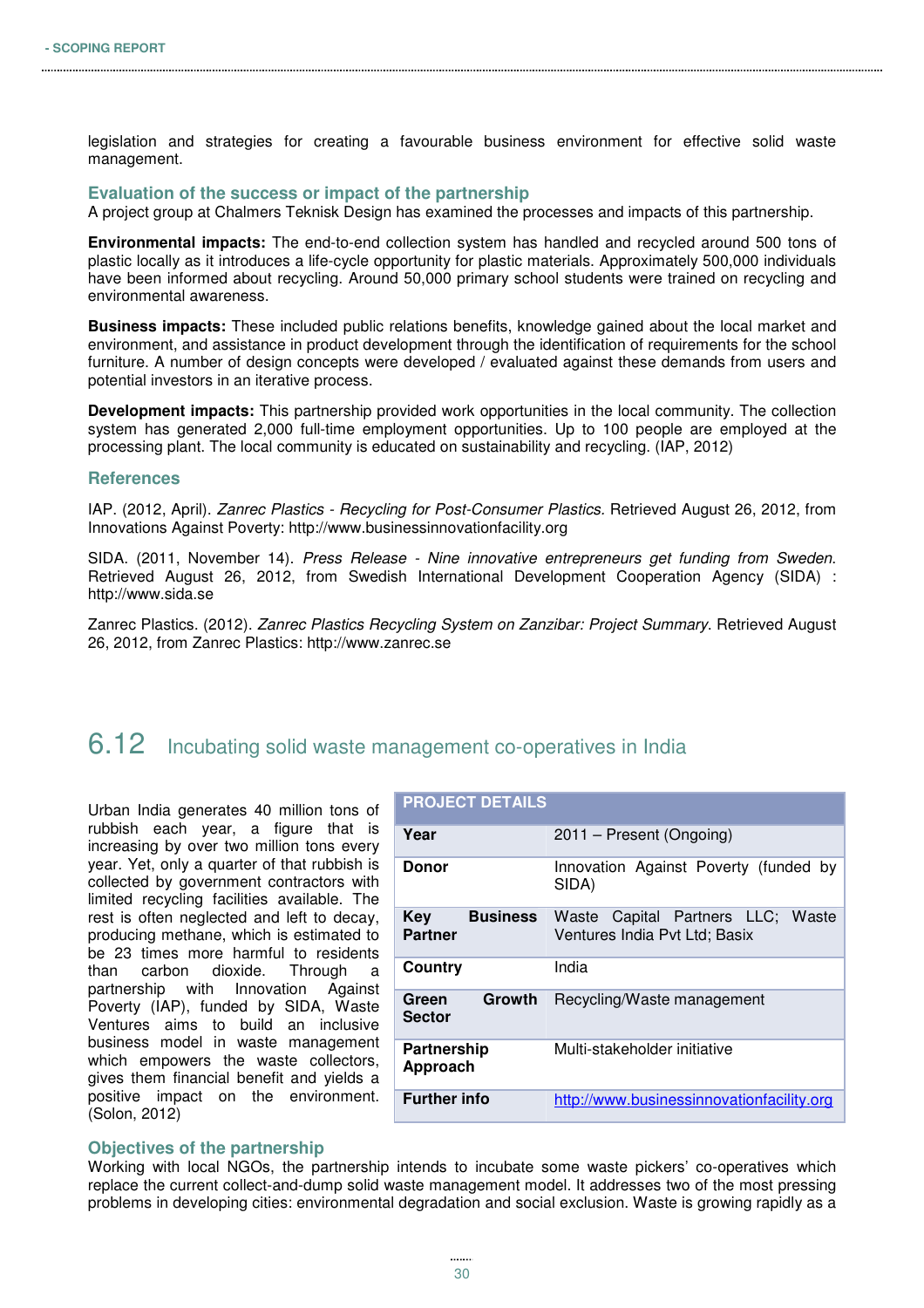legislation and strategies for creating a favourable business environment for effective solid waste management.

### Evaluation of the success or impact of the partnership

A project group at Chalmers Teknisk Design has examined the processes and impacts of this partnership.

**Environmental impacts:** The end-to-end collection system has handled and recycled around 500 tons of plastic locally as it introduces a life-cycle opportunity for plastic materials. Approximately 500,000 individuals have been informed about recycling. Around 50,000 primary school students were trained on recycling and environmental awareness.

**Business impacts:** These included public relations benefits, knowledge gained about the local market and environment, and assistance in product development through the identification of requirements for the school furniture. A number of design concepts were developed / evaluated against these demands from users and potential investors in an iterative process.

**Development impacts:** This partnership provided work opportunities in the local community. The collection system has generated 2,000 full-time employment opportunities. Up to 100 people are employed at the processing plant. The local community is educated on sustainability and recycling. (IAP, 2012)

### References

IAP. (2012, April). *Zanrec Plastics - Recycling for Post-Consumer Plastics*. Retrieved August 26, 2012, from Innovations Against Poverty: http://www.businessinnovationfacility.org

SIDA. (2011, November 14). *Press Release - Nine innovative entrepreneurs get funding from Sweden*. Retrieved August 26, 2012, from Swedish International Development Cooperation Agency (SIDA) : http://www.sida.se

Zanrec Plastics. (2012). *Zanrec Plastics Recycling System on Zanzibar: Project Summary*. Retrieved August 26, 2012, from Zanrec Plastics: http://www.zanrec.se

## 6.12 Incubating solid waste management co-operatives in India

Urban India generates 40 million tons of rubbish each year, a figure that is increasing by over two million tons every year. Yet, only a quarter of that rubbish is collected by government contractors with limited recycling facilities available. The rest is often neglected and left to decay, producing methane, which is estimated to be 23 times more harmful to residents than carbon dioxide. Through a partnership with Innovation Against Poverty (IAP), funded by SIDA, Waste Ventures aims to build an inclusive business model in waste management which empowers the waste collectors, gives them financial benefit and yields a positive impact on the environment. (Solon, 2012)

| PROJECT DETAILS | |
|---|---|
| **Year** | 2011 – Present (Ongoing) |
| **Donor** | Innovation Against Poverty (funded by SIDA) |
| **Key Business Partner** | Waste Capital Partners LLC; Waste Ventures India Pvt Ltd; Basix |
| **Country** | India |
| **Green Growth Sector** | Recycling/Waste management |
| **Partnership Approach** | Multi-stakeholder initiative |
| **Further info** | http://www.businessinnovationfacility.org |

### Objectives of the partnership

Working with local NGOs, the partnership intends to incubate some waste pickers' co-operatives which replace the current collect-and-dump solid waste management model. It addresses two of the most pressing problems in developing cities: environmental degradation and social exclusion. Waste is growing rapidly as a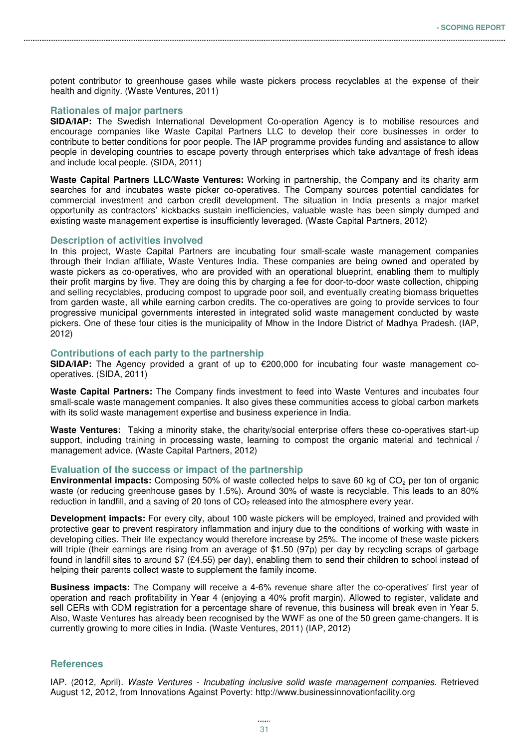potent contributor to greenhouse gases while waste pickers process recyclables at the expense of their health and dignity. (Waste Ventures, 2011)

### Rationales of major partners

**SIDA/IAP:** The Swedish International Development Co-operation Agency is to mobilise resources and encourage companies like Waste Capital Partners LLC to develop their core businesses in order to contribute to better conditions for poor people. The IAP programme provides funding and assistance to allow people in developing countries to escape poverty through enterprises which take advantage of fresh ideas and include local people. (SIDA, 2011)

**Waste Capital Partners LLC/Waste Ventures:** Working in partnership, the Company and its charity arm searches for and incubates waste picker co-operatives. The Company sources potential candidates for commercial investment and carbon credit development. The situation in India presents a major market opportunity as contractors' kickbacks sustain inefficiencies, valuable waste has been simply dumped and existing waste management expertise is insufficiently leveraged. (Waste Capital Partners, 2012)

### Description of activities involved

In this project, Waste Capital Partners are incubating four small-scale waste management companies through their Indian affiliate, Waste Ventures India. These companies are being owned and operated by waste pickers as co-operatives, who are provided with an operational blueprint, enabling them to multiply their profit margins by five. They are doing this by charging a fee for door-to-door waste collection, chipping and selling recyclables, producing compost to upgrade poor soil, and eventually creating biomass briquettes from garden waste, all while earning carbon credits. The co-operatives are going to provide services to four progressive municipal governments interested in integrated solid waste management conducted by waste pickers. One of these four cities is the municipality of Mhow in the Indore District of Madhya Pradesh. (IAP, 2012)

### Contributions of each party to the partnership

**SIDA/IAP:** The Agency provided a grant of up to €200,000 for incubating four waste management co-operatives. (SIDA, 2011)

**Waste Capital Partners:** The Company finds investment to feed into Waste Ventures and incubates four small-scale waste management companies. It also gives these communities access to global carbon markets with its solid waste management expertise and business experience in India.

**Waste Ventures:** Taking a minority stake, the charity/social enterprise offers these co-operatives start-up support, including training in processing waste, learning to compost the organic material and technical / management advice. (Waste Capital Partners, 2012)

### Evaluation of the success or impact of the partnership

**Environmental impacts:** Composing 50% of waste collected helps to save 60 kg of $CO_2$ per ton of organic waste (or reducing greenhouse gases by 1.5%). Around 30% of waste is recyclable. This leads to an 80% reduction in landfill, and a saving of 20 tons of $CO_2$ released into the atmosphere every year.

**Development impacts:** For every city, about 100 waste pickers will be employed, trained and provided with protective gear to prevent respiratory inflammation and injury due to the conditions of working with waste in developing cities. Their life expectancy would therefore increase by 25%. The income of these waste pickers will triple (their earnings are rising from an average of $1.50 (97p) per day by recycling scraps of garbage found in landfill sites to around $7 (£4.55) per day), enabling them to send their children to school instead of helping their parents collect waste to supplement the family income.

**Business impacts:** The Company will receive a 4-6% revenue share after the co-operatives' first year of operation and reach profitability in Year 4 (enjoying a 40% profit margin). Allowed to register, validate and sell CERs with CDM registration for a percentage share of revenue, this business will break even in Year 5. Also, Waste Ventures has already been recognised by the WWF as one of the 50 green game-changers. It is currently growing to more cities in India. (Waste Ventures, 2011) (IAP, 2012)

### References

IAP. (2012, April). *Waste Ventures - Incubating inclusive solid waste management companies*. Retrieved August 12, 2012, from Innovations Against Poverty: http://www.businessinnovationfacility.org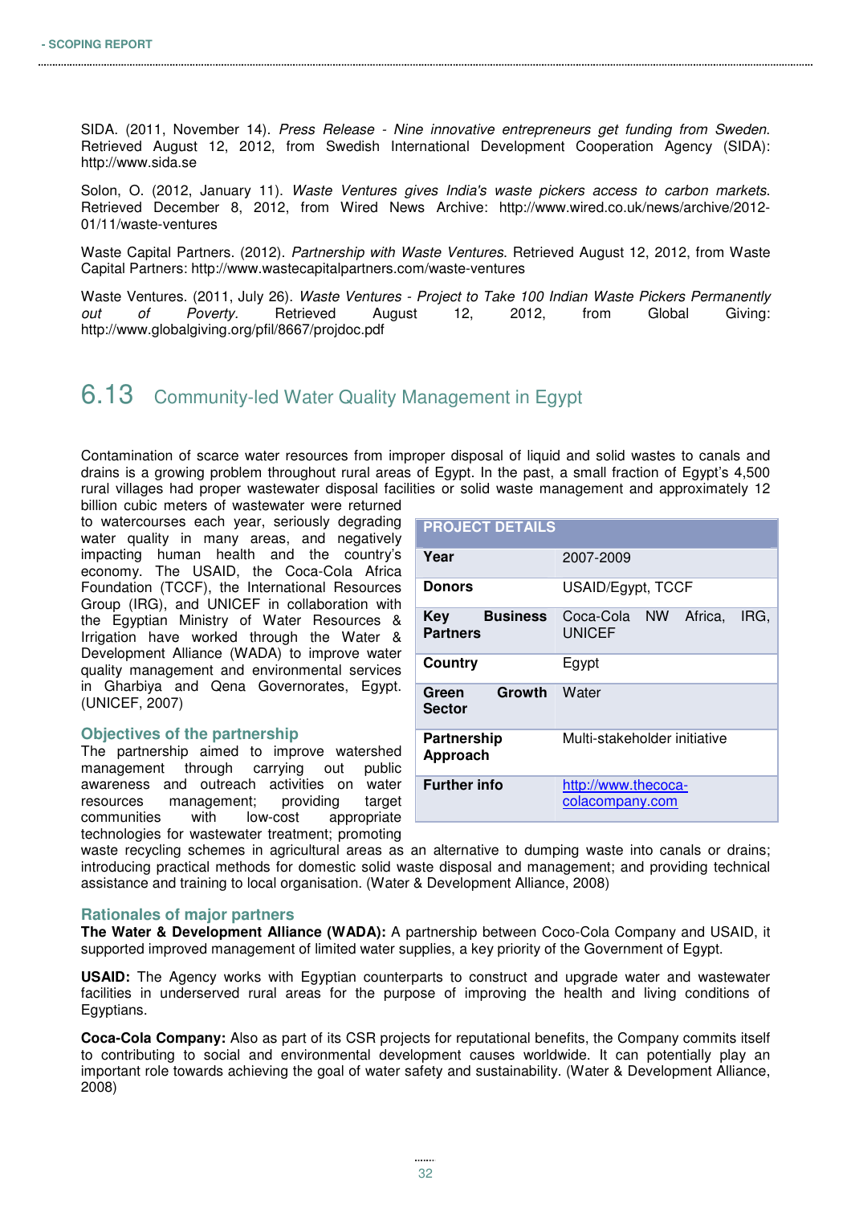SIDA. (2011, November 14). *Press Release - Nine innovative entrepreneurs get funding from Sweden*. Retrieved August 12, 2012, from Swedish International Development Cooperation Agency (SIDA): http://www.sida.se

Solon, O. (2012, January 11). *Waste Ventures gives India's waste pickers access to carbon markets*. Retrieved December 8, 2012, from Wired News Archive: http://www.wired.co.uk/news/archive/2012-01/11/waste-ventures

Waste Capital Partners. (2012). *Partnership with Waste Ventures*. Retrieved August 12, 2012, from Waste Capital Partners: http://www.wastecapitalpartners.com/waste-ventures

Waste Ventures. (2011, July 26). *Waste Ventures - Project to Take 100 Indian Waste Pickers Permanently out of Poverty*. Retrieved August 12, 2012, from Global Giving: http://www.globalgiving.org/pfil/8667/projdoc.pdf

## 6.13 Community-led Water Quality Management in Egypt

Contamination of scarce water resources from improper disposal of liquid and solid wastes to canals and drains is a growing problem throughout rural areas of Egypt. In the past, a small fraction of Egypt's 4,500 rural villages had proper wastewater disposal facilities or solid waste management and approximately 12 billion cubic meters of wastewater were returned to watercourses each year, seriously degrading water quality in many areas, and negatively impacting human health and the country's economy. The USAID, the Coca-Cola Africa Foundation (TCCF), the International Resources Group (IRG), and UNICEF in collaboration with the Egyptian Ministry of Water Resources & Irrigation have worked through the Water & Development Alliance (WADA) to improve water quality management and environmental services in Gharbiya and Qena Governorates, Egypt. (UNICEF, 2007)

| PROJECT DETAILS | |
|---|---|
| **Year** | 2007-2009 |
| **Donors** | USAID/Egypt, TCCF |
| **Key Business Partners** | Coca-Cola NW Africa, IRG, UNICEF |
| **Country** | Egypt |
| **Green Growth Sector** | Water |
| **Partnership Approach** | Multi-stakeholder initiative |
| **Further info** | http://www.thecoca-colacompany.com |

### Objectives of the partnership

The partnership aimed to improve watershed management through carrying out public awareness and outreach activities on water resources management; providing target communities with low-cost appropriate technologies for wastewater treatment; promoting waste recycling schemes in agricultural areas as an alternative to dumping waste into canals or drains; introducing practical methods for domestic solid waste disposal and management; and providing technical assistance and training to local organisation. (Water & Development Alliance, 2008)

### Rationales of major partners

**The Water & Development Alliance (WADA):** A partnership between Coco-Cola Company and USAID, it supported improved management of limited water supplies, a key priority of the Government of Egypt.

**USAID:** The Agency works with Egyptian counterparts to construct and upgrade water and wastewater facilities in underserved rural areas for the purpose of improving the health and living conditions of Egyptians.

**Coca-Cola Company:** Also as part of its CSR projects for reputational benefits, the Company commits itself to contributing to social and environmental development causes worldwide. It can potentially play an important role towards achieving the goal of water safety and sustainability. (Water & Development Alliance, 2008)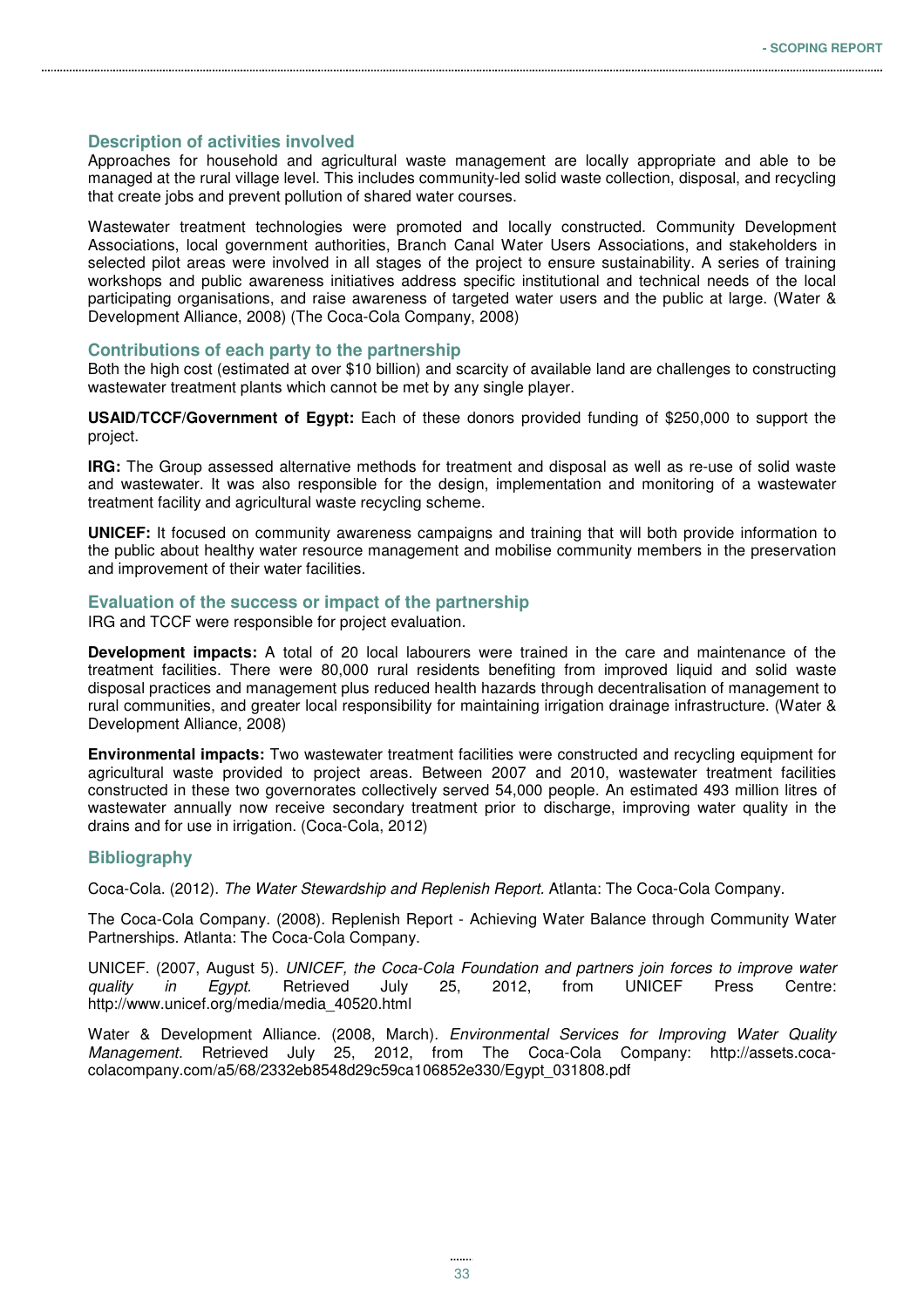### Description of activities involved

Approaches for household and agricultural waste management are locally appropriate and able to be managed at the rural village level. This includes community-led solid waste collection, disposal, and recycling that create jobs and prevent pollution of shared water courses.

Wastewater treatment technologies were promoted and locally constructed. Community Development Associations, local government authorities, Branch Canal Water Users Associations, and stakeholders in selected pilot areas were involved in all stages of the project to ensure sustainability. A series of training workshops and public awareness initiatives address specific institutional and technical needs of the local participating organisations, and raise awareness of targeted water users and the public at large. (Water & Development Alliance, 2008) (The Coca-Cola Company, 2008)

### Contributions of each party to the partnership

Both the high cost (estimated at over $10 billion) and scarcity of available land are challenges to constructing wastewater treatment plants which cannot be met by any single player.

**USAID/TCCF/Government of Egypt:** Each of these donors provided funding of $250,000 to support the project.

**IRG:** The Group assessed alternative methods for treatment and disposal as well as re-use of solid waste and wastewater. It was also responsible for the design, implementation and monitoring of a wastewater treatment facility and agricultural waste recycling scheme.

**UNICEF:** It focused on community awareness campaigns and training that will both provide information to the public about healthy water resource management and mobilise community members in the preservation and improvement of their water facilities.

### Evaluation of the success or impact of the partnership

IRG and TCCF were responsible for project evaluation.

**Development impacts:** A total of 20 local labourers were trained in the care and maintenance of the treatment facilities. There were 80,000 rural residents benefiting from improved liquid and solid waste disposal practices and management plus reduced health hazards through decentralisation of management to rural communities, and greater local responsibility for maintaining irrigation drainage infrastructure. (Water & Development Alliance, 2008)

**Environmental impacts:** Two wastewater treatment facilities were constructed and recycling equipment for agricultural waste provided to project areas. Between 2007 and 2010, wastewater treatment facilities constructed in these two governorates collectively served 54,000 people. An estimated 493 million litres of wastewater annually now receive secondary treatment prior to discharge, improving water quality in the drains and for use in irrigation. (Coca-Cola, 2012)

### Bibliography

Coca-Cola. (2012). *The Water Stewardship and Replenish Report.* Atlanta: The Coca-Cola Company.

The Coca-Cola Company. (2008). Replenish Report - Achieving Water Balance through Community Water Partnerships. Atlanta: The Coca-Cola Company.

UNICEF. (2007, August 5). *UNICEF, the Coca-Cola Foundation and partners join forces to improve water quality in Egypt.* Retrieved July 25, 2012, from UNICEF Press Centre: http://www.unicef.org/media/media_40520.html

Water & Development Alliance. (2008, March). *Environmental Services for Improving Water Quality Management.* Retrieved July 25, 2012, from The Coca-Cola Company: http://assets.coca-colacompany.com/a5/68/2332eb8548d29c59ca106852e330/Egypt_031808.pdf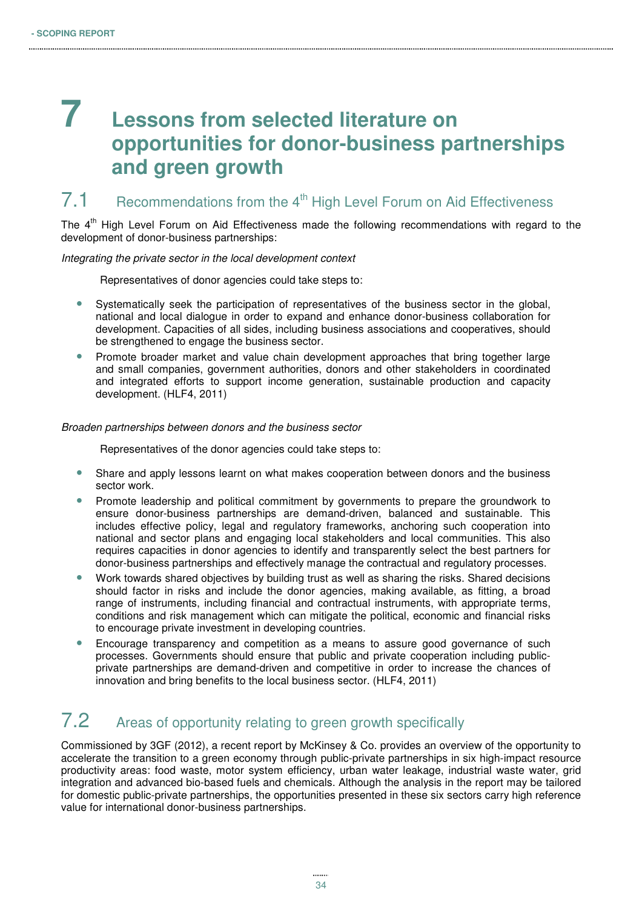# 7 Lessons from selected literature on opportunities for donor-business partnerships and green growth

## 7.1 Recommendations from the 4th High Level Forum on Aid Effectiveness

The 4th High Level Forum on Aid Effectiveness made the following recommendations with regard to the development of donor-business partnerships:

*Integrating the private sector in the local development context*

Representatives of donor agencies could take steps to:

- Systematically seek the participation of representatives of the business sector in the global, national and local dialogue in order to expand and enhance donor-business collaboration for development. Capacities of all sides, including business associations and cooperatives, should be strengthened to engage the business sector.
- Promote broader market and value chain development approaches that bring together large and small companies, government authorities, donors and other stakeholders in coordinated and integrated efforts to support income generation, sustainable production and capacity development. (HLF4, 2011)

*Broaden partnerships between donors and the business sector*

Representatives of the donor agencies could take steps to:

- Share and apply lessons learnt on what makes cooperation between donors and the business sector work.
- Promote leadership and political commitment by governments to prepare the groundwork to ensure donor-business partnerships are demand-driven, balanced and sustainable. This includes effective policy, legal and regulatory frameworks, anchoring such cooperation into national and sector plans and engaging local stakeholders and local communities. This also requires capacities in donor agencies to identify and transparently select the best partners for donor-business partnerships and effectively manage the contractual and regulatory processes.
- Work towards shared objectives by building trust as well as sharing the risks. Shared decisions should factor in risks and include the donor agencies, making available, as fitting, a broad range of instruments, including financial and contractual instruments, with appropriate terms, conditions and risk management which can mitigate the political, economic and financial risks to encourage private investment in developing countries.
- Encourage transparency and competition as a means to assure good governance of such processes. Governments should ensure that public and private cooperation including public-private partnerships are demand-driven and competitive in order to increase the chances of innovation and bring benefits to the local business sector. (HLF4, 2011)

## 7.2 Areas of opportunity relating to green growth specifically

Commissioned by 3GF (2012), a recent report by McKinsey & Co. provides an overview of the opportunity to accelerate the transition to a green economy through public-private partnerships in six high-impact resource productivity areas: food waste, motor system efficiency, urban water leakage, industrial waste water, grid integration and advanced bio-based fuels and chemicals. Although the analysis in the report may be tailored for domestic public-private partnerships, the opportunities presented in these six sectors carry high reference value for international donor-business partnerships.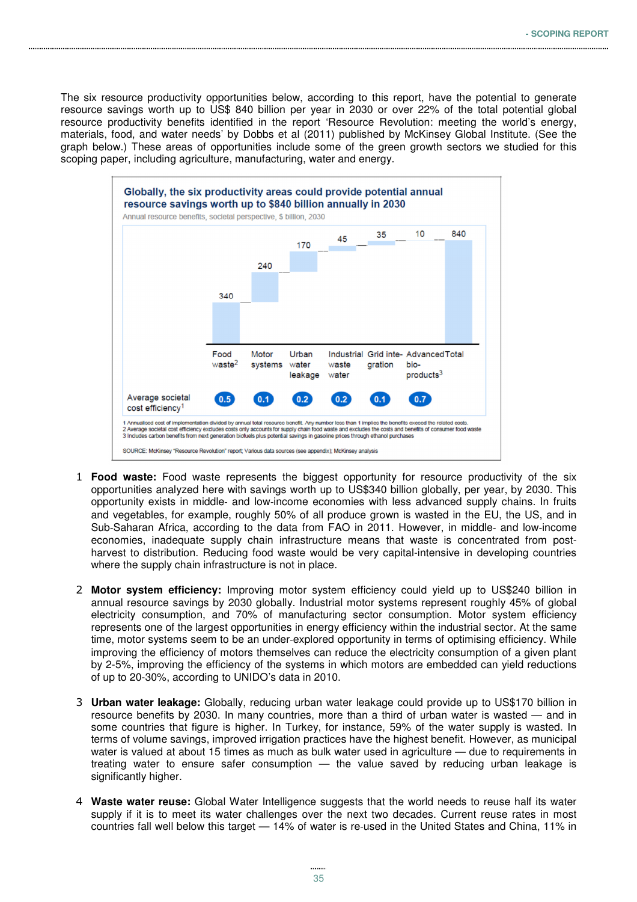The six resource productivity opportunities below, according to this report, have the potential to generate resource savings worth up to US$ 840 billion per year in 2030 or over 22% of the total potential global resource productivity benefits identified in the report 'Resource Revolution: meeting the world's energy, materials, food, and water needs' by Dobbs et al (2011) published by McKinsey Global Institute. (See the graph below.) These areas of opportunities include some of the green growth sectors we studied for this scoping paper, including agriculture, manufacturing, water and energy.

**Globally, the six productivity areas could provide potential annual resource savings worth up to $840 billion annually in 2030**

Annual resource benefits, societal perspective, $ billion, 2030

| | Food waste[2] | Motor systems | Urban water leakage | Industrial waste water | Grid integration | Advanced bio-products[3] | Total |
|---|---|---|---|---|---|---|---|
| Annual resource benefits ($ billion) | 340 | 240 | 170 | 45 | 35 | 10 | 840 |
| Average societal cost efficiency[1] | 0.5 | 0.1 | 0.2 | 0.2 | 0.1 | 0.7 | |

1 Annualised cost of implementation divided by annual total resource benefit. Any number less than 1 implies the benefits exceed the related costs.
2 Average societal cost efficiency excludes costs only accounts for supply chain food waste and excludes the costs and benefits of consumer food waste
3 Includes carbon benefits from next generation biofuels plus potential savings in gasoline prices through ethanol purchases

SOURCE: McKinsey "Resource Revolution" report; Various data sources (see appendix); McKinsey analysis

1. **Food waste:** Food waste represents the biggest opportunity for resource productivity of the six opportunities analyzed here with savings worth up to US$340 billion globally, per year, by 2030. This opportunity exists in middle- and low-income economies with less advanced supply chains. In fruits and vegetables, for example, roughly 50% of all produce grown is wasted in the EU, the US, and in Sub-Saharan Africa, according to the data from FAO in 2011. However, in middle- and low-income economies, inadequate supply chain infrastructure means that waste is concentrated from post-harvest to distribution. Reducing food waste would be very capital-intensive in developing countries where the supply chain infrastructure is not in place.

2. **Motor system efficiency:** Improving motor system efficiency could yield up to US$240 billion in annual resource savings by 2030 globally. Industrial motor systems represent roughly 45% of global electricity consumption, and 70% of manufacturing sector consumption. Motor system efficiency represents one of the largest opportunities in energy efficiency within the industrial sector. At the same time, motor systems seem to be an under-explored opportunity in terms of optimising efficiency. While improving the efficiency of motors themselves can reduce the electricity consumption of a given plant by 2-5%, improving the efficiency of the systems in which motors are embedded can yield reductions of up to 20-30%, according to UNIDO's data in 2010.

3. **Urban water leakage:** Globally, reducing urban water leakage could provide up to US$170 billion in resource benefits by 2030. In many countries, more than a third of urban water is wasted — and in some countries that figure is higher. In Turkey, for instance, 59% of the water supply is wasted. In terms of volume savings, improved irrigation practices have the highest benefit. However, as municipal water is valued at about 15 times as much as bulk water used in agriculture — due to requirements in treating water to ensure safer consumption — the value saved by reducing urban leakage is significantly higher.

4. **Waste water reuse:** Global Water Intelligence suggests that the world needs to reuse half its water supply if it is to meet its water challenges over the next two decades. Current reuse rates in most countries fall well below this target — 14% of water is re-used in the United States and China, 11% in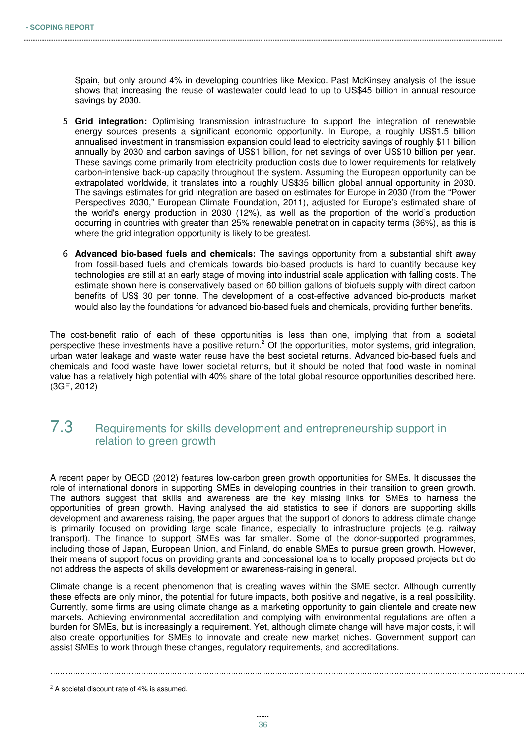Spain, but only around 4% in developing countries like Mexico. Past McKinsey analysis of the issue shows that increasing the reuse of wastewater could lead to up to US$45 billion in annual resource savings by 2030.

5. **Grid integration:** Optimising transmission infrastructure to support the integration of renewable energy sources presents a significant economic opportunity. In Europe, a roughly US$1.5 billion annualised investment in transmission expansion could lead to electricity savings of roughly $11 billion annually by 2030 and carbon savings of US$1 billion, for net savings of over US$10 billion per year. These savings come primarily from electricity production costs due to lower requirements for relatively carbon-intensive back-up capacity throughout the system. Assuming the European opportunity can be extrapolated worldwide, it translates into a roughly US$35 billion global annual opportunity in 2030. The savings estimates for grid integration are based on estimates for Europe in 2030 (from the "Power Perspectives 2030," European Climate Foundation, 2011), adjusted for Europe's estimated share of the world's energy production in 2030 (12%), as well as the proportion of the world's production occurring in countries with greater than 25% renewable penetration in capacity terms (36%), as this is where the grid integration opportunity is likely to be greatest.

6. **Advanced bio-based fuels and chemicals:** The savings opportunity from a substantial shift away from fossil-based fuels and chemicals towards bio-based products is hard to quantify because key technologies are still at an early stage of moving into industrial scale application with falling costs. The estimate shown here is conservatively based on 60 billion gallons of biofuels supply with direct carbon benefits of US$ 30 per tonne. The development of a cost-effective advanced bio-products market would also lay the foundations for advanced bio-based fuels and chemicals, providing further benefits.

The cost-benefit ratio of each of these opportunities is less than one, implying that from a societal perspective these investments have a positive return.[2] Of the opportunities, motor systems, grid integration, urban water leakage and waste water reuse have the best societal returns. Advanced bio-based fuels and chemicals and food waste have lower societal returns, but it should be noted that food waste in nominal value has a relatively high potential with 40% share of the total global resource opportunities described here. (3GF, 2012)

## 7.3 Requirements for skills development and entrepreneurship support in relation to green growth

A recent paper by OECD (2012) features low-carbon green growth opportunities for SMEs. It discusses the role of international donors in supporting SMEs in developing countries in their transition to green growth. The authors suggest that skills and awareness are the key missing links for SMEs to harness the opportunities of green growth. Having analysed the aid statistics to see if donors are supporting skills development and awareness raising, the paper argues that the support of donors to address climate change is primarily focused on providing large scale finance, especially to infrastructure projects (e.g. railway transport). The finance to support SMEs was far smaller. Some of the donor-supported programmes, including those of Japan, European Union, and Finland, do enable SMEs to pursue green growth. However, their means of support focus on providing grants and concessional loans to locally proposed projects but do not address the aspects of skills development or awareness-raising in general.

Climate change is a recent phenomenon that is creating waves within the SME sector. Although currently these effects are only minor, the potential for future impacts, both positive and negative, is a real possibility. Currently, some firms are using climate change as a marketing opportunity to gain clientele and create new markets. Achieving environmental accreditation and complying with environmental regulations are often a burden for SMEs, but is increasingly a requirement. Yet, although climate change will have major costs, it will also create opportunities for SMEs to innovate and create new market niches. Government support can assist SMEs to work through these changes, regulatory requirements, and accreditations.

[2] A societal discount rate of 4% is assumed.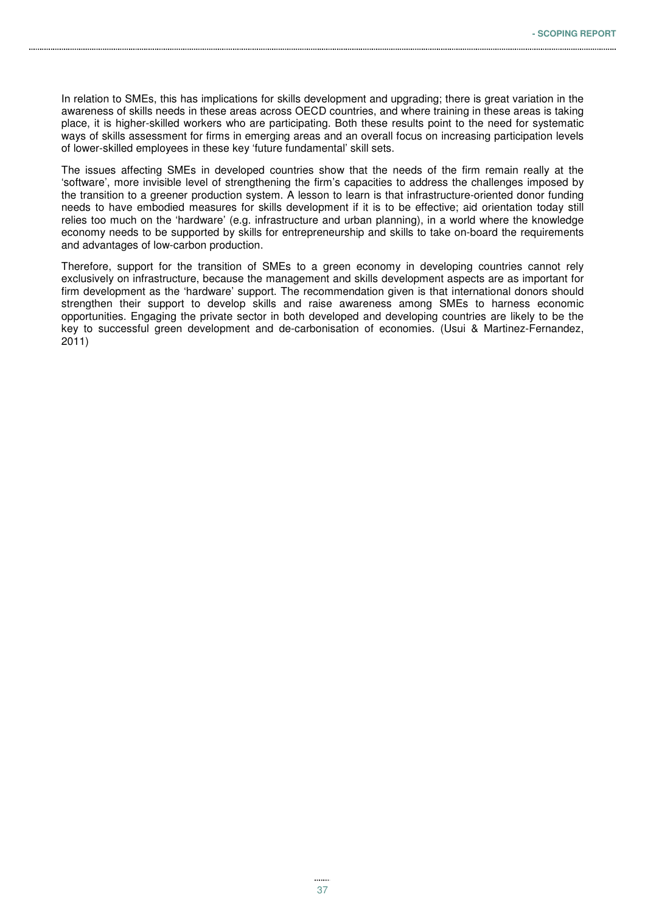In relation to SMEs, this has implications for skills development and upgrading; there is great variation in the awareness of skills needs in these areas across OECD countries, and where training in these areas is taking place, it is higher-skilled workers who are participating. Both these results point to the need for systematic ways of skills assessment for firms in emerging areas and an overall focus on increasing participation levels of lower-skilled employees in these key 'future fundamental' skill sets.

The issues affecting SMEs in developed countries show that the needs of the firm remain really at the 'software', more invisible level of strengthening the firm's capacities to address the challenges imposed by the transition to a greener production system. A lesson to learn is that infrastructure-oriented donor funding needs to have embodied measures for skills development if it is to be effective; aid orientation today still relies too much on the 'hardware' (e.g. infrastructure and urban planning), in a world where the knowledge economy needs to be supported by skills for entrepreneurship and skills to take on-board the requirements and advantages of low-carbon production.

Therefore, support for the transition of SMEs to a green economy in developing countries cannot rely exclusively on infrastructure, because the management and skills development aspects are as important for firm development as the 'hardware' support. The recommendation given is that international donors should strengthen their support to develop skills and raise awareness among SMEs to harness economic opportunities. Engaging the private sector in both developed and developing countries are likely to be the key to successful green development and de-carbonisation of economies. (Usui & Martinez-Fernandez, 2011)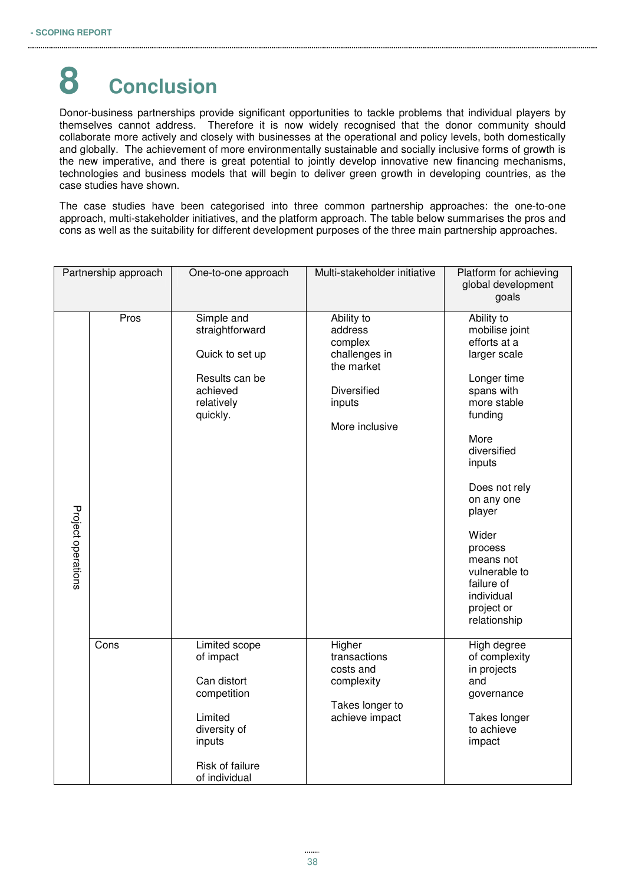# 8 Conclusion

Donor-business partnerships provide significant opportunities to tackle problems that individual players by themselves cannot address. Therefore it is now widely recognised that the donor community should collaborate more actively and closely with businesses at the operational and policy levels, both domestically and globally. The achievement of more environmentally sustainable and socially inclusive forms of growth is the new imperative, and there is great potential to jointly develop innovative new financing mechanisms, technologies and business models that will begin to deliver green growth in developing countries, as the case studies have shown.

The case studies have been categorised into three common partnership approaches: the one-to-one approach, multi-stakeholder initiatives, and the platform approach. The table below summarises the pros and cons as well as the suitability for different development purposes of the three main partnership approaches.

| Partnership approach | | One-to-one approach | Multi-stakeholder initiative | Platform for achieving global development goals |
|---|---|---|---|---|
| Project operations | Pros | Simple and straightforward<br><br>Quick to set up<br><br>Results can be achieved relatively quickly. | Ability to address complex challenges in the market<br><br>Diversified inputs<br><br>More inclusive | Ability to mobilise joint efforts at a larger scale<br><br>Longer time spans with more stable funding<br><br>More diversified inputs<br><br>Does not rely on any one player<br><br>Wider process means not vulnerable to failure of individual project or relationship |
| | Cons | Limited scope of impact<br><br>Can distort competition<br><br>Limited diversity of inputs<br><br>Risk of failure of individual | Higher transactions costs and complexity<br><br>Takes longer to achieve impact | High degree of complexity in projects and governance<br><br>Takes longer to achieve impact |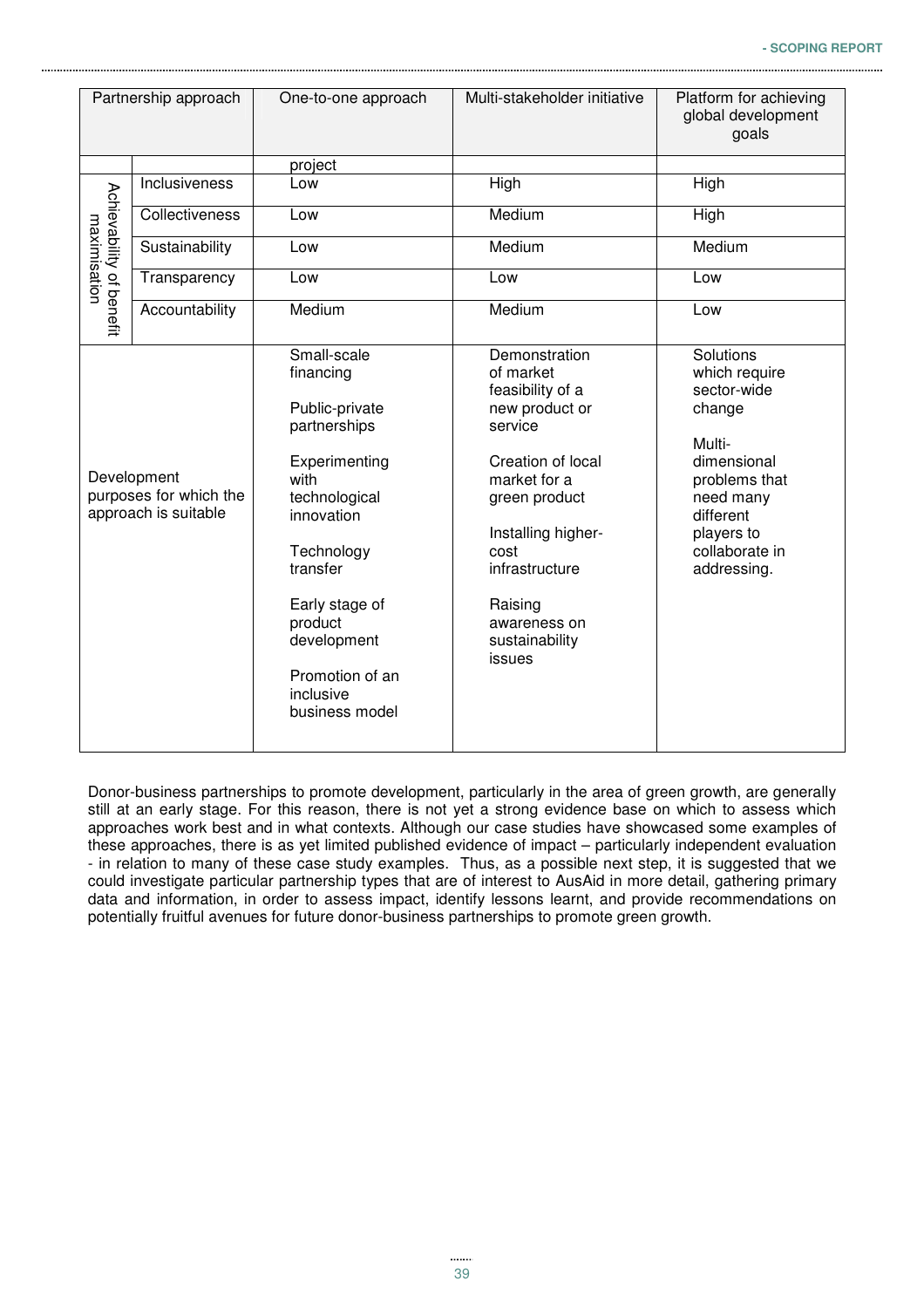| Partnership approach | | One-to-one approach | Multi-stakeholder initiative | Platform for achieving global development goals |
|---|---|---|---|---|
| | | project | | |
| Achievability of benefit maximisation | Inclusiveness | Low | High | High |
| | Collectiveness | Low | Medium | High |
| | Sustainability | Low | Medium | Medium |
| | Transparency | Low | Low | Low |
| | Accountability | Medium | Medium | Low |
| Development purposes for which the approach is suitable | | Small-scale financing<br><br>Public-private partnerships<br><br>Experimenting with technological innovation<br><br>Technology transfer<br><br>Early stage of product development<br><br>Promotion of an inclusive business model | Demonstration of market feasibility of a new product or service<br><br>Creation of local market for a green product<br><br>Installing higher-cost infrastructure<br><br>Raising awareness on sustainability issues | Solutions which require sector-wide change<br><br>Multi-dimensional problems that need many different players to collaborate in addressing. |

Donor-business partnerships to promote development, particularly in the area of green growth, are generally still at an early stage. For this reason, there is not yet a strong evidence base on which to assess which approaches work best and in what contexts. Although our case studies have showcased some examples of these approaches, there is as yet limited published evidence of impact – particularly independent evaluation - in relation to many of these case study examples. Thus, as a possible next step, it is suggested that we could investigate particular partnership types that are of interest to AusAid in more detail, gathering primary data and information, in order to assess impact, identify lessons learnt, and provide recommendations on potentially fruitful avenues for future donor-business partnerships to promote green growth.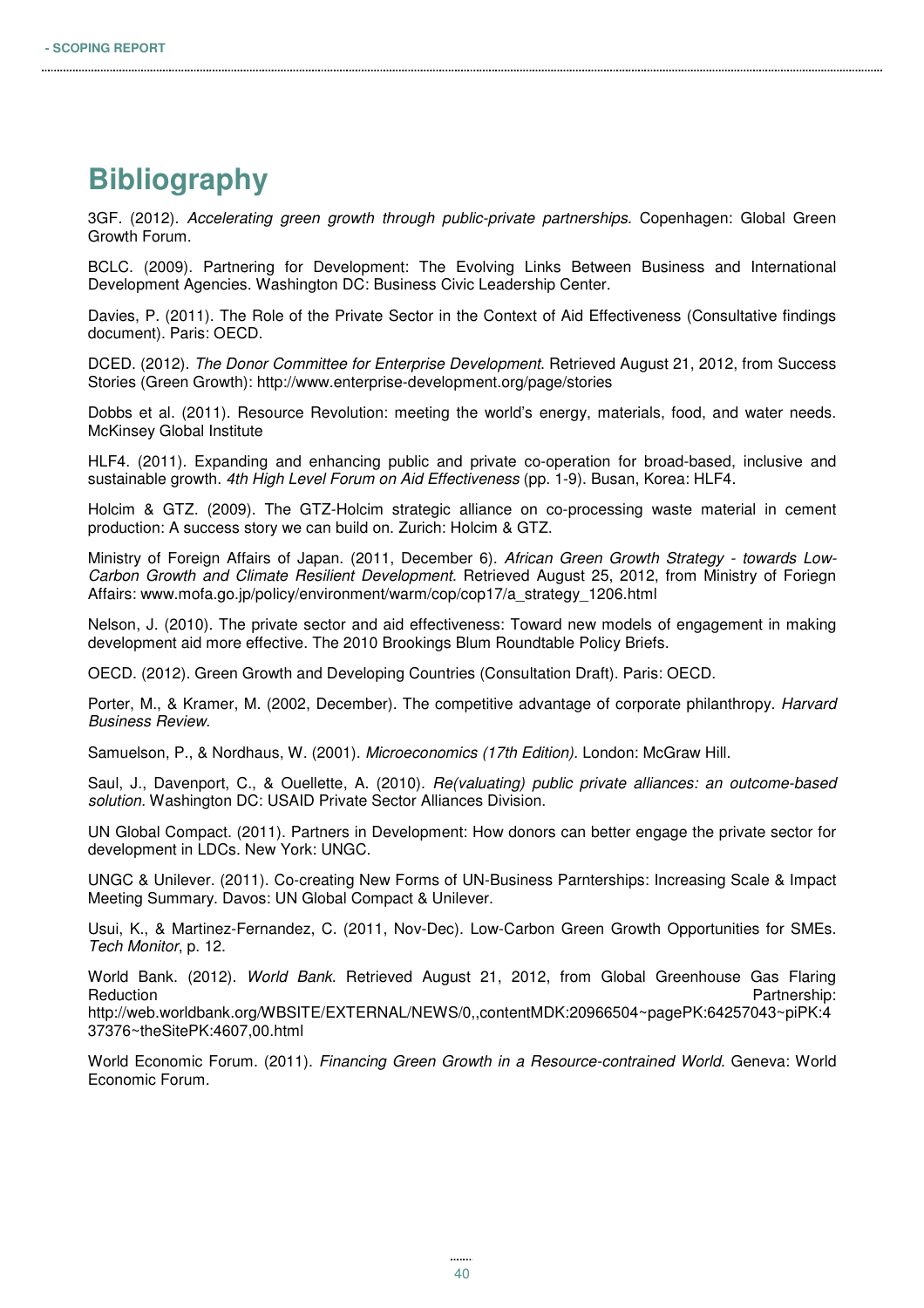# Bibliography

3GF. (2012). *Accelerating green growth through public-private partnerships.* Copenhagen: Global Green Growth Forum.

BCLC. (2009). Partnering for Development: The Evolving Links Between Business and International Development Agencies. Washington DC: Business Civic Leadership Center.

Davies, P. (2011). The Role of the Private Sector in the Context of Aid Effectiveness (Consultative findings document). Paris: OECD.

DCED. (2012). *The Donor Committee for Enterprise Development*. Retrieved August 21, 2012, from Success Stories (Green Growth): http://www.enterprise-development.org/page/stories

Dobbs et al. (2011). Resource Revolution: meeting the world's energy, materials, food, and water needs. McKinsey Global Institute

HLF4. (2011). Expanding and enhancing public and private co-operation for broad-based, inclusive and sustainable growth. *4th High Level Forum on Aid Effectiveness* (pp. 1-9). Busan, Korea: HLF4.

Holcim & GTZ. (2009). The GTZ-Holcim strategic alliance on co-processing waste material in cement production: A success story we can build on. Zurich: Holcim & GTZ.

Ministry of Foreign Affairs of Japan. (2011, December 6). *African Green Growth Strategy - towards Low-Carbon Growth and Climate Resilient Development.* Retrieved August 25, 2012, from Ministry of Foriegn Affairs: www.mofa.go.jp/policy/environment/warm/cop/cop17/a_strategy_1206.html

Nelson, J. (2010). The private sector and aid effectiveness: Toward new models of engagement in making development aid more effective. The 2010 Brookings Blum Roundtable Policy Briefs.

OECD. (2012). Green Growth and Developing Countries (Consultation Draft). Paris: OECD.

Porter, M., & Kramer, M. (2002, December). The competitive advantage of corporate philanthropy. *Harvard Business Review.*

Samuelson, P., & Nordhaus, W. (2001). *Microeconomics (17th Edition).* London: McGraw Hill.

Saul, J., Davenport, C., & Ouellette, A. (2010). *Re(valuating) public private alliances: an outcome-based solution.* Washington DC: USAID Private Sector Alliances Division.

UN Global Compact. (2011). Partners in Development: How donors can better engage the private sector for development in LDCs. New York: UNGC.

UNGC & Unilever. (2011). Co-creating New Forms of UN-Business Parnterships: Increasing Scale & Impact Meeting Summary. Davos: UN Global Compact & Unilever.

Usui, K., & Martinez-Fernandez, C. (2011, Nov-Dec). Low-Carbon Green Growth Opportunities for SMEs. *Tech Monitor*, p. 12.

World Bank. (2012). *World Bank*. Retrieved August 21, 2012, from Global Greenhouse Gas Flaring Reduction Partnership: http://web.worldbank.org/WBSITE/EXTERNAL/NEWS/0,,contentMDK:20966504~pagePK:64257043~piPK:437376~theSitePK:4607,00.html

World Economic Forum. (2011). *Financing Green Growth in a Resource-contrained World.* Geneva: World Economic Forum.